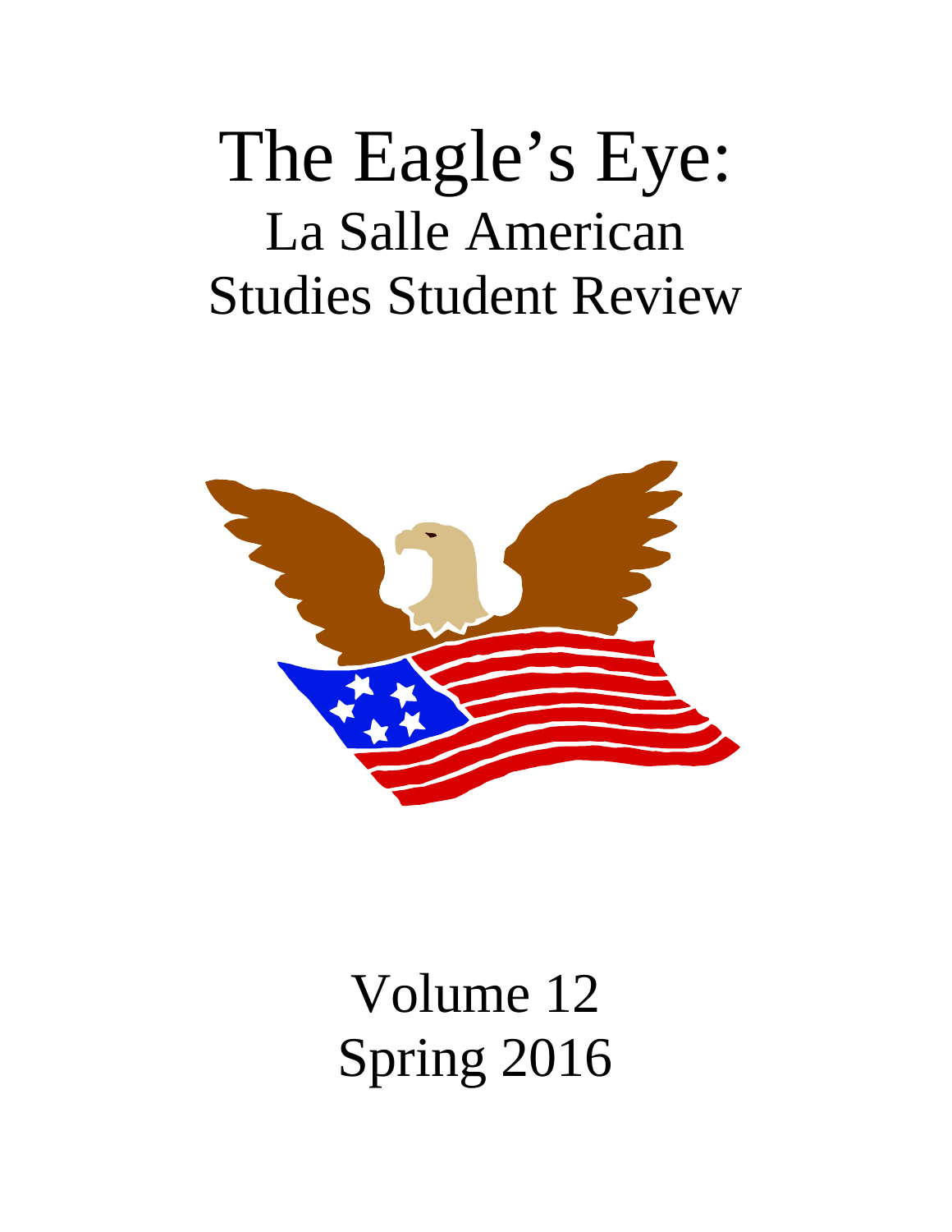# The Eagle's Eye: La Salle American Studies Student Review

Volume 12
Spring 2016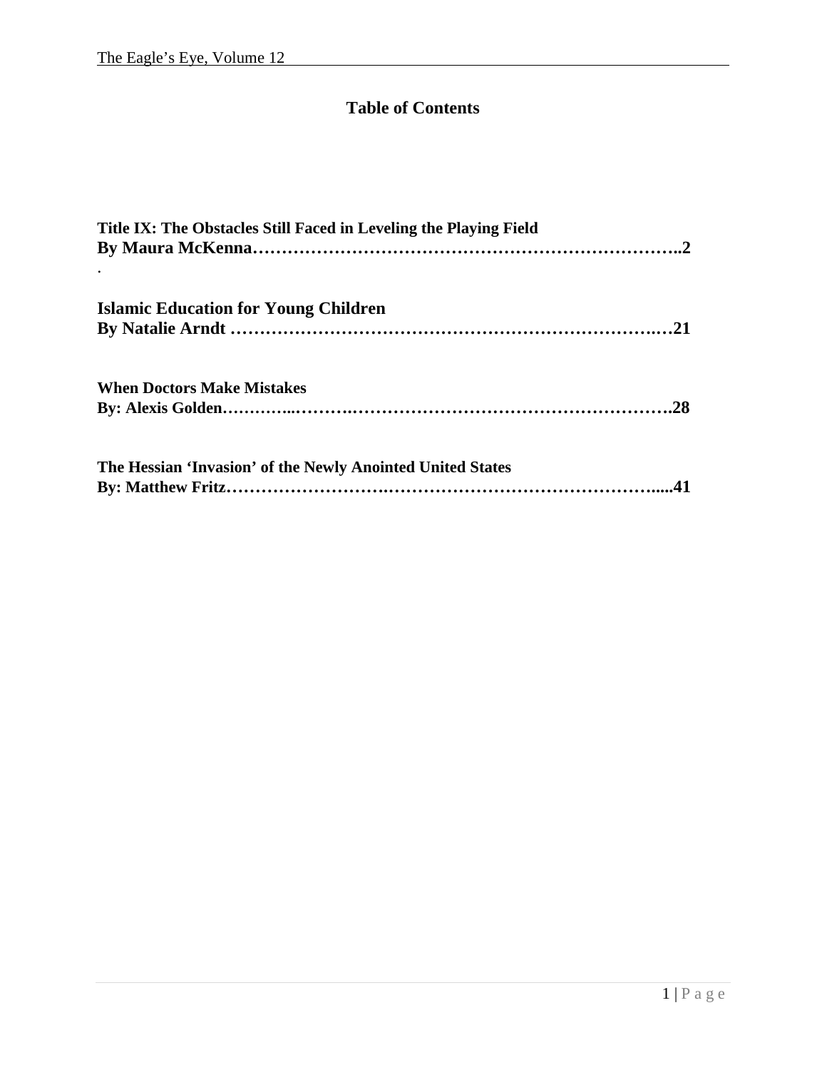# Table of Contents

**Title IX: The Obstacles Still Faced in Leveling the Playing Field**
**By Maura McKenna……………………………………………………………..2**

**Islamic Education for Young Children**
**By Natalie Arndt ……………………………………………………….…21**

**When Doctors Make Mistakes**
**By: Alexis Golden…………..……….……………………………………………….28**

**The Hessian 'Invasion' of the Newly Anointed United States**
**By: Matthew Fritz……………………….………………………………………......41**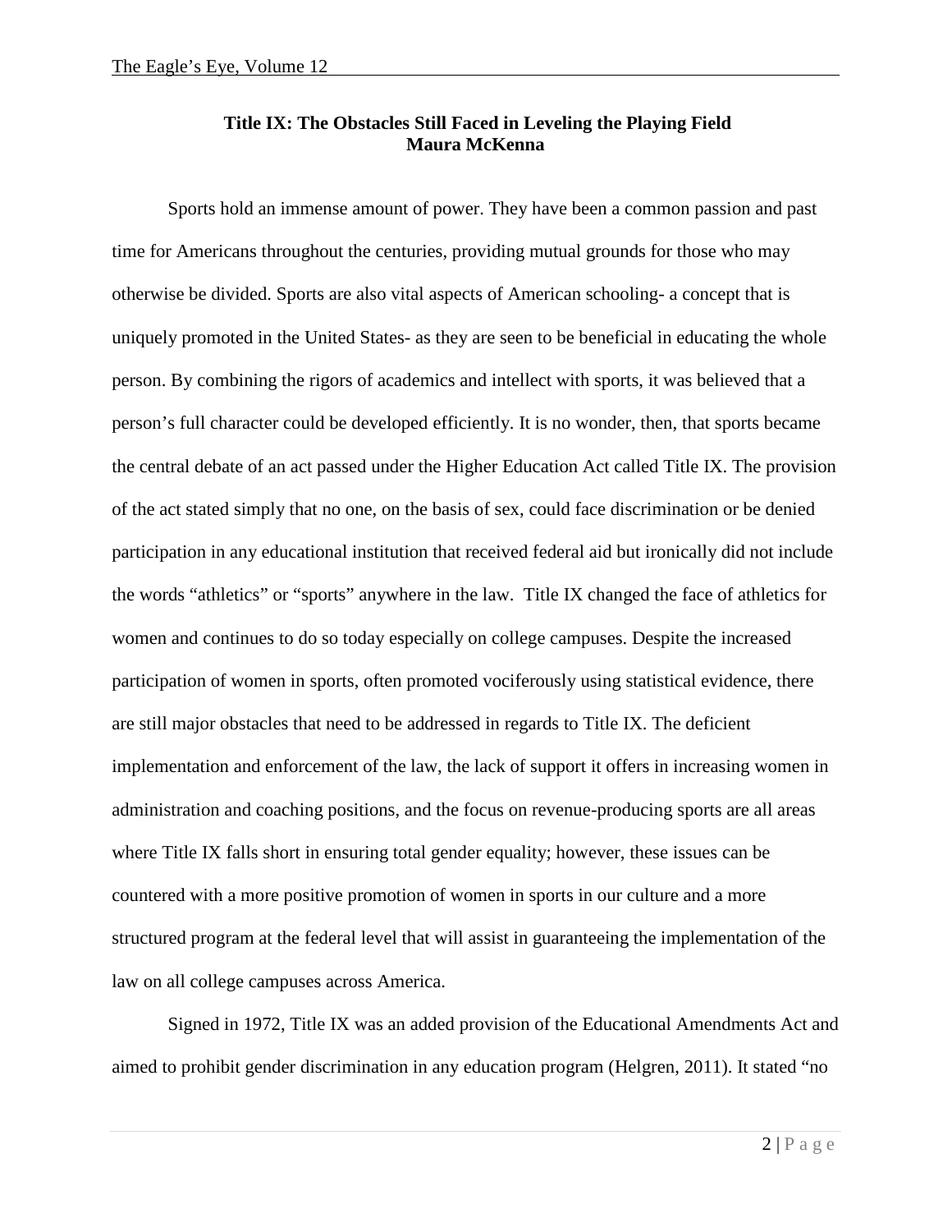**Title IX: The Obstacles Still Faced in Leveling the Playing Field**
**Maura McKenna**

Sports hold an immense amount of power. They have been a common passion and past time for Americans throughout the centuries, providing mutual grounds for those who may otherwise be divided. Sports are also vital aspects of American schooling- a concept that is uniquely promoted in the United States- as they are seen to be beneficial in educating the whole person. By combining the rigors of academics and intellect with sports, it was believed that a person's full character could be developed efficiently. It is no wonder, then, that sports became the central debate of an act passed under the Higher Education Act called Title IX. The provision of the act stated simply that no one, on the basis of sex, could face discrimination or be denied participation in any educational institution that received federal aid but ironically did not include the words "athletics" or "sports" anywhere in the law. Title IX changed the face of athletics for women and continues to do so today especially on college campuses. Despite the increased participation of women in sports, often promoted vociferously using statistical evidence, there are still major obstacles that need to be addressed in regards to Title IX. The deficient implementation and enforcement of the law, the lack of support it offers in increasing women in administration and coaching positions, and the focus on revenue-producing sports are all areas where Title IX falls short in ensuring total gender equality; however, these issues can be countered with a more positive promotion of women in sports in our culture and a more structured program at the federal level that will assist in guaranteeing the implementation of the law on all college campuses across America.

Signed in 1972, Title IX was an added provision of the Educational Amendments Act and aimed to prohibit gender discrimination in any education program (Helgren, 2011). It stated "no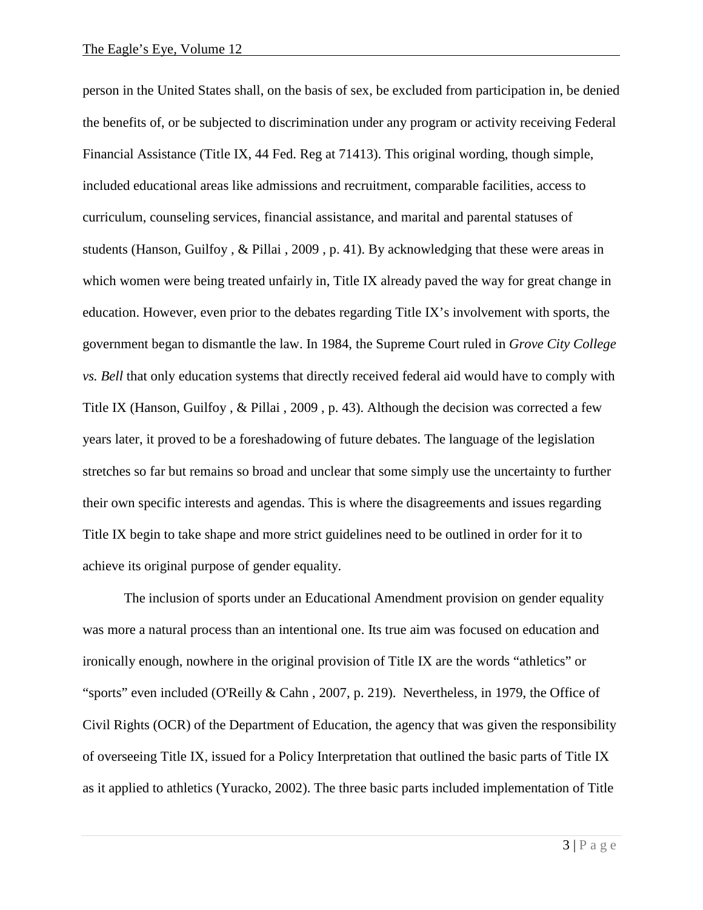person in the United States shall, on the basis of sex, be excluded from participation in, be denied the benefits of, or be subjected to discrimination under any program or activity receiving Federal Financial Assistance (Title IX, 44 Fed. Reg at 71413). This original wording, though simple, included educational areas like admissions and recruitment, comparable facilities, access to curriculum, counseling services, financial assistance, and marital and parental statuses of students (Hanson, Guilfoy , & Pillai , 2009 , p. 41). By acknowledging that these were areas in which women were being treated unfairly in, Title IX already paved the way for great change in education. However, even prior to the debates regarding Title IX's involvement with sports, the government began to dismantle the law. In 1984, the Supreme Court ruled in *Grove City College vs. Bell* that only education systems that directly received federal aid would have to comply with Title IX (Hanson, Guilfoy , & Pillai , 2009 , p. 43). Although the decision was corrected a few years later, it proved to be a foreshadowing of future debates. The language of the legislation stretches so far but remains so broad and unclear that some simply use the uncertainty to further their own specific interests and agendas. This is where the disagreements and issues regarding Title IX begin to take shape and more strict guidelines need to be outlined in order for it to achieve its original purpose of gender equality.

The inclusion of sports under an Educational Amendment provision on gender equality was more a natural process than an intentional one. Its true aim was focused on education and ironically enough, nowhere in the original provision of Title IX are the words "athletics" or "sports" even included (O'Reilly & Cahn , 2007, p. 219). Nevertheless, in 1979, the Office of Civil Rights (OCR) of the Department of Education, the agency that was given the responsibility of overseeing Title IX, issued for a Policy Interpretation that outlined the basic parts of Title IX as it applied to athletics (Yuracko, 2002). The three basic parts included implementation of Title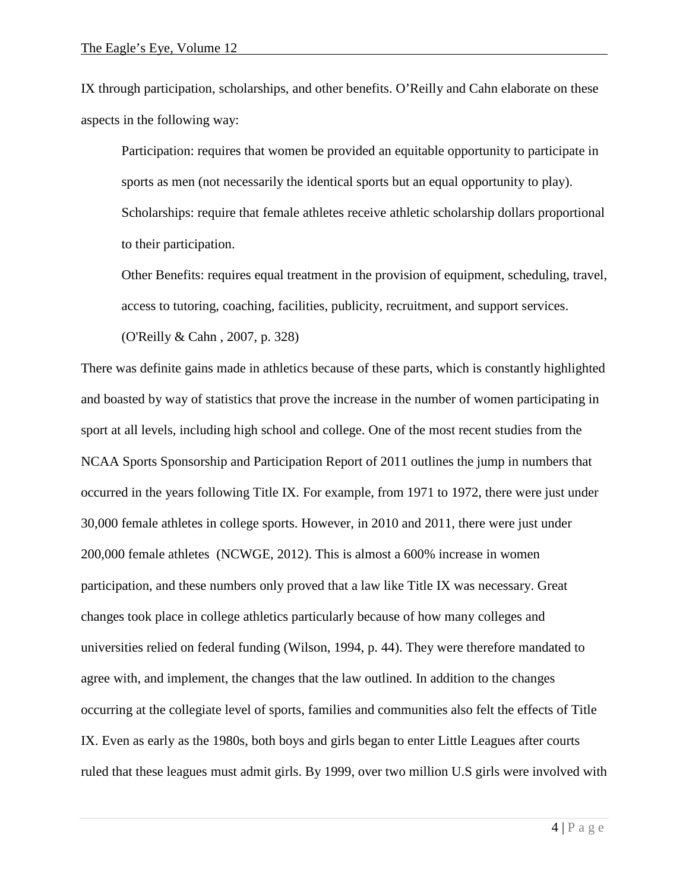IX through participation, scholarships, and other benefits. O'Reilly and Cahn elaborate on these aspects in the following way:

> Participation: requires that women be provided an equitable opportunity to participate in sports as men (not necessarily the identical sports but an equal opportunity to play).
> Scholarships: require that female athletes receive athletic scholarship dollars proportional to their participation.
> Other Benefits: requires equal treatment in the provision of equipment, scheduling, travel, access to tutoring, coaching, facilities, publicity, recruitment, and support services. (O'Reilly & Cahn , 2007, p. 328)

There was definite gains made in athletics because of these parts, which is constantly highlighted and boasted by way of statistics that prove the increase in the number of women participating in sport at all levels, including high school and college. One of the most recent studies from the NCAA Sports Sponsorship and Participation Report of 2011 outlines the jump in numbers that occurred in the years following Title IX. For example, from 1971 to 1972, there were just under 30,000 female athletes in college sports. However, in 2010 and 2011, there were just under 200,000 female athletes (NCWGE, 2012). This is almost a 600% increase in women participation, and these numbers only proved that a law like Title IX was necessary. Great changes took place in college athletics particularly because of how many colleges and universities relied on federal funding (Wilson, 1994, p. 44). They were therefore mandated to agree with, and implement, the changes that the law outlined. In addition to the changes occurring at the collegiate level of sports, families and communities also felt the effects of Title IX. Even as early as the 1980s, both boys and girls began to enter Little Leagues after courts ruled that these leagues must admit girls. By 1999, over two million U.S girls were involved with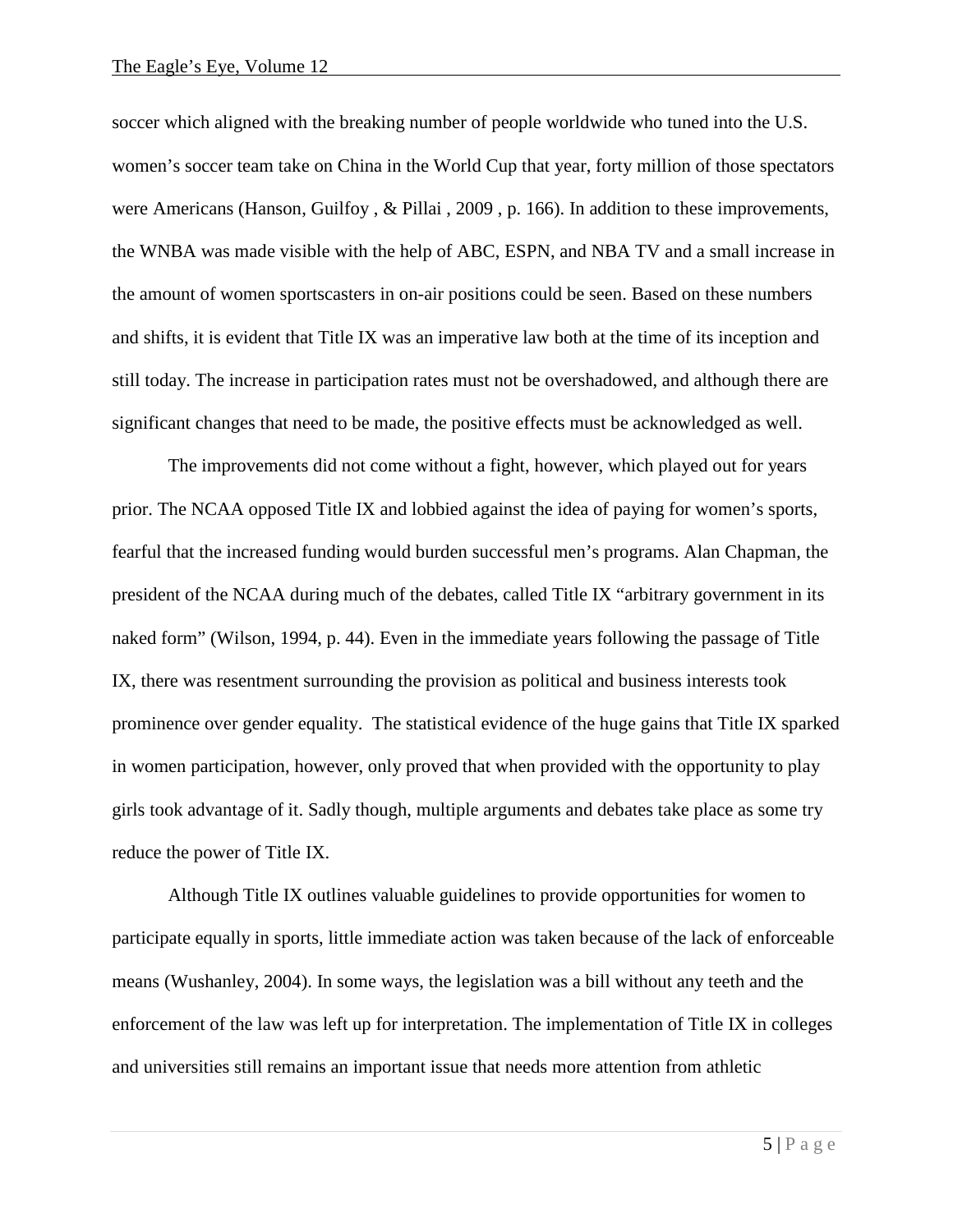soccer which aligned with the breaking number of people worldwide who tuned into the U.S. women's soccer team take on China in the World Cup that year, forty million of those spectators were Americans (Hanson, Guilfoy , & Pillai , 2009 , p. 166). In addition to these improvements, the WNBA was made visible with the help of ABC, ESPN, and NBA TV and a small increase in the amount of women sportscasters in on-air positions could be seen. Based on these numbers and shifts, it is evident that Title IX was an imperative law both at the time of its inception and still today. The increase in participation rates must not be overshadowed, and although there are significant changes that need to be made, the positive effects must be acknowledged as well.

The improvements did not come without a fight, however, which played out for years prior. The NCAA opposed Title IX and lobbied against the idea of paying for women's sports, fearful that the increased funding would burden successful men's programs. Alan Chapman, the president of the NCAA during much of the debates, called Title IX "arbitrary government in its naked form" (Wilson, 1994, p. 44). Even in the immediate years following the passage of Title IX, there was resentment surrounding the provision as political and business interests took prominence over gender equality. The statistical evidence of the huge gains that Title IX sparked in women participation, however, only proved that when provided with the opportunity to play girls took advantage of it. Sadly though, multiple arguments and debates take place as some try reduce the power of Title IX.

Although Title IX outlines valuable guidelines to provide opportunities for women to participate equally in sports, little immediate action was taken because of the lack of enforceable means (Wushanley, 2004). In some ways, the legislation was a bill without any teeth and the enforcement of the law was left up for interpretation. The implementation of Title IX in colleges and universities still remains an important issue that needs more attention from athletic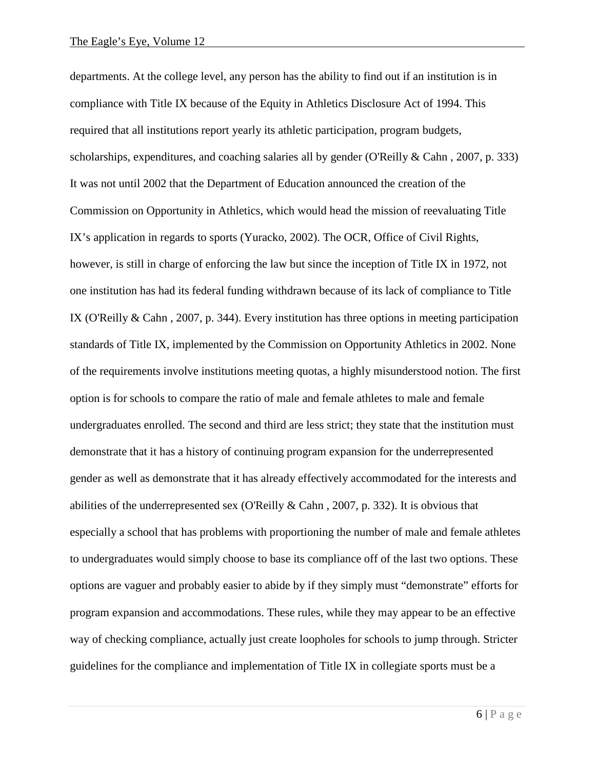departments. At the college level, any person has the ability to find out if an institution is in compliance with Title IX because of the Equity in Athletics Disclosure Act of 1994. This required that all institutions report yearly its athletic participation, program budgets, scholarships, expenditures, and coaching salaries all by gender (O'Reilly & Cahn , 2007, p. 333) It was not until 2002 that the Department of Education announced the creation of the Commission on Opportunity in Athletics, which would head the mission of reevaluating Title IX's application in regards to sports (Yuracko, 2002). The OCR, Office of Civil Rights, however, is still in charge of enforcing the law but since the inception of Title IX in 1972, not one institution has had its federal funding withdrawn because of its lack of compliance to Title IX (O'Reilly & Cahn , 2007, p. 344). Every institution has three options in meeting participation standards of Title IX, implemented by the Commission on Opportunity Athletics in 2002. None of the requirements involve institutions meeting quotas, a highly misunderstood notion. The first option is for schools to compare the ratio of male and female athletes to male and female undergraduates enrolled. The second and third are less strict; they state that the institution must demonstrate that it has a history of continuing program expansion for the underrepresented gender as well as demonstrate that it has already effectively accommodated for the interests and abilities of the underrepresented sex (O'Reilly & Cahn , 2007, p. 332). It is obvious that especially a school that has problems with proportioning the number of male and female athletes to undergraduates would simply choose to base its compliance off of the last two options. These options are vaguer and probably easier to abide by if they simply must "demonstrate" efforts for program expansion and accommodations. These rules, while they may appear to be an effective way of checking compliance, actually just create loopholes for schools to jump through. Stricter guidelines for the compliance and implementation of Title IX in collegiate sports must be a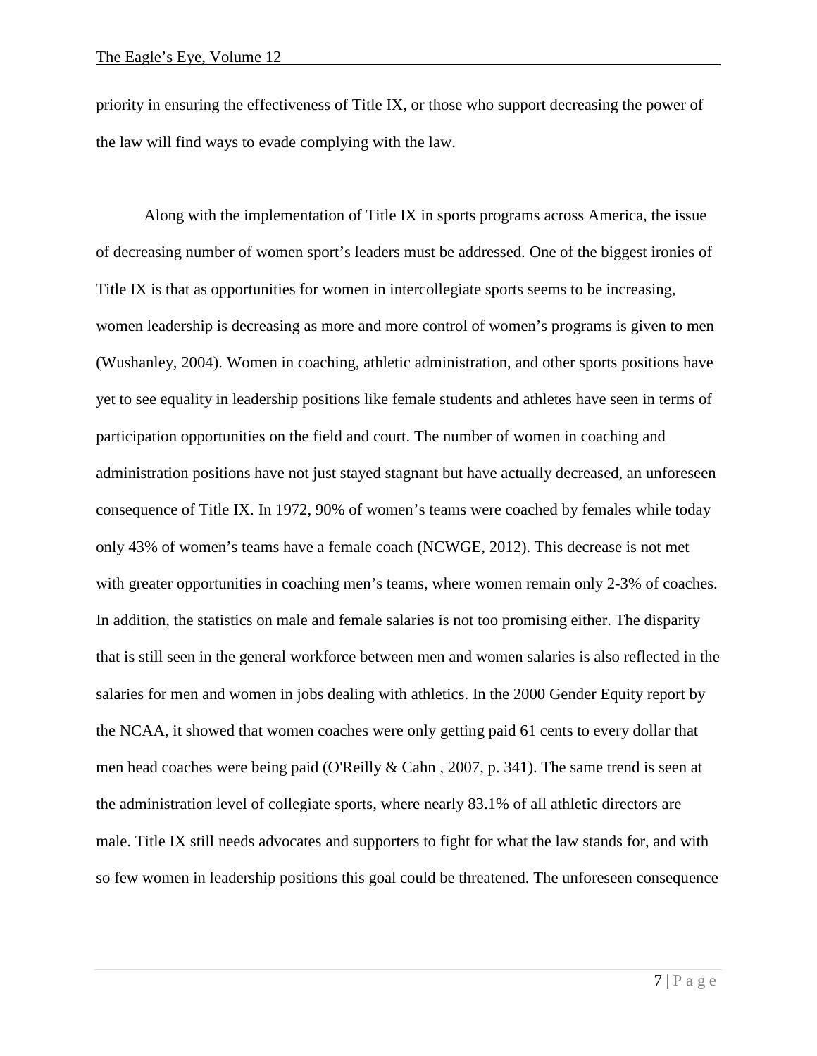priority in ensuring the effectiveness of Title IX, or those who support decreasing the power of the law will find ways to evade complying with the law.

Along with the implementation of Title IX in sports programs across America, the issue of decreasing number of women sport's leaders must be addressed. One of the biggest ironies of Title IX is that as opportunities for women in intercollegiate sports seems to be increasing, women leadership is decreasing as more and more control of women's programs is given to men (Wushanley, 2004). Women in coaching, athletic administration, and other sports positions have yet to see equality in leadership positions like female students and athletes have seen in terms of participation opportunities on the field and court. The number of women in coaching and administration positions have not just stayed stagnant but have actually decreased, an unforeseen consequence of Title IX. In 1972, 90% of women's teams were coached by females while today only 43% of women's teams have a female coach (NCWGE, 2012). This decrease is not met with greater opportunities in coaching men's teams, where women remain only 2-3% of coaches. In addition, the statistics on male and female salaries is not too promising either. The disparity that is still seen in the general workforce between men and women salaries is also reflected in the salaries for men and women in jobs dealing with athletics. In the 2000 Gender Equity report by the NCAA, it showed that women coaches were only getting paid 61 cents to every dollar that men head coaches were being paid (O'Reilly & Cahn , 2007, p. 341). The same trend is seen at the administration level of collegiate sports, where nearly 83.1% of all athletic directors are male. Title IX still needs advocates and supporters to fight for what the law stands for, and with so few women in leadership positions this goal could be threatened. The unforeseen consequence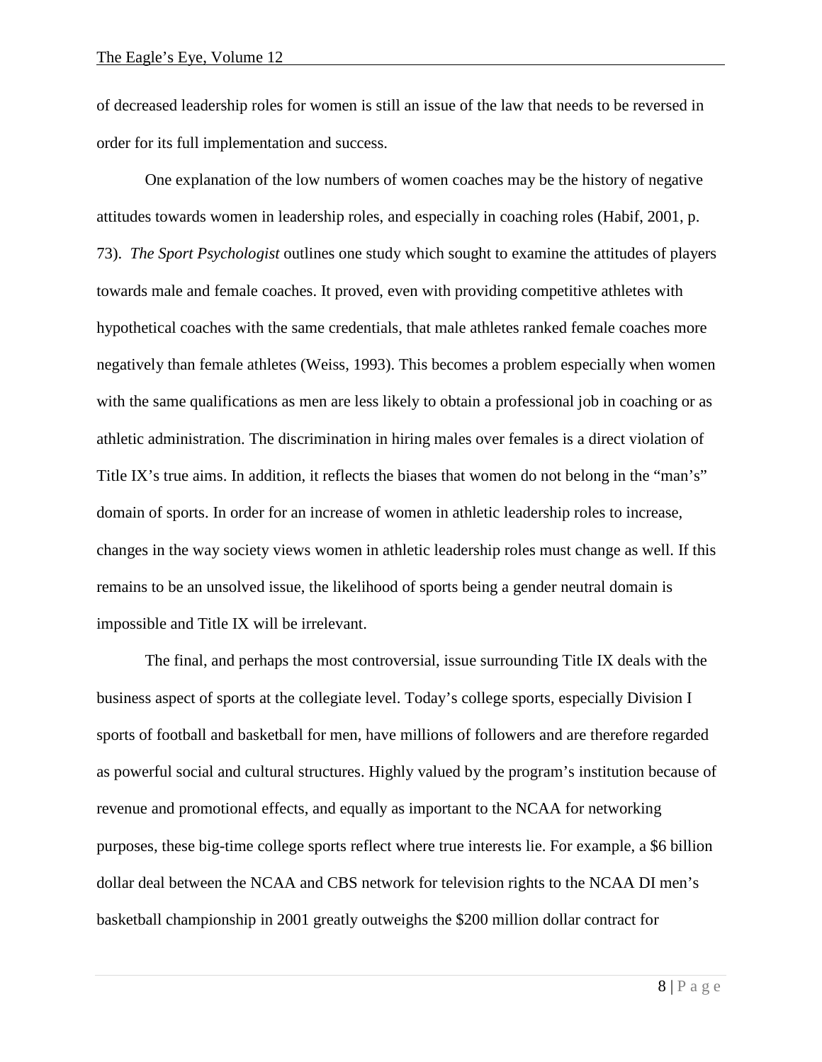of decreased leadership roles for women is still an issue of the law that needs to be reversed in order for its full implementation and success.

One explanation of the low numbers of women coaches may be the history of negative attitudes towards women in leadership roles, and especially in coaching roles (Habif, 2001, p. 73). *The Sport Psychologist* outlines one study which sought to examine the attitudes of players towards male and female coaches. It proved, even with providing competitive athletes with hypothetical coaches with the same credentials, that male athletes ranked female coaches more negatively than female athletes (Weiss, 1993). This becomes a problem especially when women with the same qualifications as men are less likely to obtain a professional job in coaching or as athletic administration. The discrimination in hiring males over females is a direct violation of Title IX's true aims. In addition, it reflects the biases that women do not belong in the "man's" domain of sports. In order for an increase of women in athletic leadership roles to increase, changes in the way society views women in athletic leadership roles must change as well. If this remains to be an unsolved issue, the likelihood of sports being a gender neutral domain is impossible and Title IX will be irrelevant.

The final, and perhaps the most controversial, issue surrounding Title IX deals with the business aspect of sports at the collegiate level. Today's college sports, especially Division I sports of football and basketball for men, have millions of followers and are therefore regarded as powerful social and cultural structures. Highly valued by the program's institution because of revenue and promotional effects, and equally as important to the NCAA for networking purposes, these big-time college sports reflect where true interests lie. For example, a $6 billion dollar deal between the NCAA and CBS network for television rights to the NCAA DI men's basketball championship in 2001 greatly outweighs the $200 million dollar contract for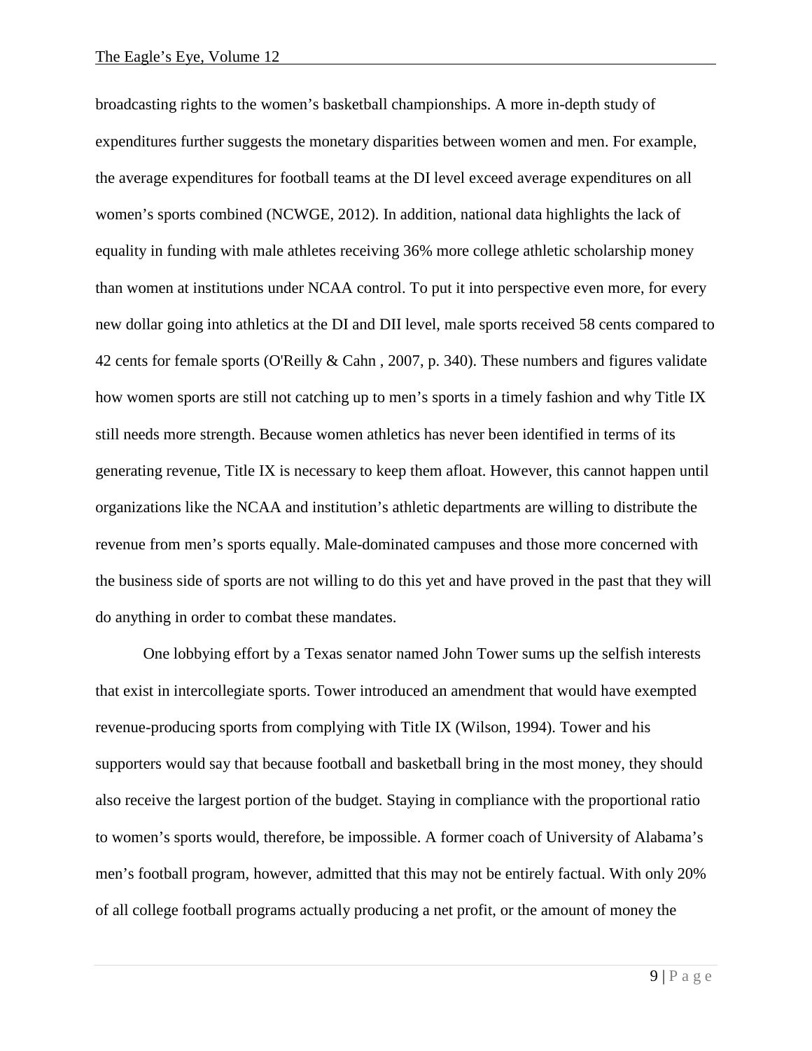broadcasting rights to the women's basketball championships. A more in-depth study of expenditures further suggests the monetary disparities between women and men. For example, the average expenditures for football teams at the DI level exceed average expenditures on all women's sports combined (NCWGE, 2012). In addition, national data highlights the lack of equality in funding with male athletes receiving 36% more college athletic scholarship money than women at institutions under NCAA control. To put it into perspective even more, for every new dollar going into athletics at the DI and DII level, male sports received 58 cents compared to 42 cents for female sports (O'Reilly & Cahn , 2007, p. 340). These numbers and figures validate how women sports are still not catching up to men's sports in a timely fashion and why Title IX still needs more strength. Because women athletics has never been identified in terms of its generating revenue, Title IX is necessary to keep them afloat. However, this cannot happen until organizations like the NCAA and institution's athletic departments are willing to distribute the revenue from men's sports equally. Male-dominated campuses and those more concerned with the business side of sports are not willing to do this yet and have proved in the past that they will do anything in order to combat these mandates.

One lobbying effort by a Texas senator named John Tower sums up the selfish interests that exist in intercollegiate sports. Tower introduced an amendment that would have exempted revenue-producing sports from complying with Title IX (Wilson, 1994). Tower and his supporters would say that because football and basketball bring in the most money, they should also receive the largest portion of the budget. Staying in compliance with the proportional ratio to women's sports would, therefore, be impossible. A former coach of University of Alabama's men's football program, however, admitted that this may not be entirely factual. With only 20% of all college football programs actually producing a net profit, or the amount of money the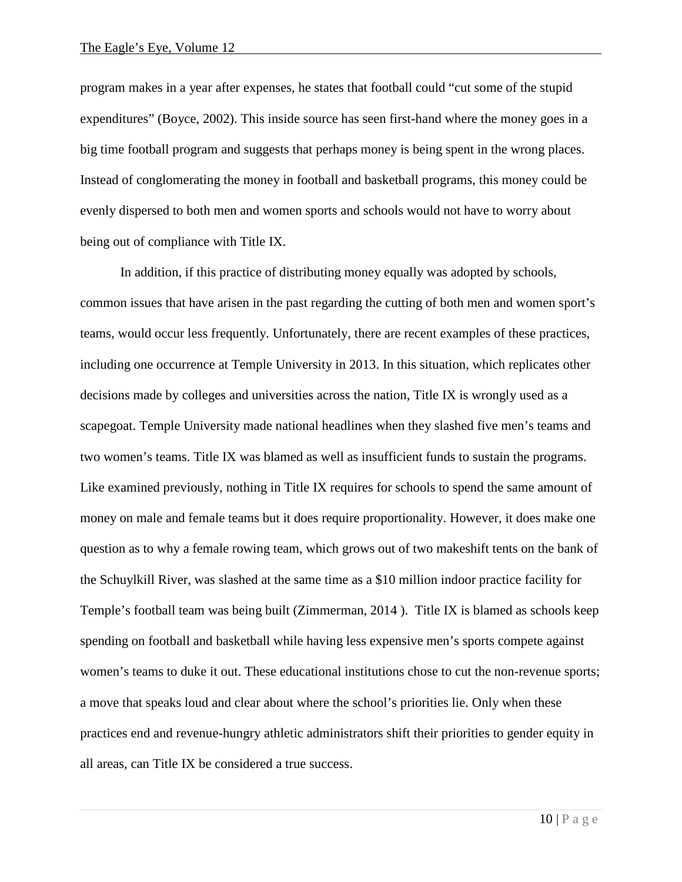program makes in a year after expenses, he states that football could "cut some of the stupid expenditures" (Boyce, 2002). This inside source has seen first-hand where the money goes in a big time football program and suggests that perhaps money is being spent in the wrong places. Instead of conglomerating the money in football and basketball programs, this money could be evenly dispersed to both men and women sports and schools would not have to worry about being out of compliance with Title IX.

In addition, if this practice of distributing money equally was adopted by schools, common issues that have arisen in the past regarding the cutting of both men and women sport's teams, would occur less frequently. Unfortunately, there are recent examples of these practices, including one occurrence at Temple University in 2013. In this situation, which replicates other decisions made by colleges and universities across the nation, Title IX is wrongly used as a scapegoat. Temple University made national headlines when they slashed five men's teams and two women's teams. Title IX was blamed as well as insufficient funds to sustain the programs. Like examined previously, nothing in Title IX requires for schools to spend the same amount of money on male and female teams but it does require proportionality. However, it does make one question as to why a female rowing team, which grows out of two makeshift tents on the bank of the Schuylkill River, was slashed at the same time as a $10 million indoor practice facility for Temple's football team was being built (Zimmerman, 2014 ). Title IX is blamed as schools keep spending on football and basketball while having less expensive men's sports compete against women's teams to duke it out. These educational institutions chose to cut the non-revenue sports; a move that speaks loud and clear about where the school's priorities lie. Only when these practices end and revenue-hungry athletic administrators shift their priorities to gender equity in all areas, can Title IX be considered a true success.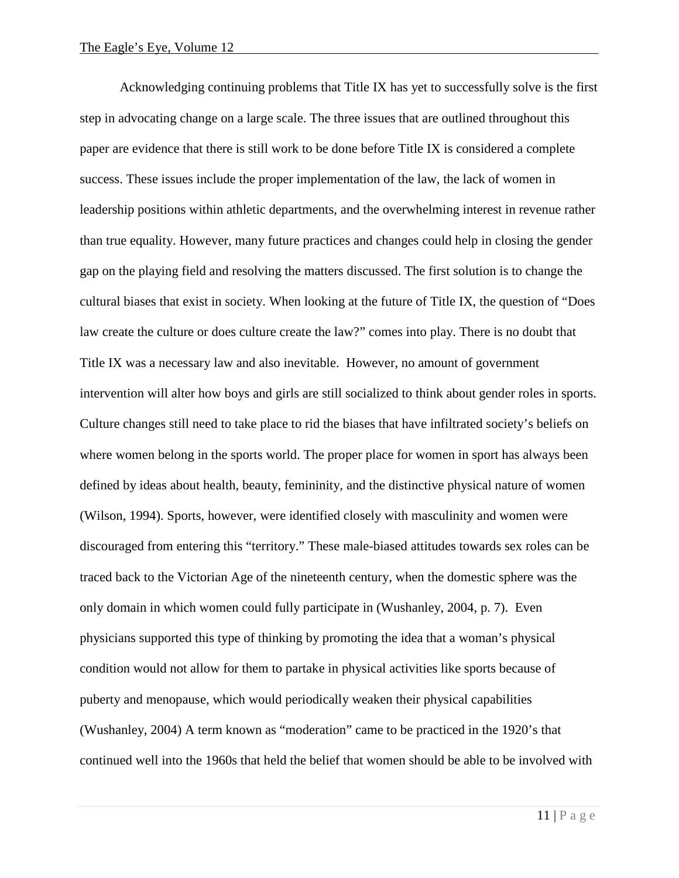Acknowledging continuing problems that Title IX has yet to successfully solve is the first step in advocating change on a large scale. The three issues that are outlined throughout this paper are evidence that there is still work to be done before Title IX is considered a complete success. These issues include the proper implementation of the law, the lack of women in leadership positions within athletic departments, and the overwhelming interest in revenue rather than true equality. However, many future practices and changes could help in closing the gender gap on the playing field and resolving the matters discussed. The first solution is to change the cultural biases that exist in society. When looking at the future of Title IX, the question of "Does law create the culture or does culture create the law?" comes into play. There is no doubt that Title IX was a necessary law and also inevitable.  However, no amount of government intervention will alter how boys and girls are still socialized to think about gender roles in sports. Culture changes still need to take place to rid the biases that have infiltrated society's beliefs on where women belong in the sports world. The proper place for women in sport has always been defined by ideas about health, beauty, femininity, and the distinctive physical nature of women (Wilson, 1994). Sports, however, were identified closely with masculinity and women were discouraged from entering this "territory." These male-biased attitudes towards sex roles can be traced back to the Victorian Age of the nineteenth century, when the domestic sphere was the only domain in which women could fully participate in (Wushanley, 2004, p. 7).  Even physicians supported this type of thinking by promoting the idea that a woman's physical condition would not allow for them to partake in physical activities like sports because of puberty and menopause, which would periodically weaken their physical capabilities (Wushanley, 2004) A term known as "moderation" came to be practiced in the 1920's that continued well into the 1960s that held the belief that women should be able to be involved with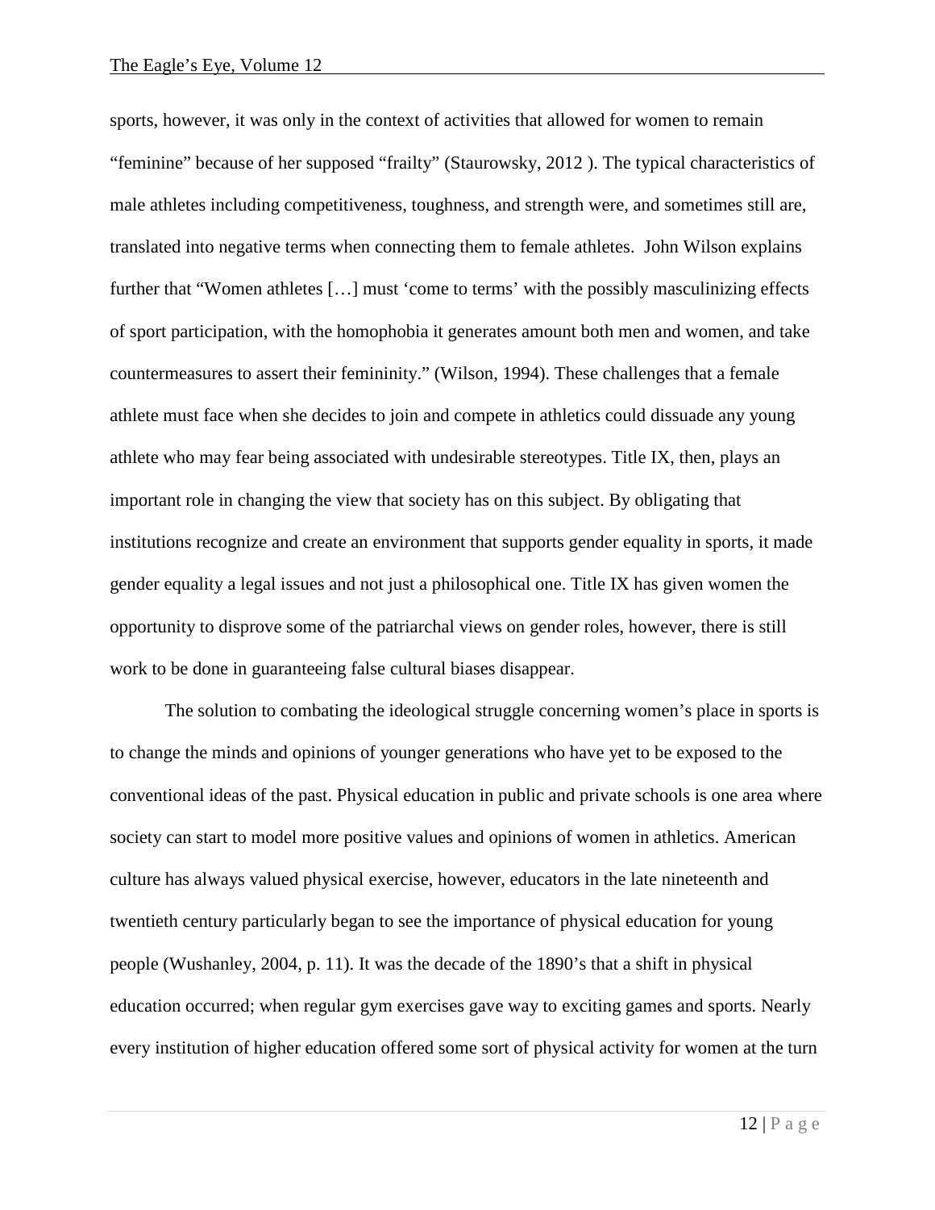sports, however, it was only in the context of activities that allowed for women to remain "feminine" because of her supposed "frailty" (Staurowsky, 2012 ). The typical characteristics of male athletes including competitiveness, toughness, and strength were, and sometimes still are, translated into negative terms when connecting them to female athletes. John Wilson explains further that "Women athletes […] must 'come to terms' with the possibly masculinizing effects of sport participation, with the homophobia it generates amount both men and women, and take countermeasures to assert their femininity." (Wilson, 1994). These challenges that a female athlete must face when she decides to join and compete in athletics could dissuade any young athlete who may fear being associated with undesirable stereotypes. Title IX, then, plays an important role in changing the view that society has on this subject. By obligating that institutions recognize and create an environment that supports gender equality in sports, it made gender equality a legal issues and not just a philosophical one. Title IX has given women the opportunity to disprove some of the patriarchal views on gender roles, however, there is still work to be done in guaranteeing false cultural biases disappear.

The solution to combating the ideological struggle concerning women's place in sports is to change the minds and opinions of younger generations who have yet to be exposed to the conventional ideas of the past. Physical education in public and private schools is one area where society can start to model more positive values and opinions of women in athletics. American culture has always valued physical exercise, however, educators in the late nineteenth and twentieth century particularly began to see the importance of physical education for young people (Wushanley, 2004, p. 11). It was the decade of the 1890's that a shift in physical education occurred; when regular gym exercises gave way to exciting games and sports. Nearly every institution of higher education offered some sort of physical activity for women at the turn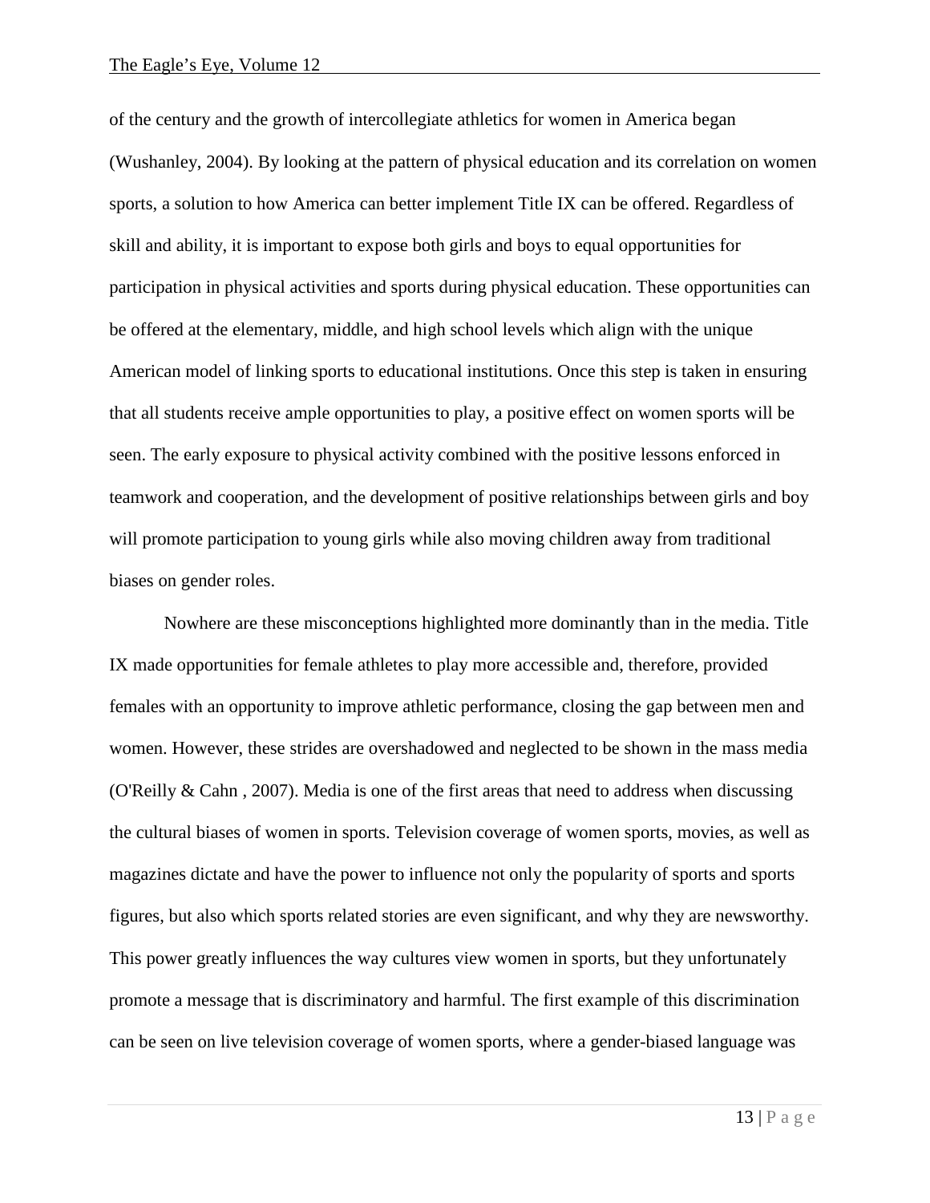of the century and the growth of intercollegiate athletics for women in America began (Wushanley, 2004). By looking at the pattern of physical education and its correlation on women sports, a solution to how America can better implement Title IX can be offered. Regardless of skill and ability, it is important to expose both girls and boys to equal opportunities for participation in physical activities and sports during physical education. These opportunities can be offered at the elementary, middle, and high school levels which align with the unique American model of linking sports to educational institutions. Once this step is taken in ensuring that all students receive ample opportunities to play, a positive effect on women sports will be seen. The early exposure to physical activity combined with the positive lessons enforced in teamwork and cooperation, and the development of positive relationships between girls and boy will promote participation to young girls while also moving children away from traditional biases on gender roles.

Nowhere are these misconceptions highlighted more dominantly than in the media. Title IX made opportunities for female athletes to play more accessible and, therefore, provided females with an opportunity to improve athletic performance, closing the gap between men and women. However, these strides are overshadowed and neglected to be shown in the mass media (O'Reilly & Cahn , 2007). Media is one of the first areas that need to address when discussing the cultural biases of women in sports. Television coverage of women sports, movies, as well as magazines dictate and have the power to influence not only the popularity of sports and sports figures, but also which sports related stories are even significant, and why they are newsworthy. This power greatly influences the way cultures view women in sports, but they unfortunately promote a message that is discriminatory and harmful. The first example of this discrimination can be seen on live television coverage of women sports, where a gender-biased language was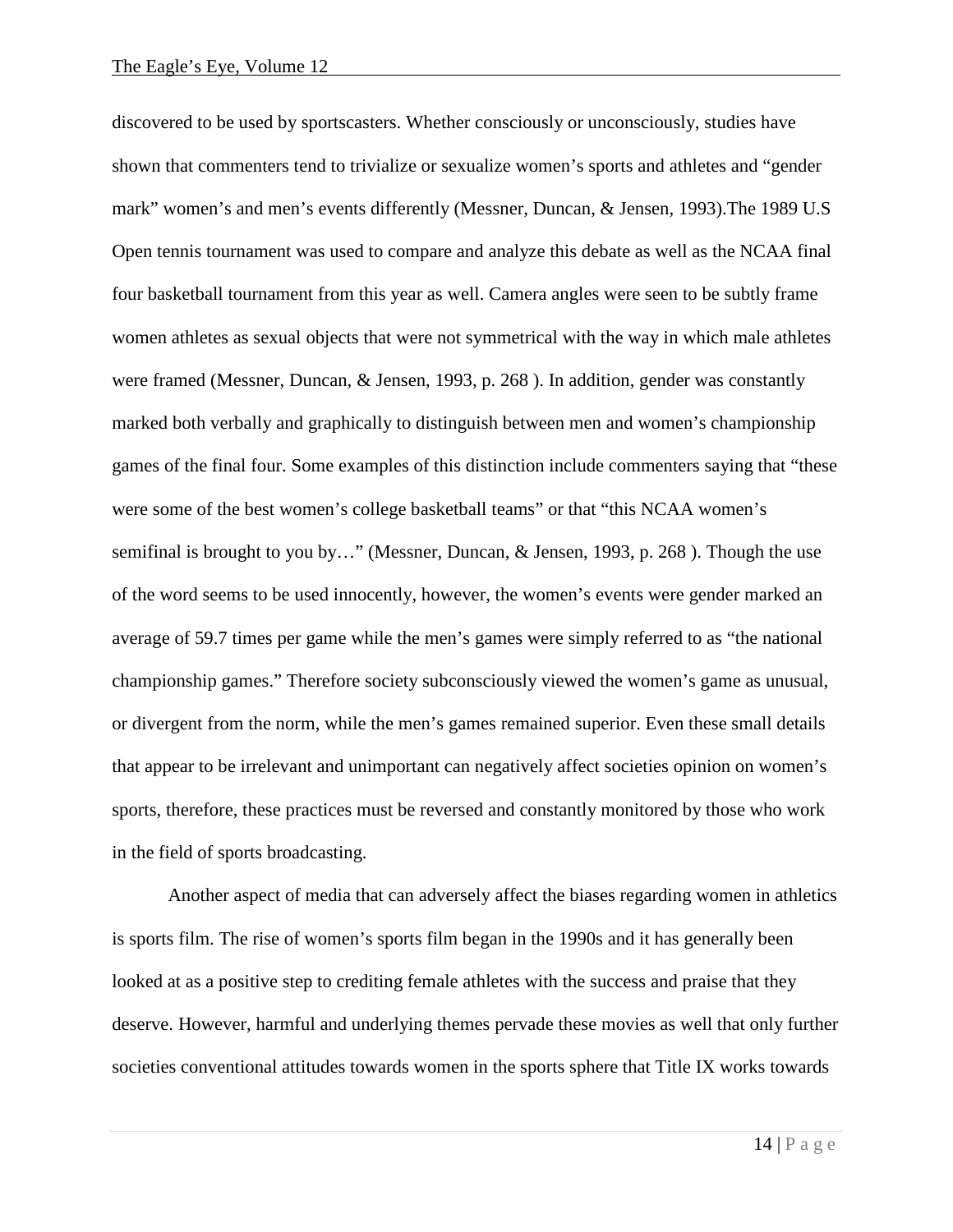discovered to be used by sportscasters. Whether consciously or unconsciously, studies have shown that commenters tend to trivialize or sexualize women's sports and athletes and "gender mark" women's and men's events differently (Messner, Duncan, & Jensen, 1993).The 1989 U.S Open tennis tournament was used to compare and analyze this debate as well as the NCAA final four basketball tournament from this year as well. Camera angles were seen to be subtly frame women athletes as sexual objects that were not symmetrical with the way in which male athletes were framed (Messner, Duncan, & Jensen, 1993, p. 268 ). In addition, gender was constantly marked both verbally and graphically to distinguish between men and women's championship games of the final four. Some examples of this distinction include commenters saying that "these were some of the best women's college basketball teams" or that "this NCAA women's semifinal is brought to you by…" (Messner, Duncan, & Jensen, 1993, p. 268 ). Though the use of the word seems to be used innocently, however, the women's events were gender marked an average of 59.7 times per game while the men's games were simply referred to as "the national championship games." Therefore society subconsciously viewed the women's game as unusual, or divergent from the norm, while the men's games remained superior. Even these small details that appear to be irrelevant and unimportant can negatively affect societies opinion on women's sports, therefore, these practices must be reversed and constantly monitored by those who work in the field of sports broadcasting.

Another aspect of media that can adversely affect the biases regarding women in athletics is sports film. The rise of women's sports film began in the 1990s and it has generally been looked at as a positive step to crediting female athletes with the success and praise that they deserve. However, harmful and underlying themes pervade these movies as well that only further societies conventional attitudes towards women in the sports sphere that Title IX works towards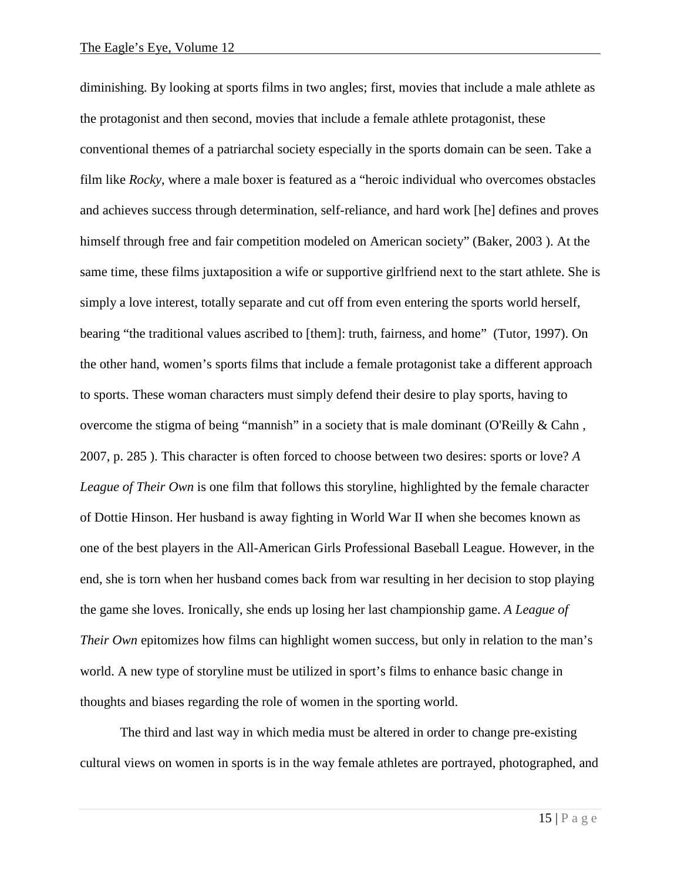diminishing. By looking at sports films in two angles; first, movies that include a male athlete as the protagonist and then second, movies that include a female athlete protagonist, these conventional themes of a patriarchal society especially in the sports domain can be seen. Take a film like *Rocky*, where a male boxer is featured as a "heroic individual who overcomes obstacles and achieves success through determination, self-reliance, and hard work [he] defines and proves himself through free and fair competition modeled on American society" (Baker, 2003 ). At the same time, these films juxtaposition a wife or supportive girlfriend next to the start athlete. She is simply a love interest, totally separate and cut off from even entering the sports world herself, bearing "the traditional values ascribed to [them]: truth, fairness, and home" (Tutor, 1997). On the other hand, women's sports films that include a female protagonist take a different approach to sports. These woman characters must simply defend their desire to play sports, having to overcome the stigma of being "mannish" in a society that is male dominant (O'Reilly & Cahn , 2007, p. 285 ). This character is often forced to choose between two desires: sports or love? *A League of Their Own* is one film that follows this storyline, highlighted by the female character of Dottie Hinson. Her husband is away fighting in World War II when she becomes known as one of the best players in the All-American Girls Professional Baseball League. However, in the end, she is torn when her husband comes back from war resulting in her decision to stop playing the game she loves. Ironically, she ends up losing her last championship game. *A League of Their Own* epitomizes how films can highlight women success, but only in relation to the man's world. A new type of storyline must be utilized in sport's films to enhance basic change in thoughts and biases regarding the role of women in the sporting world.

The third and last way in which media must be altered in order to change pre-existing cultural views on women in sports is in the way female athletes are portrayed, photographed, and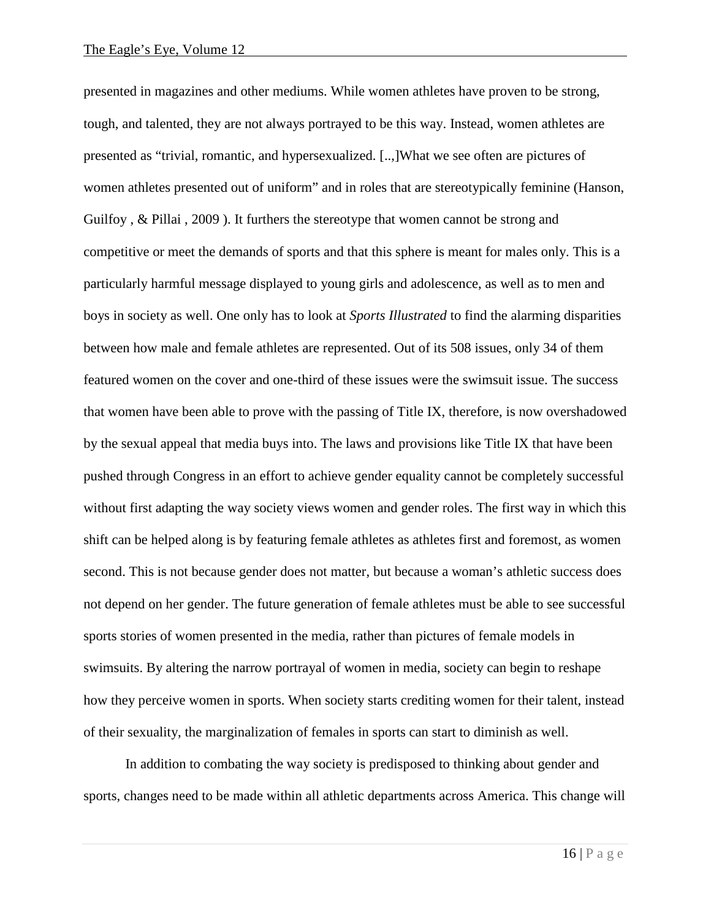presented in magazines and other mediums. While women athletes have proven to be strong, tough, and talented, they are not always portrayed to be this way. Instead, women athletes are presented as "trivial, romantic, and hypersexualized. [..,]What we see often are pictures of women athletes presented out of uniform" and in roles that are stereotypically feminine (Hanson, Guilfoy , & Pillai , 2009 ). It furthers the stereotype that women cannot be strong and competitive or meet the demands of sports and that this sphere is meant for males only. This is a particularly harmful message displayed to young girls and adolescence, as well as to men and boys in society as well. One only has to look at *Sports Illustrated* to find the alarming disparities between how male and female athletes are represented. Out of its 508 issues, only 34 of them featured women on the cover and one-third of these issues were the swimsuit issue. The success that women have been able to prove with the passing of Title IX, therefore, is now overshadowed by the sexual appeal that media buys into. The laws and provisions like Title IX that have been pushed through Congress in an effort to achieve gender equality cannot be completely successful without first adapting the way society views women and gender roles. The first way in which this shift can be helped along is by featuring female athletes as athletes first and foremost, as women second. This is not because gender does not matter, but because a woman's athletic success does not depend on her gender. The future generation of female athletes must be able to see successful sports stories of women presented in the media, rather than pictures of female models in swimsuits. By altering the narrow portrayal of women in media, society can begin to reshape how they perceive women in sports. When society starts crediting women for their talent, instead of their sexuality, the marginalization of females in sports can start to diminish as well.

In addition to combating the way society is predisposed to thinking about gender and sports, changes need to be made within all athletic departments across America. This change will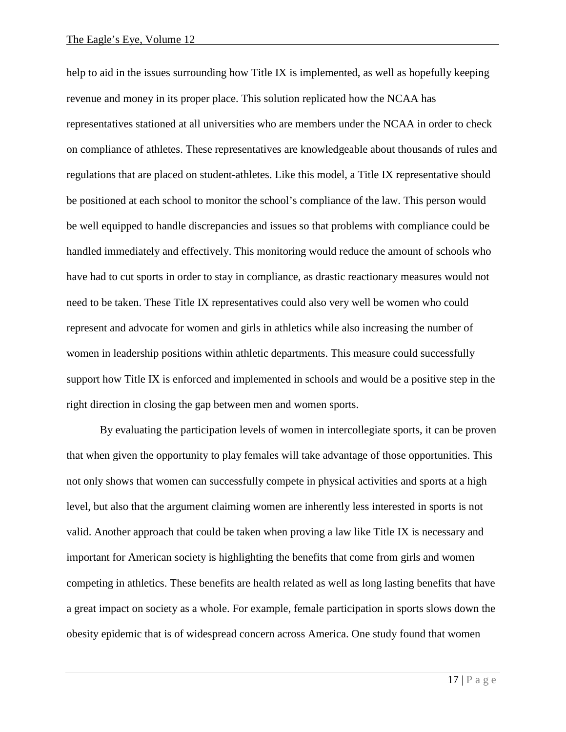help to aid in the issues surrounding how Title IX is implemented, as well as hopefully keeping revenue and money in its proper place. This solution replicated how the NCAA has representatives stationed at all universities who are members under the NCAA in order to check on compliance of athletes. These representatives are knowledgeable about thousands of rules and regulations that are placed on student-athletes. Like this model, a Title IX representative should be positioned at each school to monitor the school's compliance of the law. This person would be well equipped to handle discrepancies and issues so that problems with compliance could be handled immediately and effectively. This monitoring would reduce the amount of schools who have had to cut sports in order to stay in compliance, as drastic reactionary measures would not need to be taken. These Title IX representatives could also very well be women who could represent and advocate for women and girls in athletics while also increasing the number of women in leadership positions within athletic departments. This measure could successfully support how Title IX is enforced and implemented in schools and would be a positive step in the right direction in closing the gap between men and women sports.

By evaluating the participation levels of women in intercollegiate sports, it can be proven that when given the opportunity to play females will take advantage of those opportunities. This not only shows that women can successfully compete in physical activities and sports at a high level, but also that the argument claiming women are inherently less interested in sports is not valid. Another approach that could be taken when proving a law like Title IX is necessary and important for American society is highlighting the benefits that come from girls and women competing in athletics. These benefits are health related as well as long lasting benefits that have a great impact on society as a whole. For example, female participation in sports slows down the obesity epidemic that is of widespread concern across America. One study found that women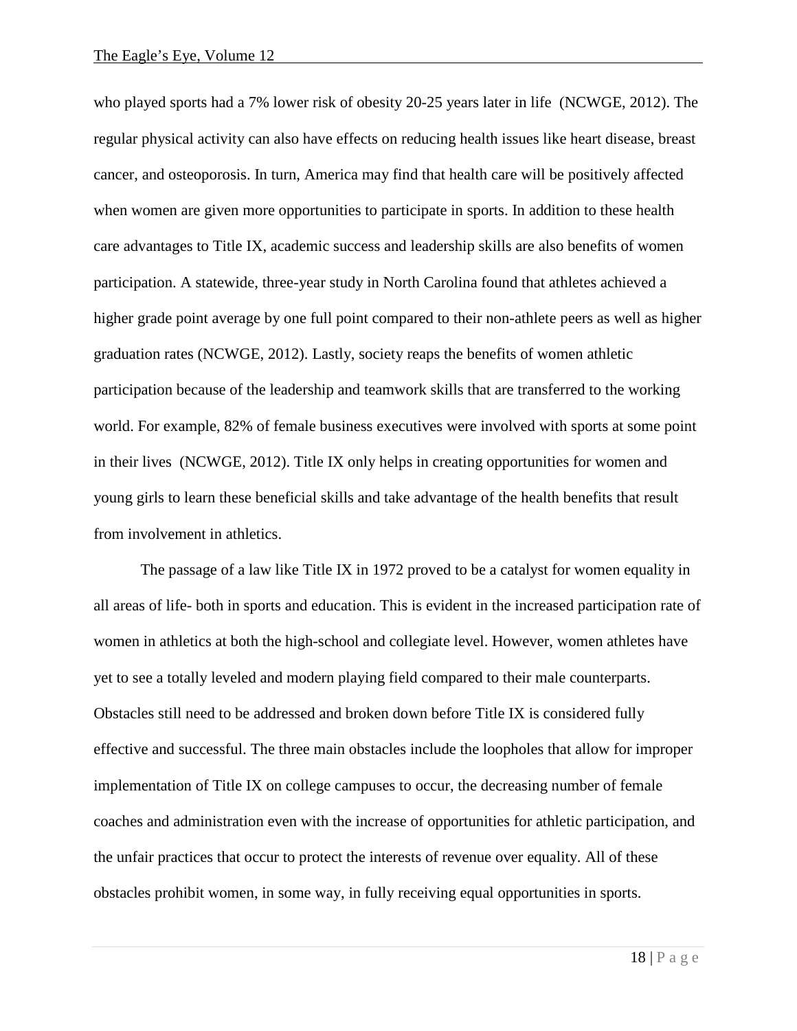who played sports had a 7% lower risk of obesity 20-25 years later in life (NCWGE, 2012). The regular physical activity can also have effects on reducing health issues like heart disease, breast cancer, and osteoporosis. In turn, America may find that health care will be positively affected when women are given more opportunities to participate in sports. In addition to these health care advantages to Title IX, academic success and leadership skills are also benefits of women participation. A statewide, three-year study in North Carolina found that athletes achieved a higher grade point average by one full point compared to their non-athlete peers as well as higher graduation rates (NCWGE, 2012). Lastly, society reaps the benefits of women athletic participation because of the leadership and teamwork skills that are transferred to the working world. For example, 82% of female business executives were involved with sports at some point in their lives (NCWGE, 2012). Title IX only helps in creating opportunities for women and young girls to learn these beneficial skills and take advantage of the health benefits that result from involvement in athletics.

The passage of a law like Title IX in 1972 proved to be a catalyst for women equality in all areas of life- both in sports and education. This is evident in the increased participation rate of women in athletics at both the high-school and collegiate level. However, women athletes have yet to see a totally leveled and modern playing field compared to their male counterparts. Obstacles still need to be addressed and broken down before Title IX is considered fully effective and successful. The three main obstacles include the loopholes that allow for improper implementation of Title IX on college campuses to occur, the decreasing number of female coaches and administration even with the increase of opportunities for athletic participation, and the unfair practices that occur to protect the interests of revenue over equality. All of these obstacles prohibit women, in some way, in fully receiving equal opportunities in sports.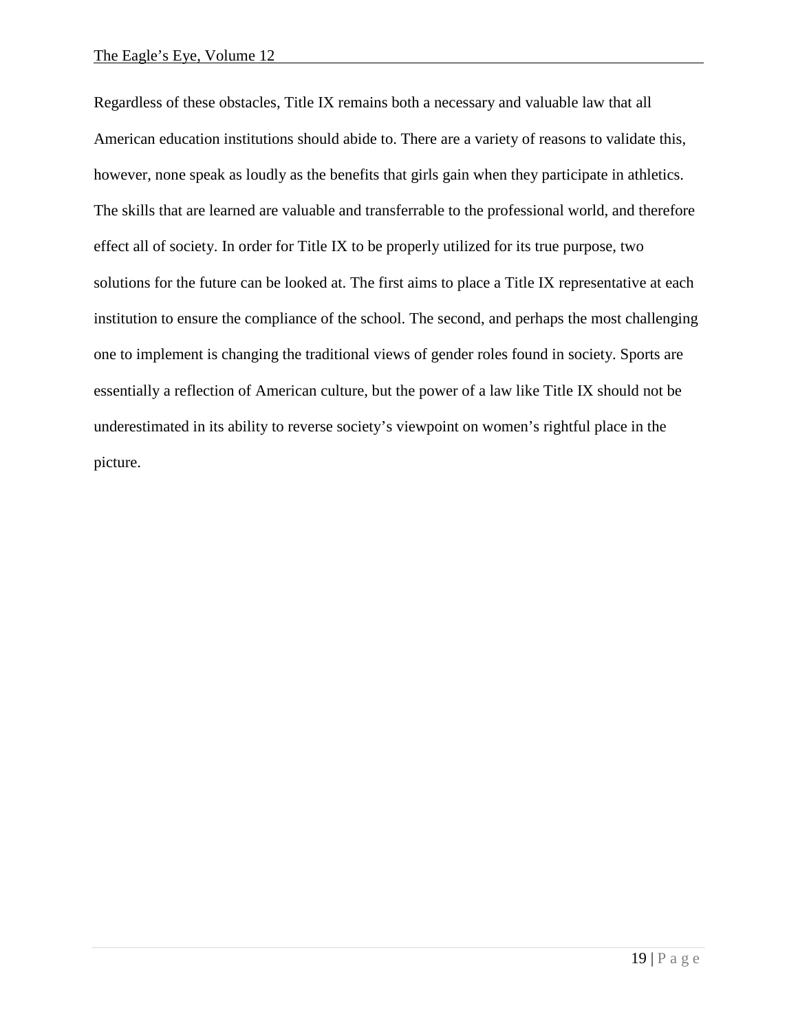Regardless of these obstacles, Title IX remains both a necessary and valuable law that all American education institutions should abide to. There are a variety of reasons to validate this, however, none speak as loudly as the benefits that girls gain when they participate in athletics. The skills that are learned are valuable and transferrable to the professional world, and therefore effect all of society. In order for Title IX to be properly utilized for its true purpose, two solutions for the future can be looked at. The first aims to place a Title IX representative at each institution to ensure the compliance of the school. The second, and perhaps the most challenging one to implement is changing the traditional views of gender roles found in society. Sports are essentially a reflection of American culture, but the power of a law like Title IX should not be underestimated in its ability to reverse society's viewpoint on women's rightful place in the picture.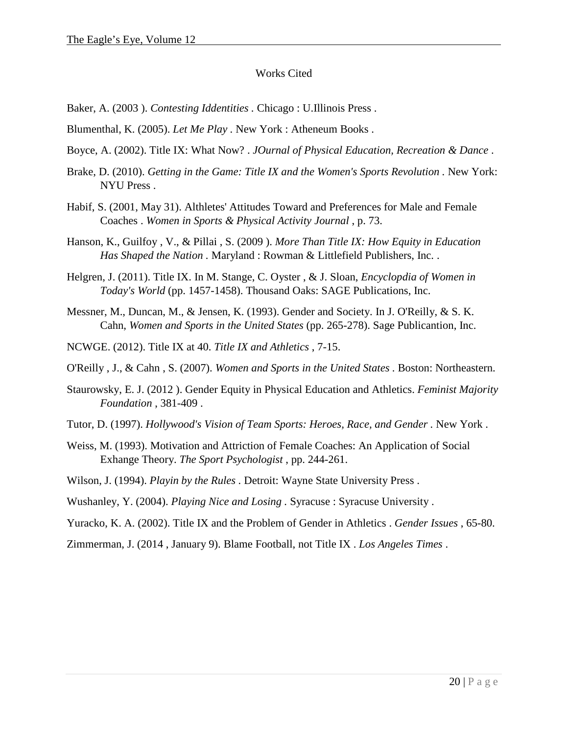## Works Cited

Baker, A. (2003 ). *Contesting Iddentities* . Chicago : U.Illinois Press .

Blumenthal, K. (2005). *Let Me Play* . New York : Atheneum Books .

Boyce, A. (2002). Title IX: What Now? . *JOurnal of Physical Education, Recreation & Dance* .

Brake, D. (2010). *Getting in the Game: Title IX and the Women's Sports Revolution* . New York: NYU Press .

Habif, S. (2001, May 31). Althletes' Attitudes Toward and Preferences for Male and Female Coaches . *Women in Sports & Physical Activity Journal* , p. 73.

Hanson, K., Guilfoy , V., & Pillai , S. (2009 ). *More Than Title IX: How Equity in Education Has Shaped the Nation* . Maryland : Rowman & Littlefield Publishers, Inc. .

Helgren, J. (2011). Title IX. In M. Stange, C. Oyster , & J. Sloan, *Encyclopdia of Women in Today's World* (pp. 1457-1458). Thousand Oaks: SAGE Publications, Inc.

Messner, M., Duncan, M., & Jensen, K. (1993). Gender and Society. In J. O'Reilly, & S. K. Cahn, *Women and Sports in the United States* (pp. 265-278). Sage Publicantion, Inc.

NCWGE. (2012). Title IX at 40. *Title IX and Athletics* , 7-15.

O'Reilly , J., & Cahn , S. (2007). *Women and Sports in the United States* . Boston: Northeastern.

Staurowsky, E. J. (2012 ). Gender Equity in Physical Education and Athletics. *Feminist Majority Foundation* , 381-409 .

Tutor, D. (1997). *Hollywood's Vision of Team Sports: Heroes, Race, and Gender* . New York .

Weiss, M. (1993). Motivation and Attriction of Female Coaches: An Application of Social Exhange Theory. *The Sport Psychologist* , pp. 244-261.

Wilson, J. (1994). *Playin by the Rules* . Detroit: Wayne State University Press .

Wushanley, Y. (2004). *Playing Nice and Losing* . Syracuse : Syracuse University .

Yuracko, K. A. (2002). Title IX and the Problem of Gender in Athletics . *Gender Issues* , 65-80.

Zimmerman, J. (2014 , January 9). Blame Football, not Title IX . *Los Angeles Times* .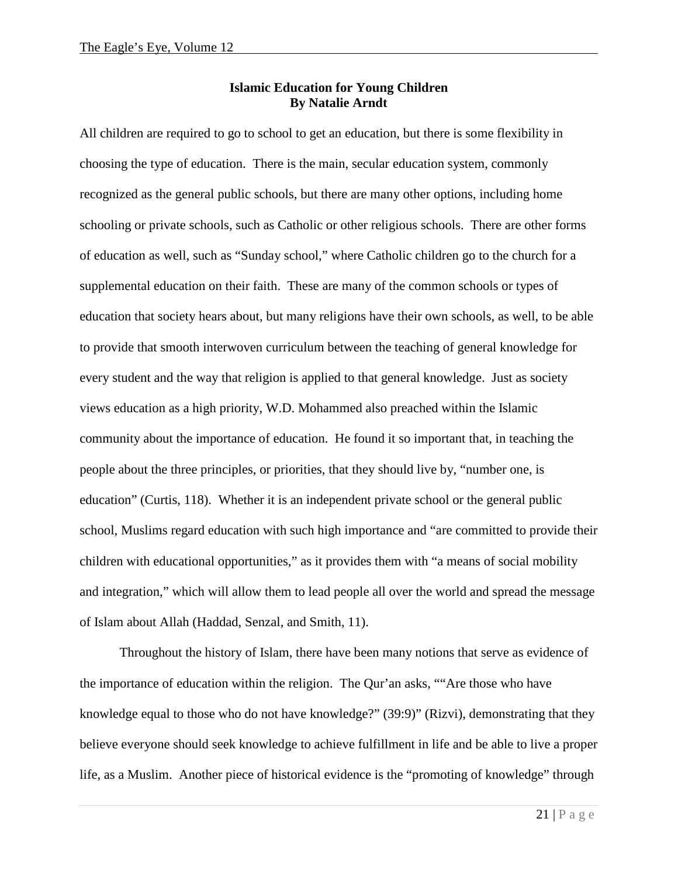**Islamic Education for Young Children**
**By Natalie Arndt**

All children are required to go to school to get an education, but there is some flexibility in choosing the type of education. There is the main, secular education system, commonly recognized as the general public schools, but there are many other options, including home schooling or private schools, such as Catholic or other religious schools. There are other forms of education as well, such as "Sunday school," where Catholic children go to the church for a supplemental education on their faith. These are many of the common schools or types of education that society hears about, but many religions have their own schools, as well, to be able to provide that smooth interwoven curriculum between the teaching of general knowledge for every student and the way that religion is applied to that general knowledge. Just as society views education as a high priority, W.D. Mohammed also preached within the Islamic community about the importance of education. He found it so important that, in teaching the people about the three principles, or priorities, that they should live by, "number one, is education" (Curtis, 118). Whether it is an independent private school or the general public school, Muslims regard education with such high importance and "are committed to provide their children with educational opportunities," as it provides them with "a means of social mobility and integration," which will allow them to lead people all over the world and spread the message of Islam about Allah (Haddad, Senzal, and Smith, 11).

Throughout the history of Islam, there have been many notions that serve as evidence of the importance of education within the religion. The Qur'an asks, ""Are those who have knowledge equal to those who do not have knowledge?" (39:9)" (Rizvi), demonstrating that they believe everyone should seek knowledge to achieve fulfillment in life and be able to live a proper life, as a Muslim. Another piece of historical evidence is the "promoting of knowledge" through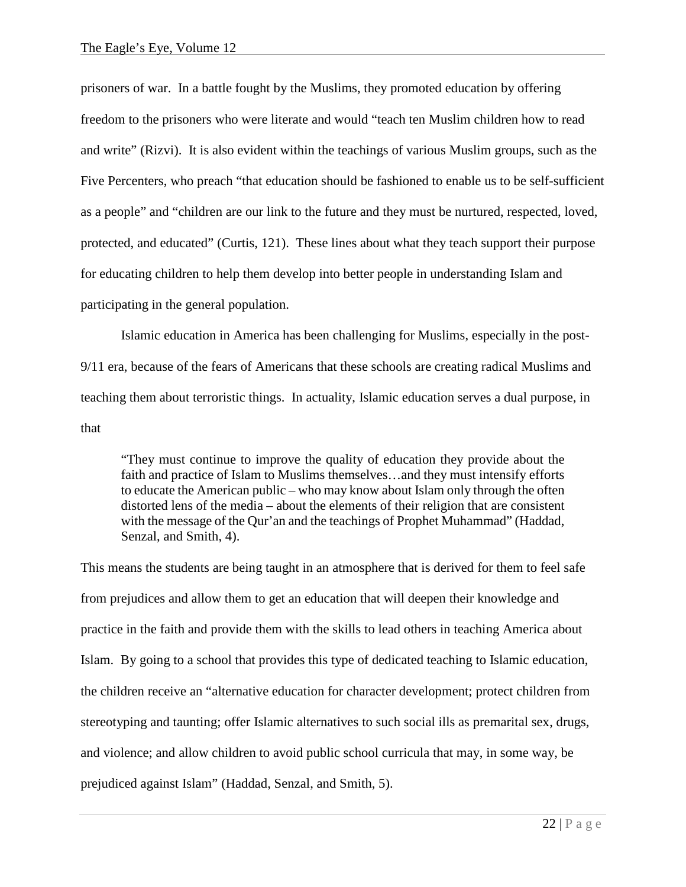prisoners of war. In a battle fought by the Muslims, they promoted education by offering freedom to the prisoners who were literate and would "teach ten Muslim children how to read and write" (Rizvi). It is also evident within the teachings of various Muslim groups, such as the Five Percenters, who preach "that education should be fashioned to enable us to be self-sufficient as a people" and "children are our link to the future and they must be nurtured, respected, loved, protected, and educated" (Curtis, 121). These lines about what they teach support their purpose for educating children to help them develop into better people in understanding Islam and participating in the general population.

Islamic education in America has been challenging for Muslims, especially in the post-9/11 era, because of the fears of Americans that these schools are creating radical Muslims and teaching them about terroristic things. In actuality, Islamic education serves a dual purpose, in that

> "They must continue to improve the quality of education they provide about the faith and practice of Islam to Muslims themselves…and they must intensify efforts to educate the American public – who may know about Islam only through the often distorted lens of the media – about the elements of their religion that are consistent with the message of the Qur'an and the teachings of Prophet Muhammad" (Haddad, Senzal, and Smith, 4).

This means the students are being taught in an atmosphere that is derived for them to feel safe from prejudices and allow them to get an education that will deepen their knowledge and practice in the faith and provide them with the skills to lead others in teaching America about Islam. By going to a school that provides this type of dedicated teaching to Islamic education, the children receive an "alternative education for character development; protect children from stereotyping and taunting; offer Islamic alternatives to such social ills as premarital sex, drugs, and violence; and allow children to avoid public school curricula that may, in some way, be prejudiced against Islam" (Haddad, Senzal, and Smith, 5).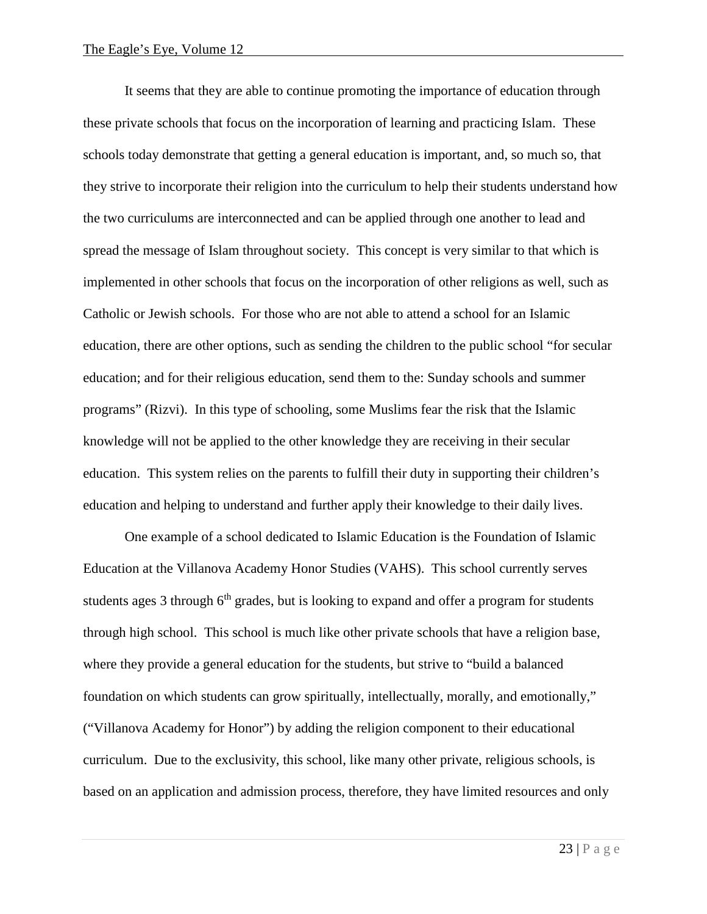It seems that they are able to continue promoting the importance of education through these private schools that focus on the incorporation of learning and practicing Islam. These schools today demonstrate that getting a general education is important, and, so much so, that they strive to incorporate their religion into the curriculum to help their students understand how the two curriculums are interconnected and can be applied through one another to lead and spread the message of Islam throughout society. This concept is very similar to that which is implemented in other schools that focus on the incorporation of other religions as well, such as Catholic or Jewish schools. For those who are not able to attend a school for an Islamic education, there are other options, such as sending the children to the public school "for secular education; and for their religious education, send them to the: Sunday schools and summer programs" (Rizvi). In this type of schooling, some Muslims fear the risk that the Islamic knowledge will not be applied to the other knowledge they are receiving in their secular education. This system relies on the parents to fulfill their duty in supporting their children's education and helping to understand and further apply their knowledge to their daily lives.

One example of a school dedicated to Islamic Education is the Foundation of Islamic Education at the Villanova Academy Honor Studies (VAHS). This school currently serves students ages 3 through 6th grades, but is looking to expand and offer a program for students through high school. This school is much like other private schools that have a religion base, where they provide a general education for the students, but strive to "build a balanced foundation on which students can grow spiritually, intellectually, morally, and emotionally," ("Villanova Academy for Honor") by adding the religion component to their educational curriculum. Due to the exclusivity, this school, like many other private, religious schools, is based on an application and admission process, therefore, they have limited resources and only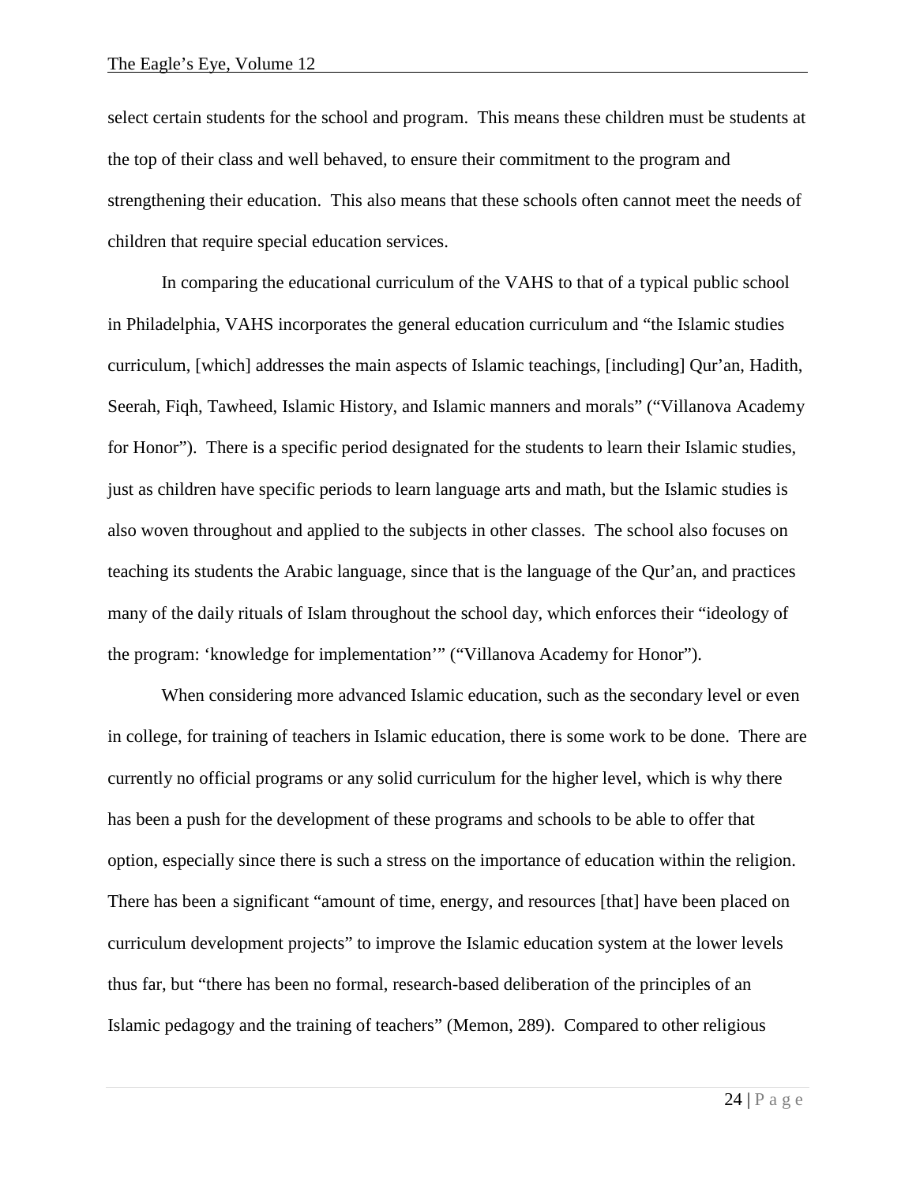select certain students for the school and program. This means these children must be students at the top of their class and well behaved, to ensure their commitment to the program and strengthening their education. This also means that these schools often cannot meet the needs of children that require special education services.

In comparing the educational curriculum of the VAHS to that of a typical public school in Philadelphia, VAHS incorporates the general education curriculum and "the Islamic studies curriculum, [which] addresses the main aspects of Islamic teachings, [including] Qur'an, Hadith, Seerah, Fiqh, Tawheed, Islamic History, and Islamic manners and morals" ("Villanova Academy for Honor"). There is a specific period designated for the students to learn their Islamic studies, just as children have specific periods to learn language arts and math, but the Islamic studies is also woven throughout and applied to the subjects in other classes. The school also focuses on teaching its students the Arabic language, since that is the language of the Qur'an, and practices many of the daily rituals of Islam throughout the school day, which enforces their "ideology of the program: 'knowledge for implementation'" ("Villanova Academy for Honor").

When considering more advanced Islamic education, such as the secondary level or even in college, for training of teachers in Islamic education, there is some work to be done. There are currently no official programs or any solid curriculum for the higher level, which is why there has been a push for the development of these programs and schools to be able to offer that option, especially since there is such a stress on the importance of education within the religion. There has been a significant "amount of time, energy, and resources [that] have been placed on curriculum development projects" to improve the Islamic education system at the lower levels thus far, but "there has been no formal, research-based deliberation of the principles of an Islamic pedagogy and the training of teachers" (Memon, 289). Compared to other religious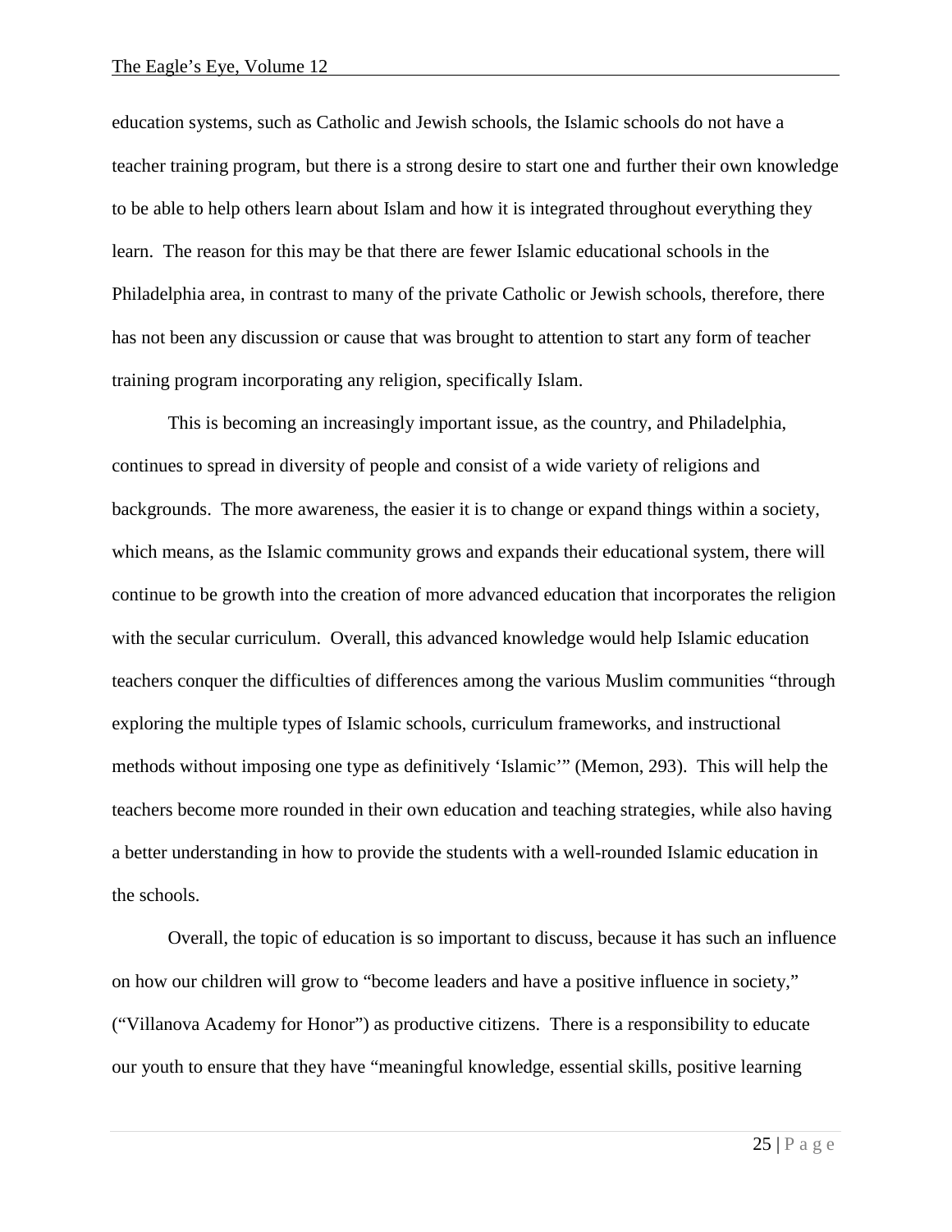education systems, such as Catholic and Jewish schools, the Islamic schools do not have a teacher training program, but there is a strong desire to start one and further their own knowledge to be able to help others learn about Islam and how it is integrated throughout everything they learn. The reason for this may be that there are fewer Islamic educational schools in the Philadelphia area, in contrast to many of the private Catholic or Jewish schools, therefore, there has not been any discussion or cause that was brought to attention to start any form of teacher training program incorporating any religion, specifically Islam.

This is becoming an increasingly important issue, as the country, and Philadelphia, continues to spread in diversity of people and consist of a wide variety of religions and backgrounds. The more awareness, the easier it is to change or expand things within a society, which means, as the Islamic community grows and expands their educational system, there will continue to be growth into the creation of more advanced education that incorporates the religion with the secular curriculum. Overall, this advanced knowledge would help Islamic education teachers conquer the difficulties of differences among the various Muslim communities "through exploring the multiple types of Islamic schools, curriculum frameworks, and instructional methods without imposing one type as definitively 'Islamic'" (Memon, 293). This will help the teachers become more rounded in their own education and teaching strategies, while also having a better understanding in how to provide the students with a well-rounded Islamic education in the schools.

Overall, the topic of education is so important to discuss, because it has such an influence on how our children will grow to "become leaders and have a positive influence in society," ("Villanova Academy for Honor") as productive citizens. There is a responsibility to educate our youth to ensure that they have "meaningful knowledge, essential skills, positive learning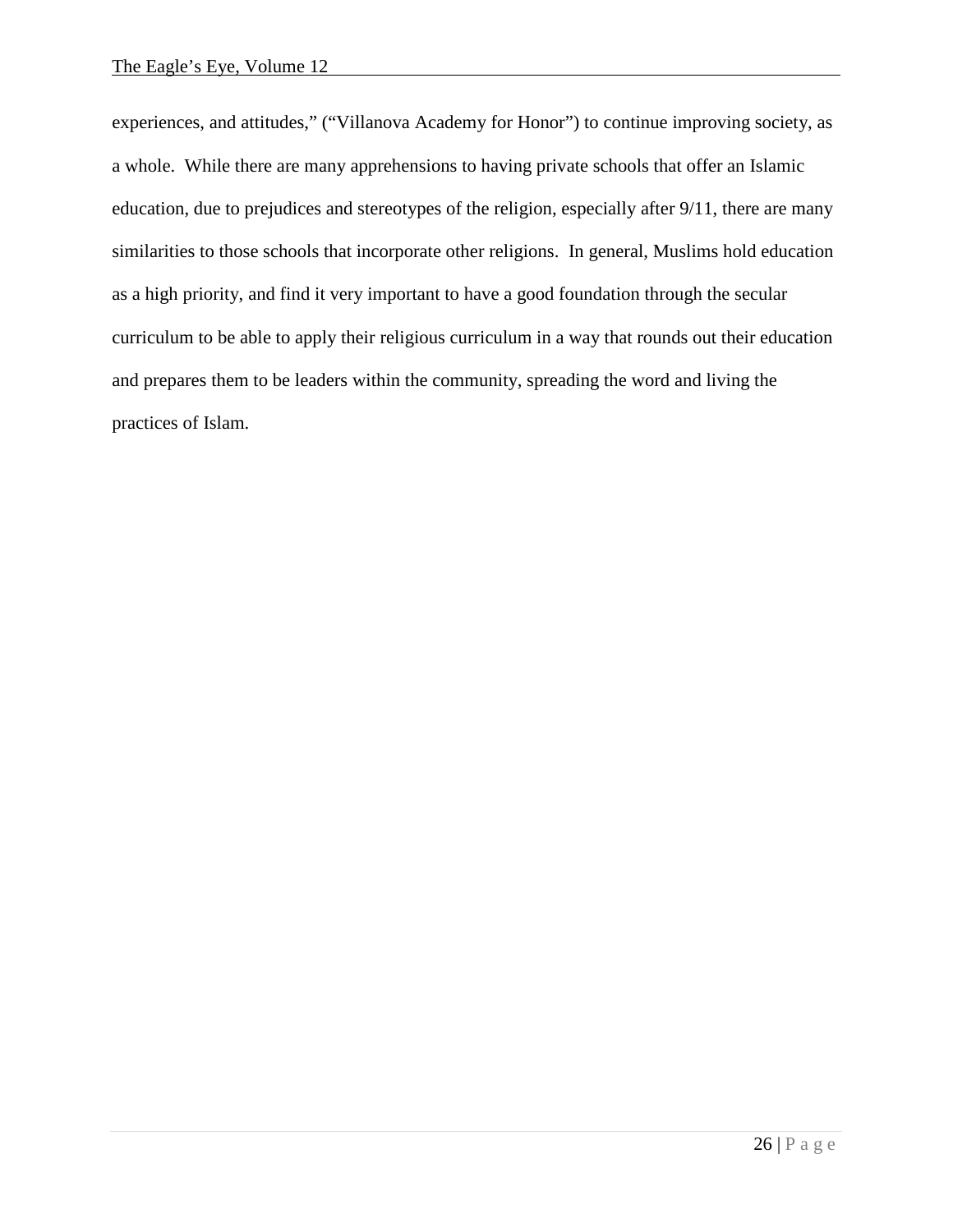experiences, and attitudes," ("Villanova Academy for Honor") to continue improving society, as a whole. While there are many apprehensions to having private schools that offer an Islamic education, due to prejudices and stereotypes of the religion, especially after 9/11, there are many similarities to those schools that incorporate other religions. In general, Muslims hold education as a high priority, and find it very important to have a good foundation through the secular curriculum to be able to apply their religious curriculum in a way that rounds out their education and prepares them to be leaders within the community, spreading the word and living the practices of Islam.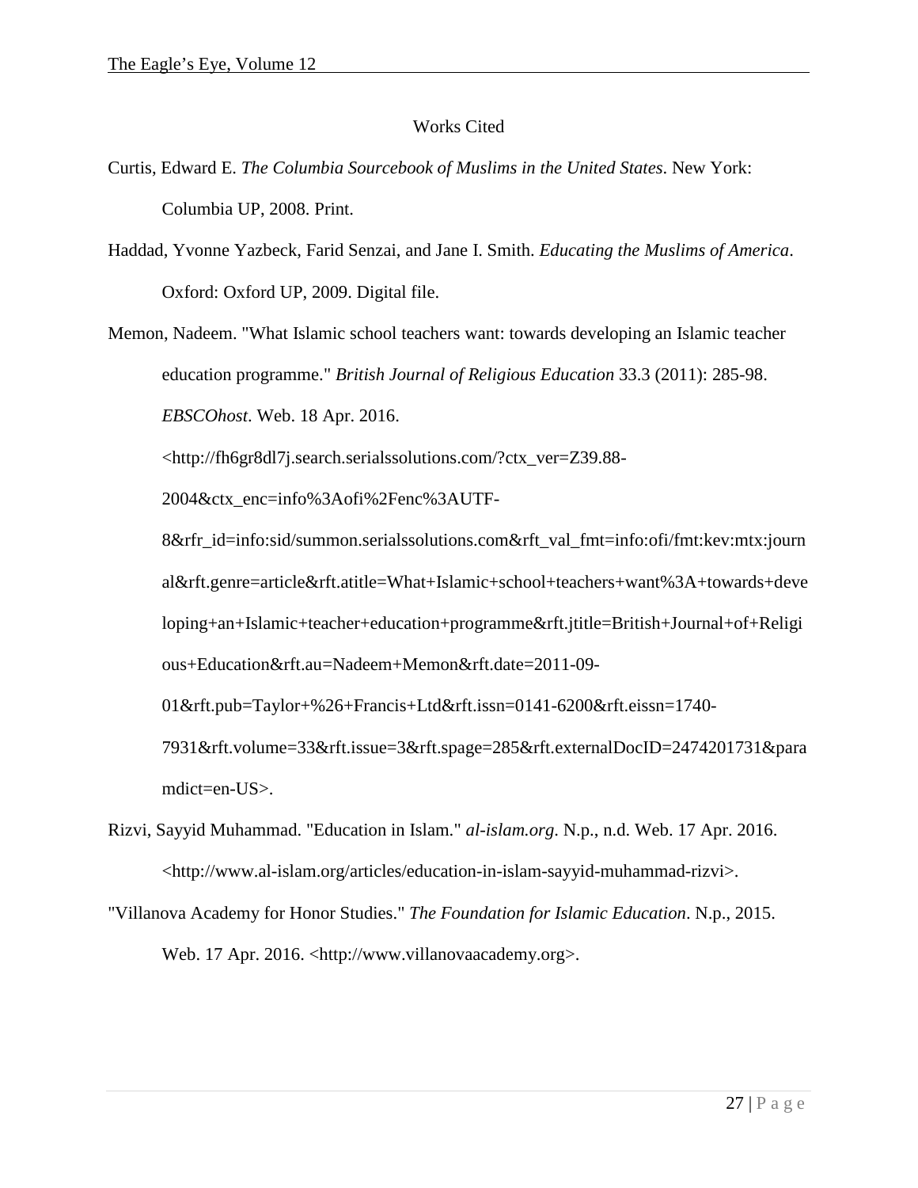## Works Cited

Curtis, Edward E. *The Columbia Sourcebook of Muslims in the United States*. New York: Columbia UP, 2008. Print.

Haddad, Yvonne Yazbeck, Farid Senzai, and Jane I. Smith. *Educating the Muslims of America*. Oxford: Oxford UP, 2009. Digital file.

Memon, Nadeem. "What Islamic school teachers want: towards developing an Islamic teacher education programme." *British Journal of Religious Education* 33.3 (2011): 285-98. *EBSCOhost*. Web. 18 Apr. 2016. <http://fh6gr8dl7j.search.serialssolutions.com/?ctx_ver=Z39.88-2004&ctx_enc=info%3Aofi%2Fenc%3AUTF-8&rfr_id=info:sid/summon.serialssolutions.com&rft_val_fmt=info:ofi/fmt:kev:mtx:journal&rft.genre=article&rft.atitle=What+Islamic+school+teachers+want%3A+towards+developing+an+Islamic+teacher+education+programme&rft.jtitle=British+Journal+of+Religious+Education&rft.au=Nadeem+Memon&rft.date=2011-09-01&rft.pub=Taylor+%26+Francis+Ltd&rft.issn=0141-6200&rft.eissn=1740-7931&rft.volume=33&rft.issue=3&rft.spage=285&rft.externalDocID=2474201731&paramdict=en-US>.

Rizvi, Sayyid Muhammad. "Education in Islam." *al-islam.org*. N.p., n.d. Web. 17 Apr. 2016. <http://www.al-islam.org/articles/education-in-islam-sayyid-muhammad-rizvi>.

"Villanova Academy for Honor Studies." *The Foundation for Islamic Education*. N.p., 2015. Web. 17 Apr. 2016. <http://www.villanovaacademy.org>.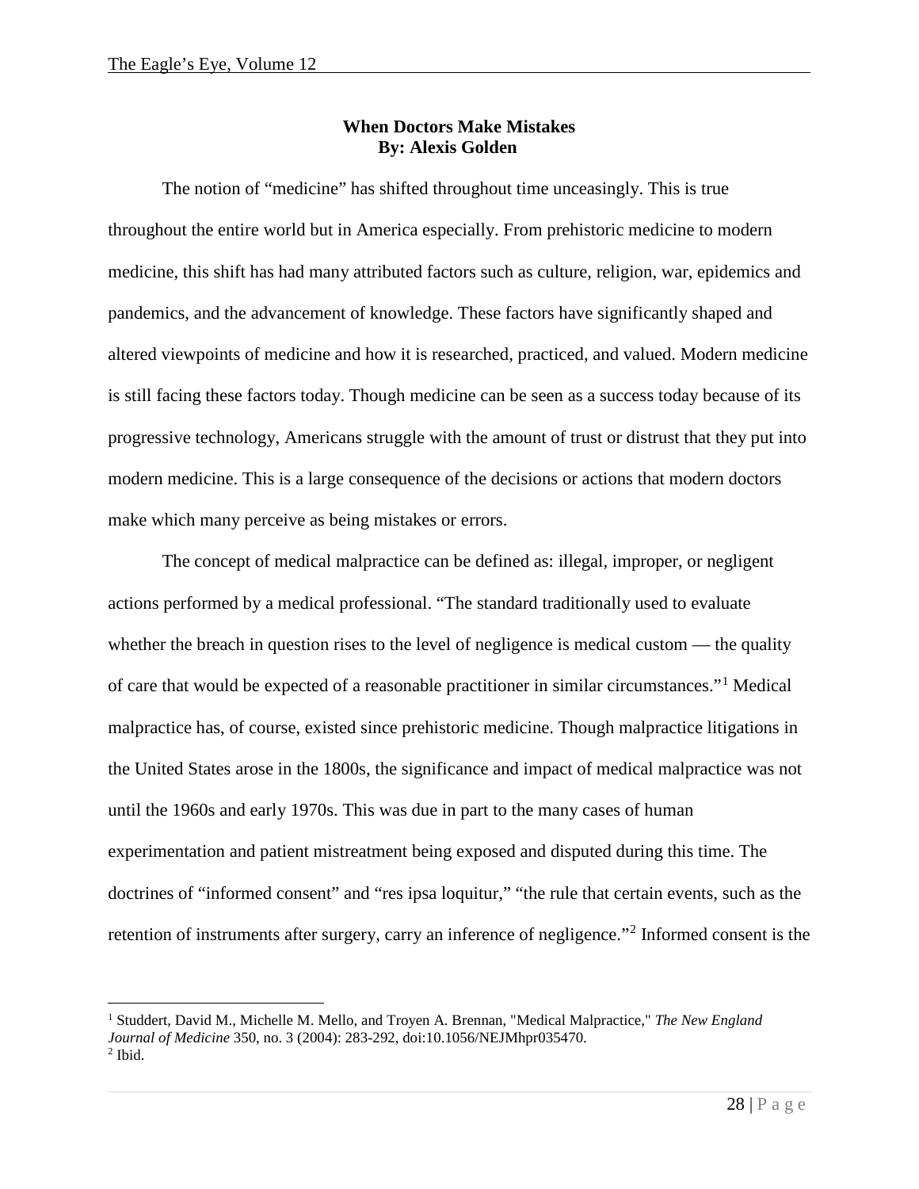**When Doctors Make Mistakes**
**By: Alexis Golden**

The notion of "medicine" has shifted throughout time unceasingly. This is true throughout the entire world but in America especially. From prehistoric medicine to modern medicine, this shift has had many attributed factors such as culture, religion, war, epidemics and pandemics, and the advancement of knowledge. These factors have significantly shaped and altered viewpoints of medicine and how it is researched, practiced, and valued. Modern medicine is still facing these factors today. Though medicine can be seen as a success today because of its progressive technology, Americans struggle with the amount of trust or distrust that they put into modern medicine. This is a large consequence of the decisions or actions that modern doctors make which many perceive as being mistakes or errors.

The concept of medical malpractice can be defined as: illegal, improper, or negligent actions performed by a medical professional. "The standard traditionally used to evaluate whether the breach in question rises to the level of negligence is medical custom — the quality of care that would be expected of a reasonable practitioner in similar circumstances."[1] Medical malpractice has, of course, existed since prehistoric medicine. Though malpractice litigations in the United States arose in the 1800s, the significance and impact of medical malpractice was not until the 1960s and early 1970s. This was due in part to the many cases of human experimentation and patient mistreatment being exposed and disputed during this time. The doctrines of "informed consent" and "res ipsa loquitur," "the rule that certain events, such as the retention of instruments after surgery, carry an inference of negligence."[2] Informed consent is the

---

[1] Studdert, David M., Michelle M. Mello, and Troyen A. Brennan, "Medical Malpractice," *The New England Journal of Medicine* 350, no. 3 (2004): 283-292, doi:10.1056/NEJMhpr035470.

[2] Ibid.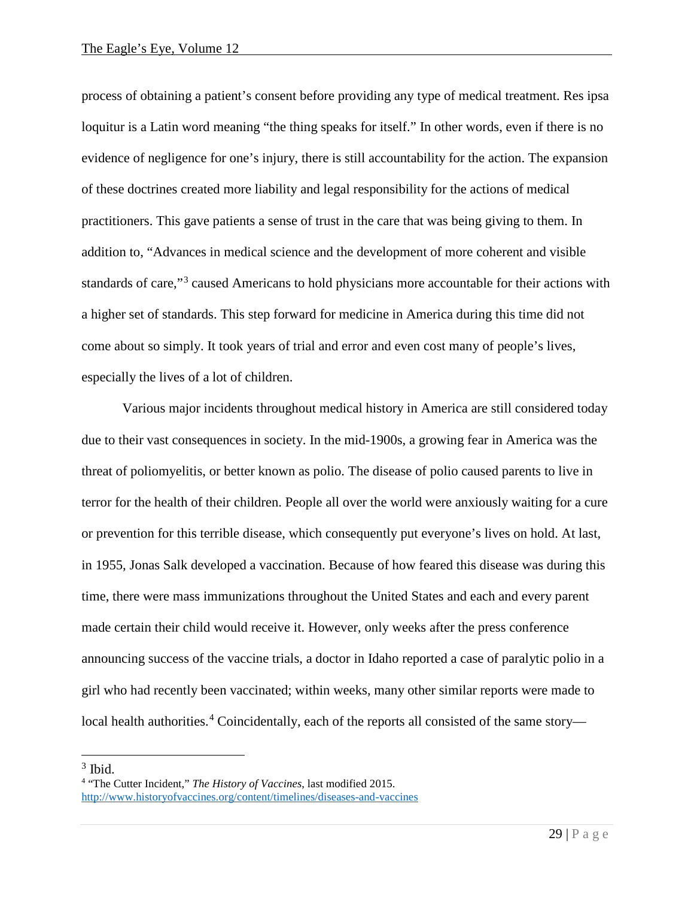process of obtaining a patient's consent before providing any type of medical treatment. Res ipsa loquitur is a Latin word meaning "the thing speaks for itself." In other words, even if there is no evidence of negligence for one's injury, there is still accountability for the action. The expansion of these doctrines created more liability and legal responsibility for the actions of medical practitioners. This gave patients a sense of trust in the care that was being giving to them. In addition to, "Advances in medical science and the development of more coherent and visible standards of care,"[3] caused Americans to hold physicians more accountable for their actions with a higher set of standards. This step forward for medicine in America during this time did not come about so simply. It took years of trial and error and even cost many of people's lives, especially the lives of a lot of children.

Various major incidents throughout medical history in America are still considered today due to their vast consequences in society. In the mid-1900s, a growing fear in America was the threat of poliomyelitis, or better known as polio. The disease of polio caused parents to live in terror for the health of their children. People all over the world were anxiously waiting for a cure or prevention for this terrible disease, which consequently put everyone's lives on hold. At last, in 1955, Jonas Salk developed a vaccination. Because of how feared this disease was during this time, there were mass immunizations throughout the United States and each and every parent made certain their child would receive it. However, only weeks after the press conference announcing success of the vaccine trials, a doctor in Idaho reported a case of paralytic polio in a girl who had recently been vaccinated; within weeks, many other similar reports were made to local health authorities.[4] Coincidentally, each of the reports all consisted of the same story—

---

[3] Ibid.

[4] "The Cutter Incident," *The History of Vaccines*, last modified 2015. http://www.historyofvaccines.org/content/timelines/diseases-and-vaccines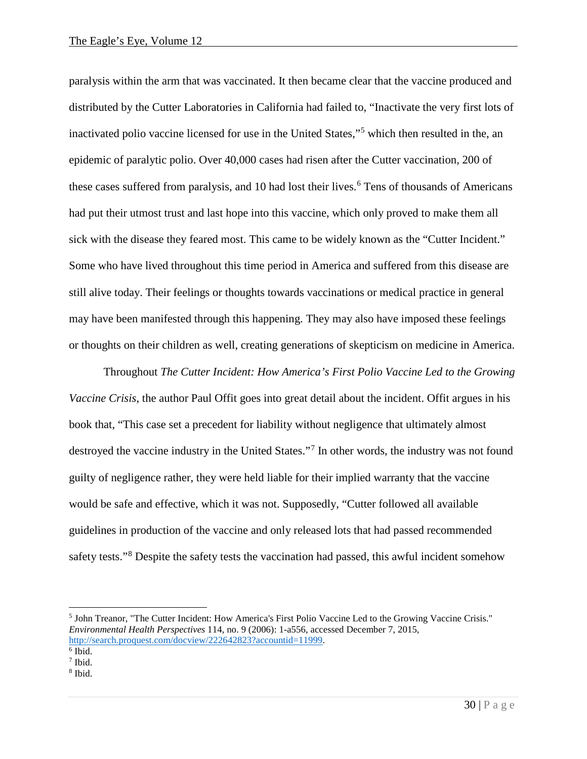paralysis within the arm that was vaccinated. It then became clear that the vaccine produced and distributed by the Cutter Laboratories in California had failed to, "Inactivate the very first lots of inactivated polio vaccine licensed for use in the United States,"[5] which then resulted in the, an epidemic of paralytic polio. Over 40,000 cases had risen after the Cutter vaccination, 200 of these cases suffered from paralysis, and 10 had lost their lives.[6] Tens of thousands of Americans had put their utmost trust and last hope into this vaccine, which only proved to make them all sick with the disease they feared most. This came to be widely known as the "Cutter Incident." Some who have lived throughout this time period in America and suffered from this disease are still alive today. Their feelings or thoughts towards vaccinations or medical practice in general may have been manifested through this happening. They may also have imposed these feelings or thoughts on their children as well, creating generations of skepticism on medicine in America.

Throughout *The Cutter Incident: How America's First Polio Vaccine Led to the Growing Vaccine Crisis*, the author Paul Offit goes into great detail about the incident. Offit argues in his book that, "This case set a precedent for liability without negligence that ultimately almost destroyed the vaccine industry in the United States."[7] In other words, the industry was not found guilty of negligence rather, they were held liable for their implied warranty that the vaccine would be safe and effective, which it was not. Supposedly, "Cutter followed all available guidelines in production of the vaccine and only released lots that had passed recommended safety tests."[8] Despite the safety tests the vaccination had passed, this awful incident somehow

---

[5] John Treanor, "The Cutter Incident: How America's First Polio Vaccine Led to the Growing Vaccine Crisis." *Environmental Health Perspectives* 114, no. 9 (2006): 1-a556, accessed December 7, 2015, http://search.proquest.com/docview/222642823?accountid=11999.

[6] Ibid.

[7] Ibid.

[8] Ibid.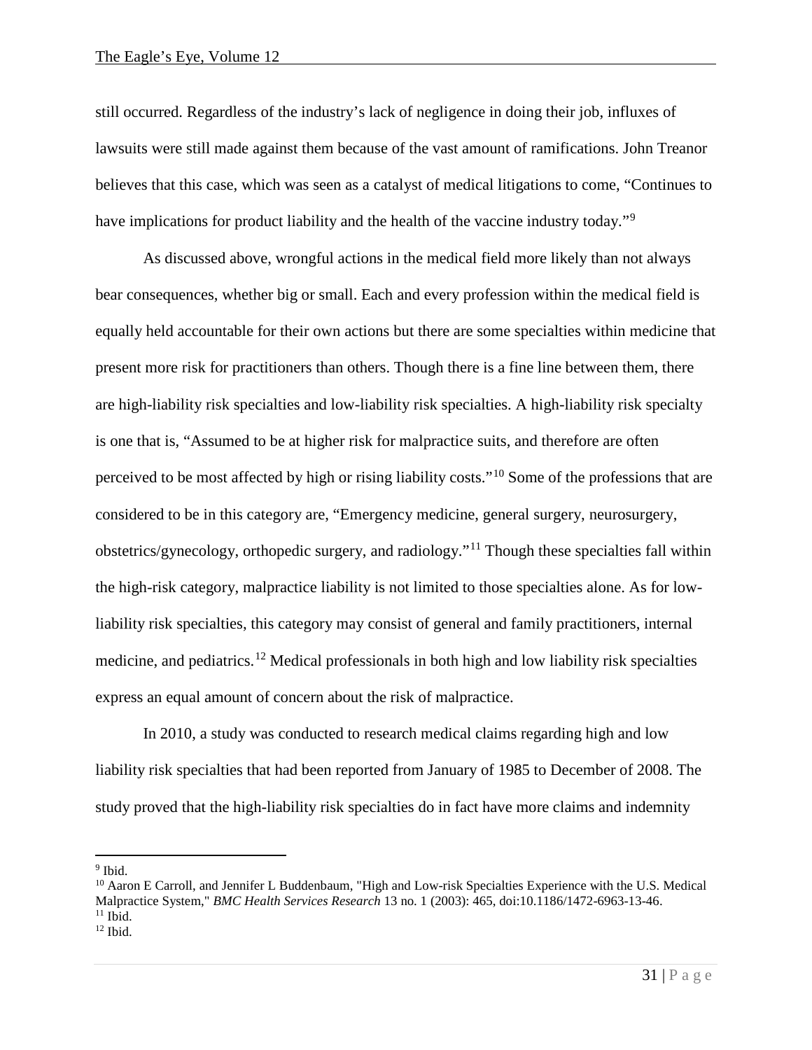still occurred. Regardless of the industry's lack of negligence in doing their job, influxes of lawsuits were still made against them because of the vast amount of ramifications. John Treanor believes that this case, which was seen as a catalyst of medical litigations to come, "Continues to have implications for product liability and the health of the vaccine industry today."[9]

As discussed above, wrongful actions in the medical field more likely than not always bear consequences, whether big or small. Each and every profession within the medical field is equally held accountable for their own actions but there are some specialties within medicine that present more risk for practitioners than others. Though there is a fine line between them, there are high-liability risk specialties and low-liability risk specialties. A high-liability risk specialty is one that is, "Assumed to be at higher risk for malpractice suits, and therefore are often perceived to be most affected by high or rising liability costs."[10] Some of the professions that are considered to be in this category are, "Emergency medicine, general surgery, neurosurgery, obstetrics/gynecology, orthopedic surgery, and radiology."[11] Though these specialties fall within the high-risk category, malpractice liability is not limited to those specialties alone. As for low-liability risk specialties, this category may consist of general and family practitioners, internal medicine, and pediatrics.[12] Medical professionals in both high and low liability risk specialties express an equal amount of concern about the risk of malpractice.

In 2010, a study was conducted to research medical claims regarding high and low liability risk specialties that had been reported from January of 1985 to December of 2008. The study proved that the high-liability risk specialties do in fact have more claims and indemnity

---

[9] Ibid.

[10] Aaron E Carroll, and Jennifer L Buddenbaum, "High and Low-risk Specialties Experience with the U.S. Medical Malpractice System," *BMC Health Services Research* 13 no. 1 (2003): 465, doi:10.1186/1472-6963-13-46.

[11] Ibid.

[12] Ibid.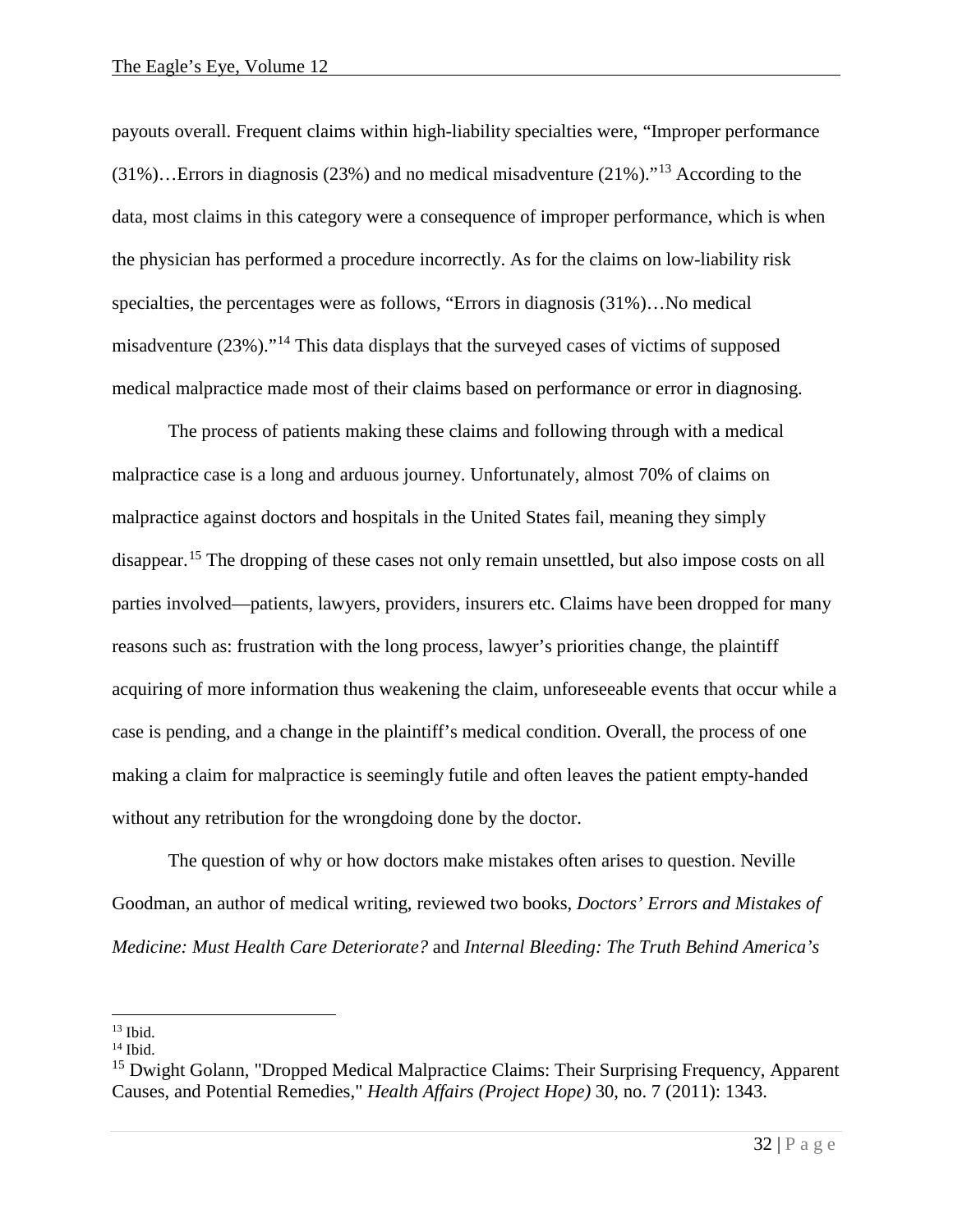payouts overall. Frequent claims within high-liability specialties were, "Improper performance (31%)…Errors in diagnosis (23%) and no medical misadventure (21%)."[13] According to the data, most claims in this category were a consequence of improper performance, which is when the physician has performed a procedure incorrectly. As for the claims on low-liability risk specialties, the percentages were as follows, "Errors in diagnosis (31%)…No medical misadventure (23%)."[14] This data displays that the surveyed cases of victims of supposed medical malpractice made most of their claims based on performance or error in diagnosing.

The process of patients making these claims and following through with a medical malpractice case is a long and arduous journey. Unfortunately, almost 70% of claims on malpractice against doctors and hospitals in the United States fail, meaning they simply disappear.[15] The dropping of these cases not only remain unsettled, but also impose costs on all parties involved—patients, lawyers, providers, insurers etc. Claims have been dropped for many reasons such as: frustration with the long process, lawyer's priorities change, the plaintiff acquiring of more information thus weakening the claim, unforeseeable events that occur while a case is pending, and a change in the plaintiff's medical condition. Overall, the process of one making a claim for malpractice is seemingly futile and often leaves the patient empty-handed without any retribution for the wrongdoing done by the doctor.

The question of why or how doctors make mistakes often arises to question. Neville Goodman, an author of medical writing, reviewed two books, *Doctors' Errors and Mistakes of Medicine: Must Health Care Deteriorate?* and *Internal Bleeding: The Truth Behind America's*

---

[13] Ibid.

[14] Ibid.

[15] Dwight Golann, "Dropped Medical Malpractice Claims: Their Surprising Frequency, Apparent Causes, and Potential Remedies," *Health Affairs (Project Hope)* 30, no. 7 (2011): 1343.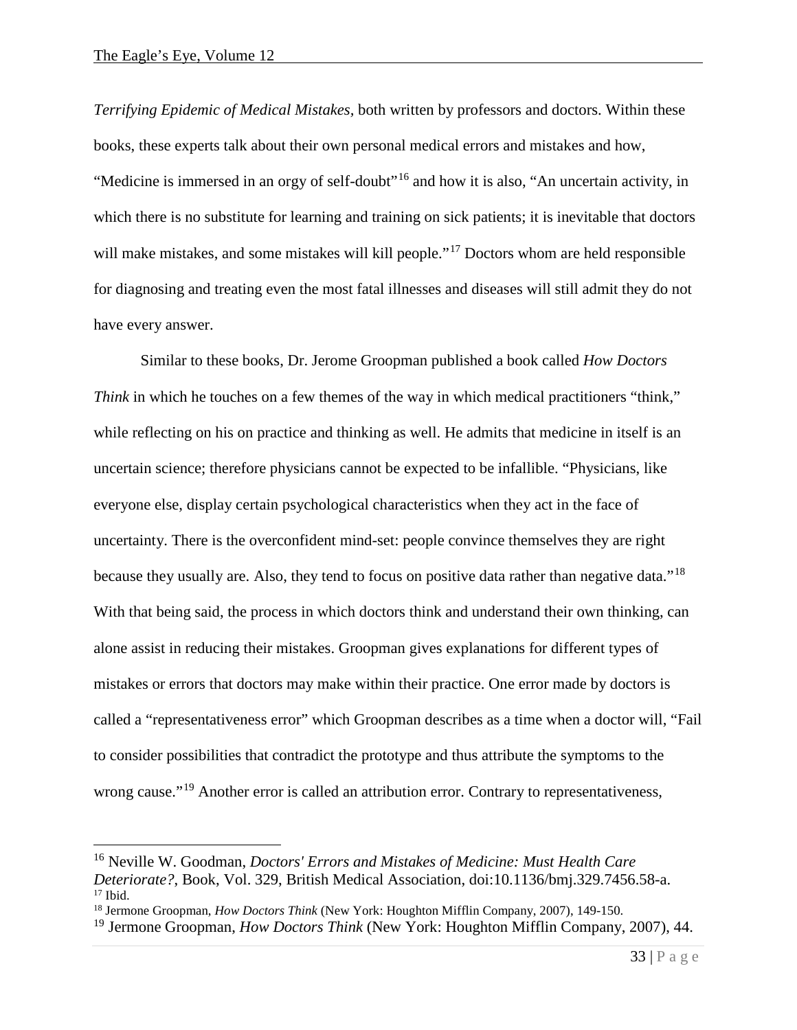*Terrifying Epidemic of Medical Mistakes*, both written by professors and doctors. Within these books, these experts talk about their own personal medical errors and mistakes and how, "Medicine is immersed in an orgy of self-doubt"[16] and how it is also, "An uncertain activity, in which there is no substitute for learning and training on sick patients; it is inevitable that doctors will make mistakes, and some mistakes will kill people."[17] Doctors whom are held responsible for diagnosing and treating even the most fatal illnesses and diseases will still admit they do not have every answer.

Similar to these books, Dr. Jerome Groopman published a book called *How Doctors Think* in which he touches on a few themes of the way in which medical practitioners "think," while reflecting on his on practice and thinking as well. He admits that medicine in itself is an uncertain science; therefore physicians cannot be expected to be infallible. "Physicians, like everyone else, display certain psychological characteristics when they act in the face of uncertainty. There is the overconfident mind-set: people convince themselves they are right because they usually are. Also, they tend to focus on positive data rather than negative data."[18] With that being said, the process in which doctors think and understand their own thinking, can alone assist in reducing their mistakes. Groopman gives explanations for different types of mistakes or errors that doctors may make within their practice. One error made by doctors is called a "representativeness error" which Groopman describes as a time when a doctor will, "Fail to consider possibilities that contradict the prototype and thus attribute the symptoms to the wrong cause."[19] Another error is called an attribution error. Contrary to representativeness,

---

[16] Neville W. Goodman, *Doctors' Errors and Mistakes of Medicine: Must Health Care Deteriorate?*, Book, Vol. 329, British Medical Association, doi:10.1136/bmj.329.7456.58-a.

[17] Ibid.

[18] Jermone Groopman, *How Doctors Think* (New York: Houghton Mifflin Company, 2007), 149-150.

[19] Jermone Groopman, *How Doctors Think* (New York: Houghton Mifflin Company, 2007), 44.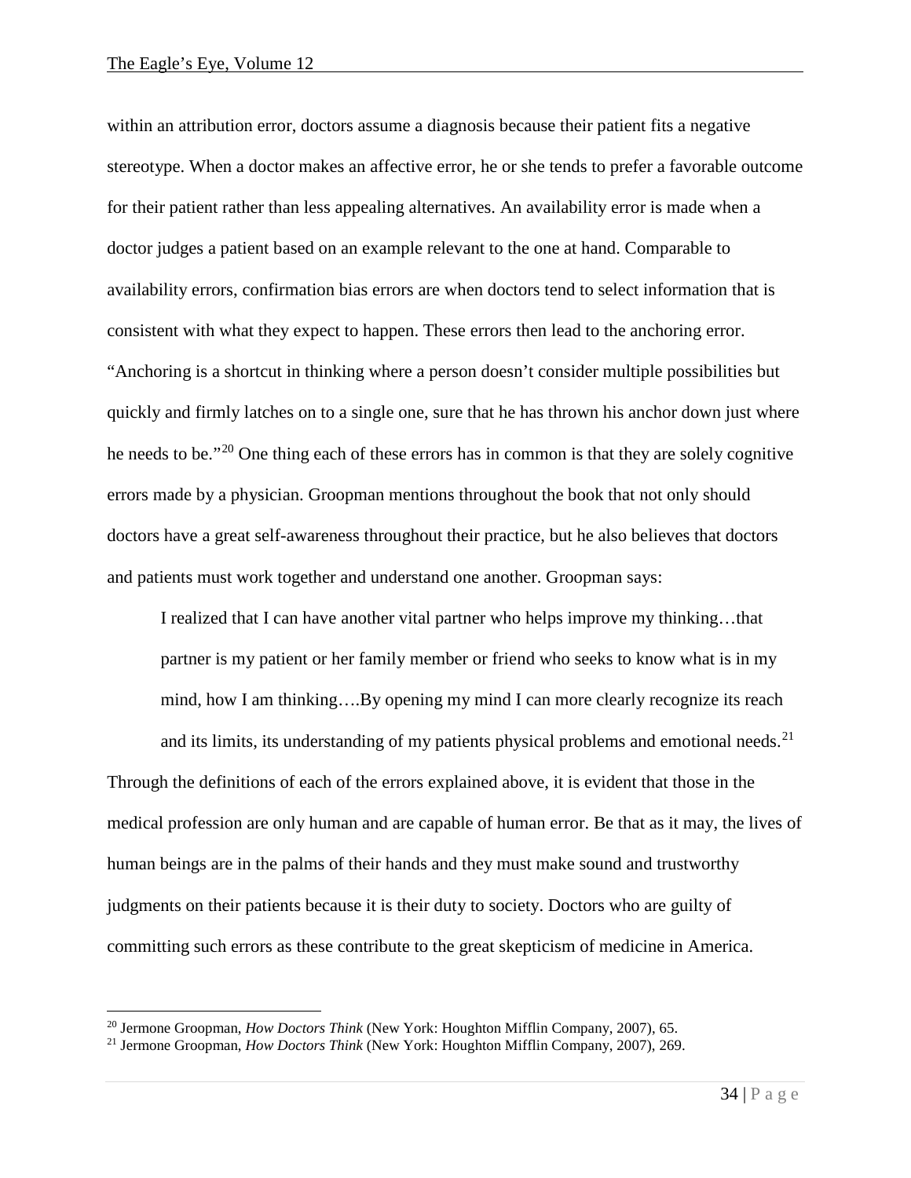within an attribution error, doctors assume a diagnosis because their patient fits a negative stereotype. When a doctor makes an affective error, he or she tends to prefer a favorable outcome for their patient rather than less appealing alternatives. An availability error is made when a doctor judges a patient based on an example relevant to the one at hand. Comparable to availability errors, confirmation bias errors are when doctors tend to select information that is consistent with what they expect to happen. These errors then lead to the anchoring error. "Anchoring is a shortcut in thinking where a person doesn't consider multiple possibilities but quickly and firmly latches on to a single one, sure that he has thrown his anchor down just where he needs to be."[20] One thing each of these errors has in common is that they are solely cognitive errors made by a physician. Groopman mentions throughout the book that not only should doctors have a great self-awareness throughout their practice, but he also believes that doctors and patients must work together and understand one another. Groopman says:

> I realized that I can have another vital partner who helps improve my thinking…that partner is my patient or her family member or friend who seeks to know what is in my mind, how I am thinking….By opening my mind I can more clearly recognize its reach and its limits, its understanding of my patients physical problems and emotional needs.[21]

Through the definitions of each of the errors explained above, it is evident that those in the medical profession are only human and are capable of human error. Be that as it may, the lives of human beings are in the palms of their hands and they must make sound and trustworthy judgments on their patients because it is their duty to society. Doctors who are guilty of committing such errors as these contribute to the great skepticism of medicine in America.

---

[20] Jermone Groopman, *How Doctors Think* (New York: Houghton Mifflin Company, 2007), 65.

[21] Jermone Groopman, *How Doctors Think* (New York: Houghton Mifflin Company, 2007), 269.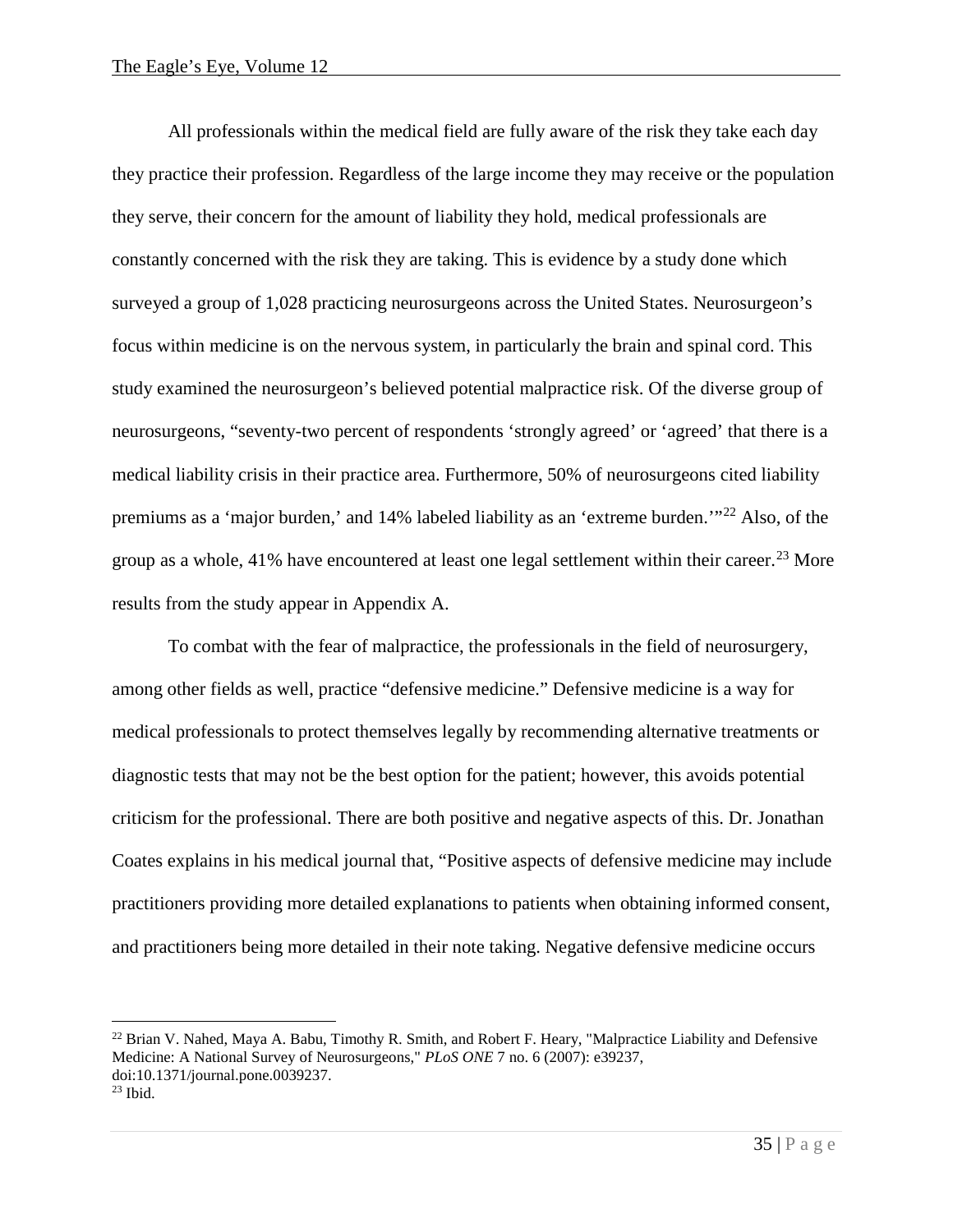All professionals within the medical field are fully aware of the risk they take each day they practice their profession. Regardless of the large income they may receive or the population they serve, their concern for the amount of liability they hold, medical professionals are constantly concerned with the risk they are taking. This is evidence by a study done which surveyed a group of 1,028 practicing neurosurgeons across the United States. Neurosurgeon's focus within medicine is on the nervous system, in particularly the brain and spinal cord. This study examined the neurosurgeon's believed potential malpractice risk. Of the diverse group of neurosurgeons, "seventy-two percent of respondents 'strongly agreed' or 'agreed' that there is a medical liability crisis in their practice area. Furthermore, 50% of neurosurgeons cited liability premiums as a 'major burden,' and 14% labeled liability as an 'extreme burden.'"[22] Also, of the group as a whole, 41% have encountered at least one legal settlement within their career.[23] More results from the study appear in Appendix A.

To combat with the fear of malpractice, the professionals in the field of neurosurgery, among other fields as well, practice "defensive medicine." Defensive medicine is a way for medical professionals to protect themselves legally by recommending alternative treatments or diagnostic tests that may not be the best option for the patient; however, this avoids potential criticism for the professional. There are both positive and negative aspects of this. Dr. Jonathan Coates explains in his medical journal that, "Positive aspects of defensive medicine may include practitioners providing more detailed explanations to patients when obtaining informed consent, and practitioners being more detailed in their note taking. Negative defensive medicine occurs

[22] Brian V. Nahed, Maya A. Babu, Timothy R. Smith, and Robert F. Heary, "Malpractice Liability and Defensive Medicine: A National Survey of Neurosurgeons," *PLoS ONE* 7 no. 6 (2007): e39237, doi:10.1371/journal.pone.0039237.

[23] Ibid.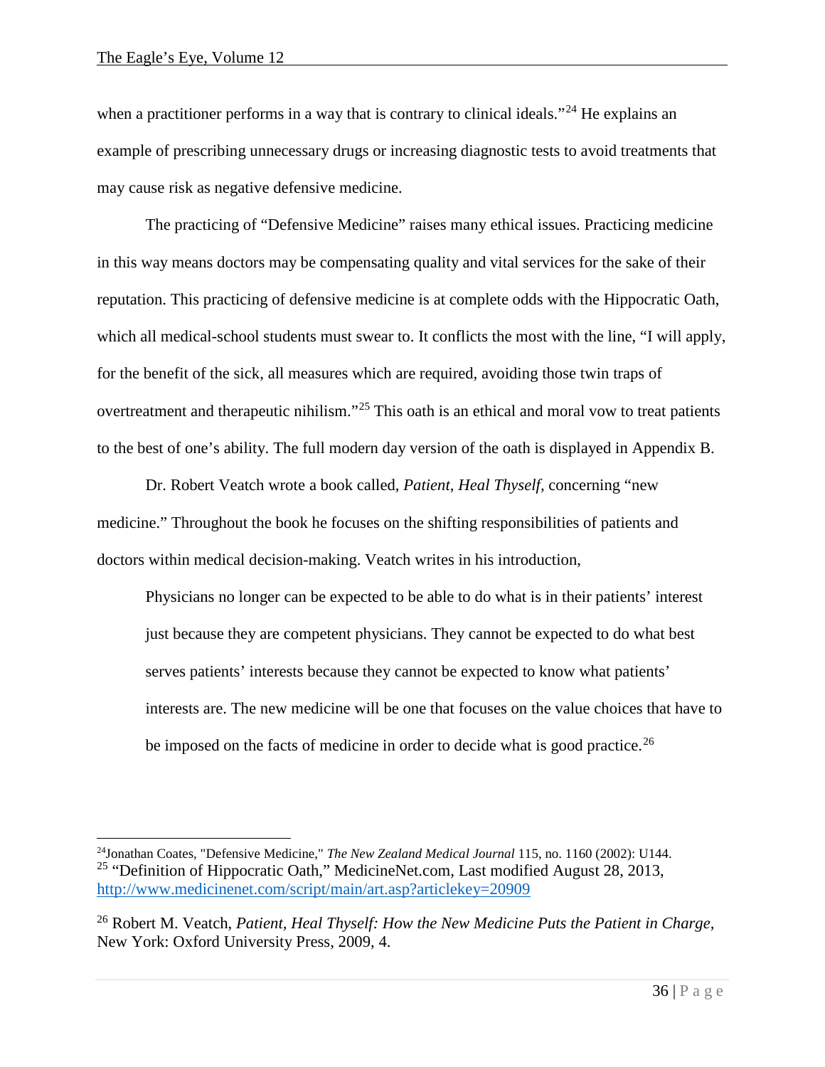when a practitioner performs in a way that is contrary to clinical ideals."[24] He explains an example of prescribing unnecessary drugs or increasing diagnostic tests to avoid treatments that may cause risk as negative defensive medicine.

The practicing of "Defensive Medicine" raises many ethical issues. Practicing medicine in this way means doctors may be compensating quality and vital services for the sake of their reputation. This practicing of defensive medicine is at complete odds with the Hippocratic Oath, which all medical-school students must swear to. It conflicts the most with the line, "I will apply, for the benefit of the sick, all measures which are required, avoiding those twin traps of overtreatment and therapeutic nihilism."[25] This oath is an ethical and moral vow to treat patients to the best of one's ability. The full modern day version of the oath is displayed in Appendix B.

Dr. Robert Veatch wrote a book called, *Patient, Heal Thyself,* concerning "new medicine." Throughout the book he focuses on the shifting responsibilities of patients and doctors within medical decision-making. Veatch writes in his introduction,

> Physicians no longer can be expected to be able to do what is in their patients' interest just because they are competent physicians. They cannot be expected to do what best serves patients' interests because they cannot be expected to know what patients' interests are. The new medicine will be one that focuses on the value choices that have to be imposed on the facts of medicine in order to decide what is good practice.[26]

---

[24] Jonathan Coates, "Defensive Medicine," *The New Zealand Medical Journal* 115, no. 1160 (2002): U144.

[25] "Definition of Hippocratic Oath," MedicineNet.com, Last modified August 28, 2013, http://www.medicinenet.com/script/main/art.asp?articlekey=20909

[26] Robert M. Veatch, *Patient, Heal Thyself: How the New Medicine Puts the Patient in Charge,* New York: Oxford University Press, 2009, 4.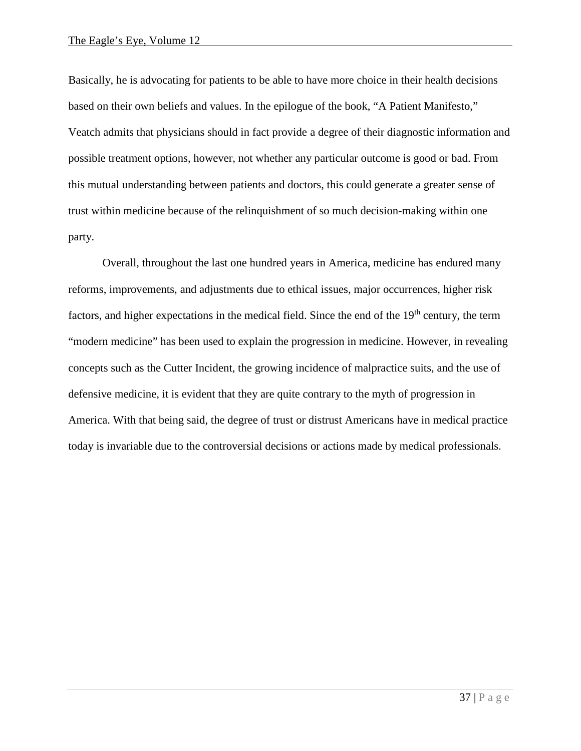Basically, he is advocating for patients to be able to have more choice in their health decisions based on their own beliefs and values. In the epilogue of the book, "A Patient Manifesto," Veatch admits that physicians should in fact provide a degree of their diagnostic information and possible treatment options, however, not whether any particular outcome is good or bad. From this mutual understanding between patients and doctors, this could generate a greater sense of trust within medicine because of the relinquishment of so much decision-making within one party.

Overall, throughout the last one hundred years in America, medicine has endured many reforms, improvements, and adjustments due to ethical issues, major occurrences, higher risk factors, and higher expectations in the medical field. Since the end of the 19th century, the term "modern medicine" has been used to explain the progression in medicine. However, in revealing concepts such as the Cutter Incident, the growing incidence of malpractice suits, and the use of defensive medicine, it is evident that they are quite contrary to the myth of progression in America. With that being said, the degree of trust or distrust Americans have in medical practice today is invariable due to the controversial decisions or actions made by medical professionals.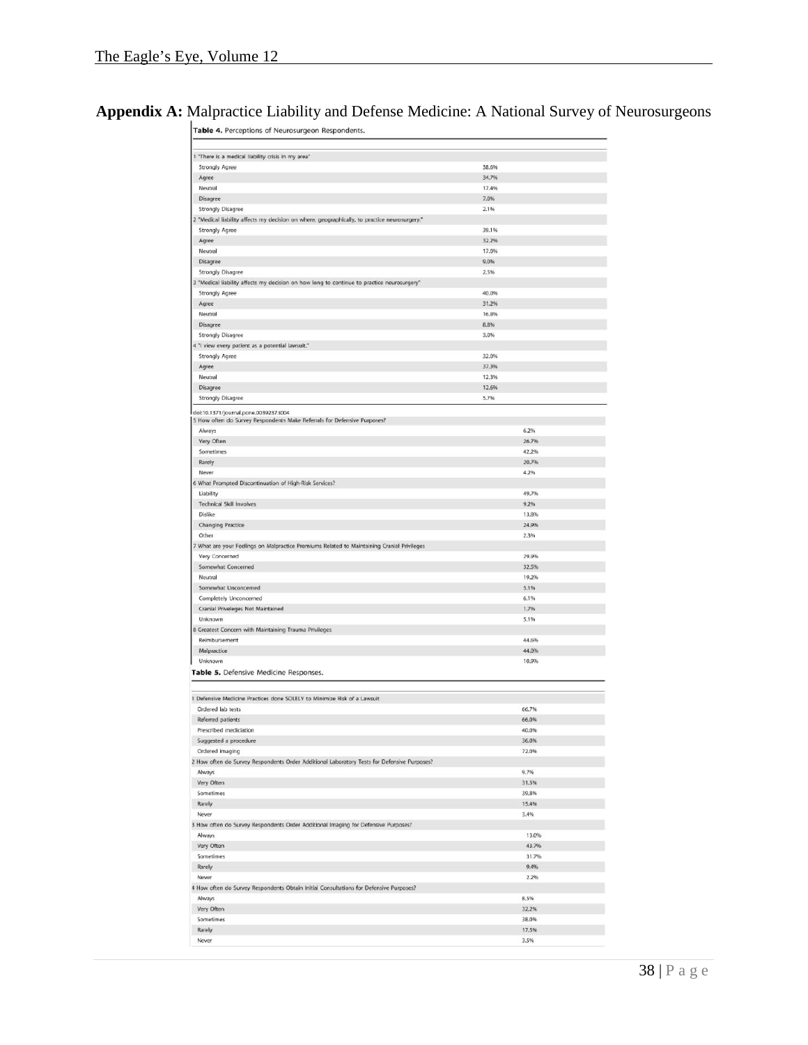**Appendix A:** Malpractice Liability and Defense Medicine: A National Survey of Neurosurgeons

**Table 4.** Perceptions of Neurosurgeon Respondents.

| | |
|---|---|
| 1 "There is a medical liability crisis in my area" | |
| Strongly Agree | 38.6% |
| Agree | 34.7% |
| Neutral | 17.4% |
| Disagree | 7.0% |
| Strongly Disagree | 2.1% |
| 2 "Medical liability affects my decision on where, geographically, to practice neurosurgery." | |
| Strongly Agree | 39.1% |
| Agree | 32.2% |
| Neutral | 17.0% |
| Disagree | 9.0% |
| Strongly Disagree | 2.5% |
| 3 "Medical liability affects my decision on how long to continue to practice neurosurgery" | |
| Strongly Agree | 40.0% |
| Agree | 31.2% |
| Neutral | 16.8% |
| Disagree | 8.8% |
| Strongly Disagree | 3.0% |
| 4 "I view every patient as a potential lawsuit." | |
| Strongly Agree | 32.0% |
| Agree | 37.3% |
| Neutral | 12.3% |
| Disagree | 12.6% |
| Strongly Disagree | 5.7% |

doi:10.1371/journal.pone.0039237.t004

| | |
|---|---|
| 5 How often do Survey Respondents Make Referrals for Defensive Purposes? | |
| Always | 6.2% |
| Very Often | 26.7% |
| Sometimes | 42.2% |
| Rarely | 20.7% |
| Never | 4.2% |
| 6 What Prompted Discontinuation of High-Risk Services? | |
| Liability | 49.7% |
| Technical Skill Involves | 9.2% |
| Dislike | 13.8% |
| Changing Practice | 24.9% |
| Other | 2.3% |
| 7 What are your Feelings on Malpractice Premiums Related to Maintaining Cranial Privileges | |
| Very Concerned | 29.9% |
| Somewhat Concerned | 32.5% |
| Neutral | 19.2% |
| Somewhat Unconcerned | 5.1% |
| Completely Unconcerned | 6.1% |
| Cranial Priveleges Not Maintained | 1.7% |
| Unknown | 5.1% |
| 8 Greatest Concern with Maintaining Trauma Privileges | |
| Reimbursement | 44.6% |
| Malpractice | 44.0% |
| Unknown | 10.9% |

**Table 5.** Defensive Medicine Responses.

| | |
|---|---|
| 1 Defensive Medicine Practices done SOLELY to Minimize Risk of a Lawsuit | |
| Ordered lab tests | 66.7% |
| Referred patients | 66.0% |
| Prescribed medication | 40.0% |
| Suggested a procedure | 36.0% |
| Ordered imaging | 72.0% |
| 2 How often do Survey Respondents Order Additional Laboratory Tests for Defensive Purposes? | |
| Always | 9.7% |
| Very Often | 31.5% |
| Sometimes | 39.8% |
| Rarely | 15.4% |
| Never | 3.4% |
| 3 How often do Survey Respondents Order Additional Imaging for Defensive Purposes? | |
| Always | 13.0% |
| Very Often | 43.7% |
| Sometimes | 31.7% |
| Rarely | 9.4% |
| Never | 2.2% |
| 4 How often do Survey Respondents Obtain Initial Consultations for Defensive Purposes? | |
| Always | 8.5% |
| Very Often | 32.2% |
| Sometimes | 38.0% |
| Rarely | 17.5% |
| Never | 3.5% |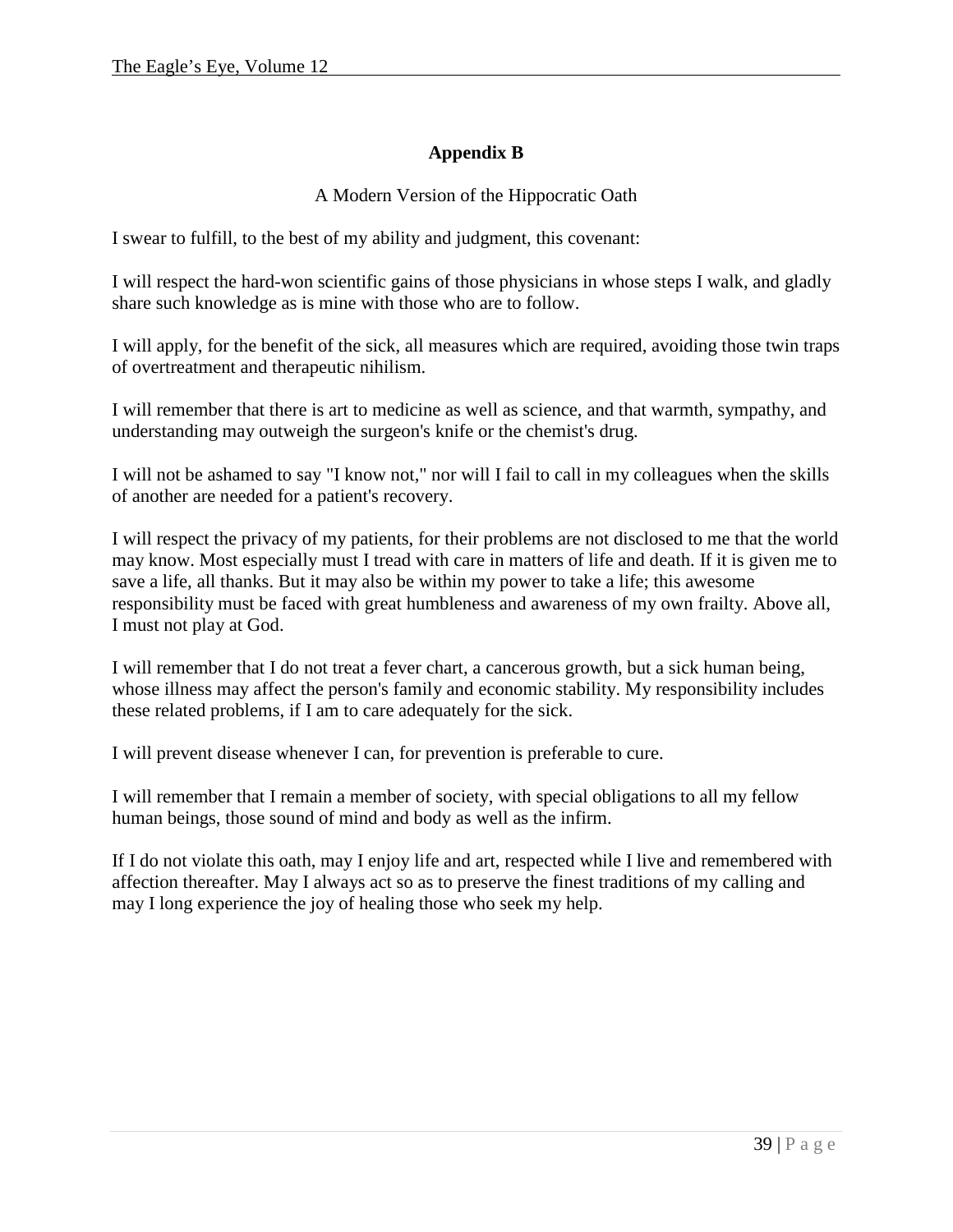## Appendix B

A Modern Version of the Hippocratic Oath

I swear to fulfill, to the best of my ability and judgment, this covenant:

I will respect the hard-won scientific gains of those physicians in whose steps I walk, and gladly share such knowledge as is mine with those who are to follow.

I will apply, for the benefit of the sick, all measures which are required, avoiding those twin traps of overtreatment and therapeutic nihilism.

I will remember that there is art to medicine as well as science, and that warmth, sympathy, and understanding may outweigh the surgeon's knife or the chemist's drug.

I will not be ashamed to say "I know not," nor will I fail to call in my colleagues when the skills of another are needed for a patient's recovery.

I will respect the privacy of my patients, for their problems are not disclosed to me that the world may know. Most especially must I tread with care in matters of life and death. If it is given me to save a life, all thanks. But it may also be within my power to take a life; this awesome responsibility must be faced with great humbleness and awareness of my own frailty. Above all, I must not play at God.

I will remember that I do not treat a fever chart, a cancerous growth, but a sick human being, whose illness may affect the person's family and economic stability. My responsibility includes these related problems, if I am to care adequately for the sick.

I will prevent disease whenever I can, for prevention is preferable to cure.

I will remember that I remain a member of society, with special obligations to all my fellow human beings, those sound of mind and body as well as the infirm.

If I do not violate this oath, may I enjoy life and art, respected while I live and remembered with affection thereafter. May I always act so as to preserve the finest traditions of my calling and may I long experience the joy of healing those who seek my help.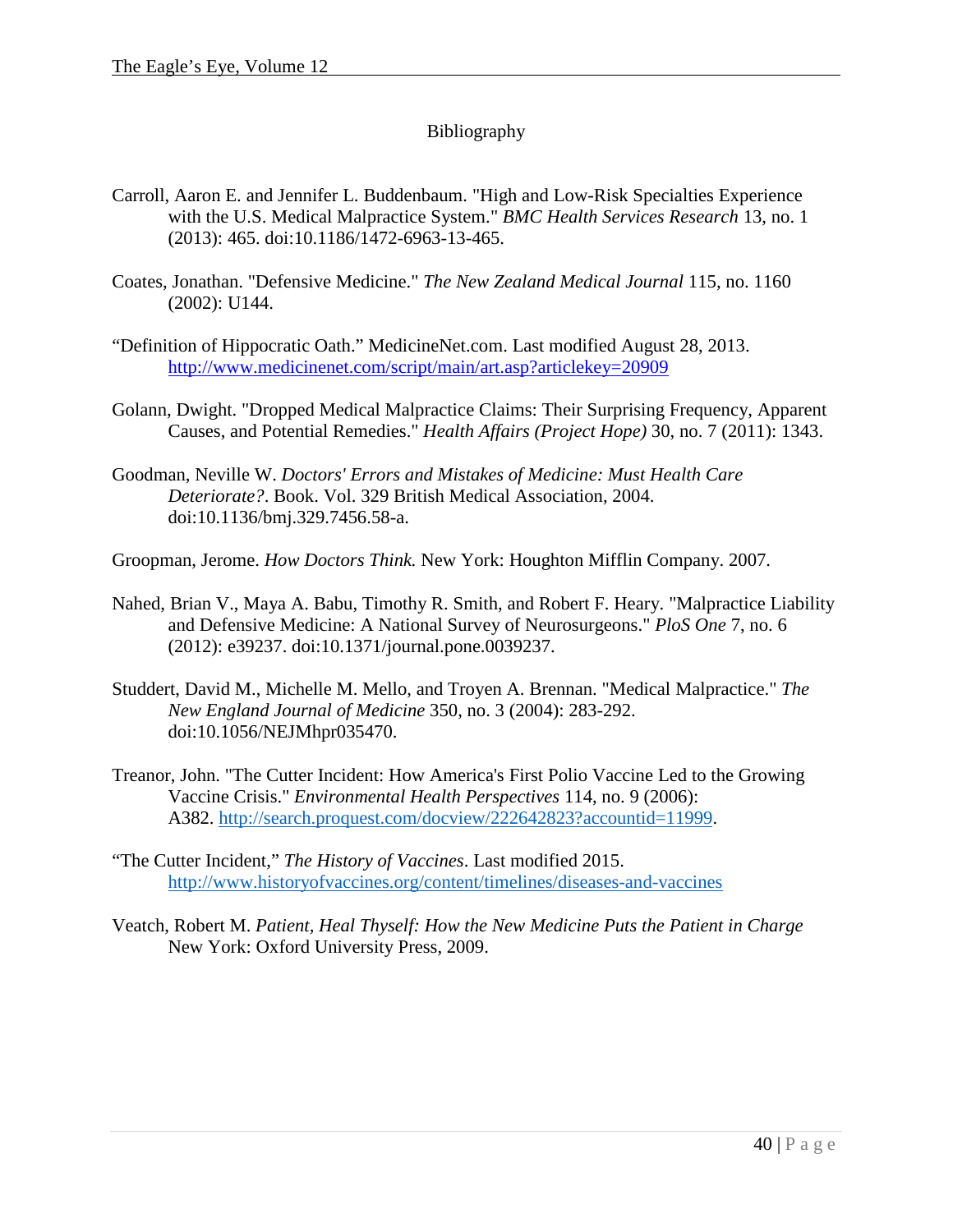# Bibliography

Carroll, Aaron E. and Jennifer L. Buddenbaum. "High and Low-Risk Specialties Experience with the U.S. Medical Malpractice System." *BMC Health Services Research* 13, no. 1 (2013): 465. doi:10.1186/1472-6963-13-465.

Coates, Jonathan. "Defensive Medicine." *The New Zealand Medical Journal* 115, no. 1160 (2002): U144.

"Definition of Hippocratic Oath." MedicineNet.com. Last modified August 28, 2013. http://www.medicinenet.com/script/main/art.asp?articlekey=20909

Golann, Dwight. "Dropped Medical Malpractice Claims: Their Surprising Frequency, Apparent Causes, and Potential Remedies." *Health Affairs (Project Hope)* 30, no. 7 (2011): 1343.

Goodman, Neville W. *Doctors' Errors and Mistakes of Medicine: Must Health Care Deteriorate?*. Book. Vol. 329 British Medical Association, 2004. doi:10.1136/bmj.329.7456.58-a.

Groopman, Jerome. *How Doctors Think.* New York: Houghton Mifflin Company. 2007.

Nahed, Brian V., Maya A. Babu, Timothy R. Smith, and Robert F. Heary. "Malpractice Liability and Defensive Medicine: A National Survey of Neurosurgeons." *PloS One* 7, no. 6 (2012): e39237. doi:10.1371/journal.pone.0039237.

Studdert, David M., Michelle M. Mello, and Troyen A. Brennan. "Medical Malpractice." *The New England Journal of Medicine* 350, no. 3 (2004): 283-292. doi:10.1056/NEJMhpr035470.

Treanor, John. "The Cutter Incident: How America's First Polio Vaccine Led to the Growing Vaccine Crisis." *Environmental Health Perspectives* 114, no. 9 (2006): A382. http://search.proquest.com/docview/222642823?accountid=11999.

"The Cutter Incident," *The History of Vaccines*. Last modified 2015. http://www.historyofvaccines.org/content/timelines/diseases-and-vaccines

Veatch, Robert M. *Patient, Heal Thyself: How the New Medicine Puts the Patient in Charge* New York: Oxford University Press, 2009.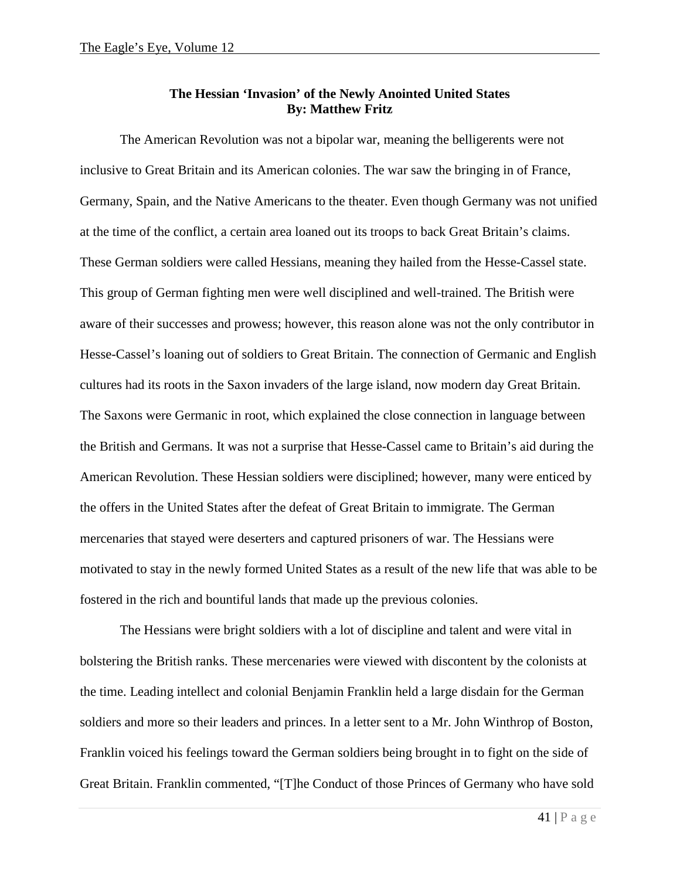### The Hessian 'Invasion' of the Newly Anointed United States
### By: Matthew Fritz

The American Revolution was not a bipolar war, meaning the belligerents were not inclusive to Great Britain and its American colonies. The war saw the bringing in of France, Germany, Spain, and the Native Americans to the theater. Even though Germany was not unified at the time of the conflict, a certain area loaned out its troops to back Great Britain's claims. These German soldiers were called Hessians, meaning they hailed from the Hesse-Cassel state. This group of German fighting men were well disciplined and well-trained. The British were aware of their successes and prowess; however, this reason alone was not the only contributor in Hesse-Cassel's loaning out of soldiers to Great Britain. The connection of Germanic and English cultures had its roots in the Saxon invaders of the large island, now modern day Great Britain. The Saxons were Germanic in root, which explained the close connection in language between the British and Germans. It was not a surprise that Hesse-Cassel came to Britain's aid during the American Revolution. These Hessian soldiers were disciplined; however, many were enticed by the offers in the United States after the defeat of Great Britain to immigrate. The German mercenaries that stayed were deserters and captured prisoners of war. The Hessians were motivated to stay in the newly formed United States as a result of the new life that was able to be fostered in the rich and bountiful lands that made up the previous colonies.

The Hessians were bright soldiers with a lot of discipline and talent and were vital in bolstering the British ranks. These mercenaries were viewed with discontent by the colonists at the time. Leading intellect and colonial Benjamin Franklin held a large disdain for the German soldiers and more so their leaders and princes. In a letter sent to a Mr. John Winthrop of Boston, Franklin voiced his feelings toward the German soldiers being brought in to fight on the side of Great Britain. Franklin commented, "[T]he Conduct of those Princes of Germany who have sold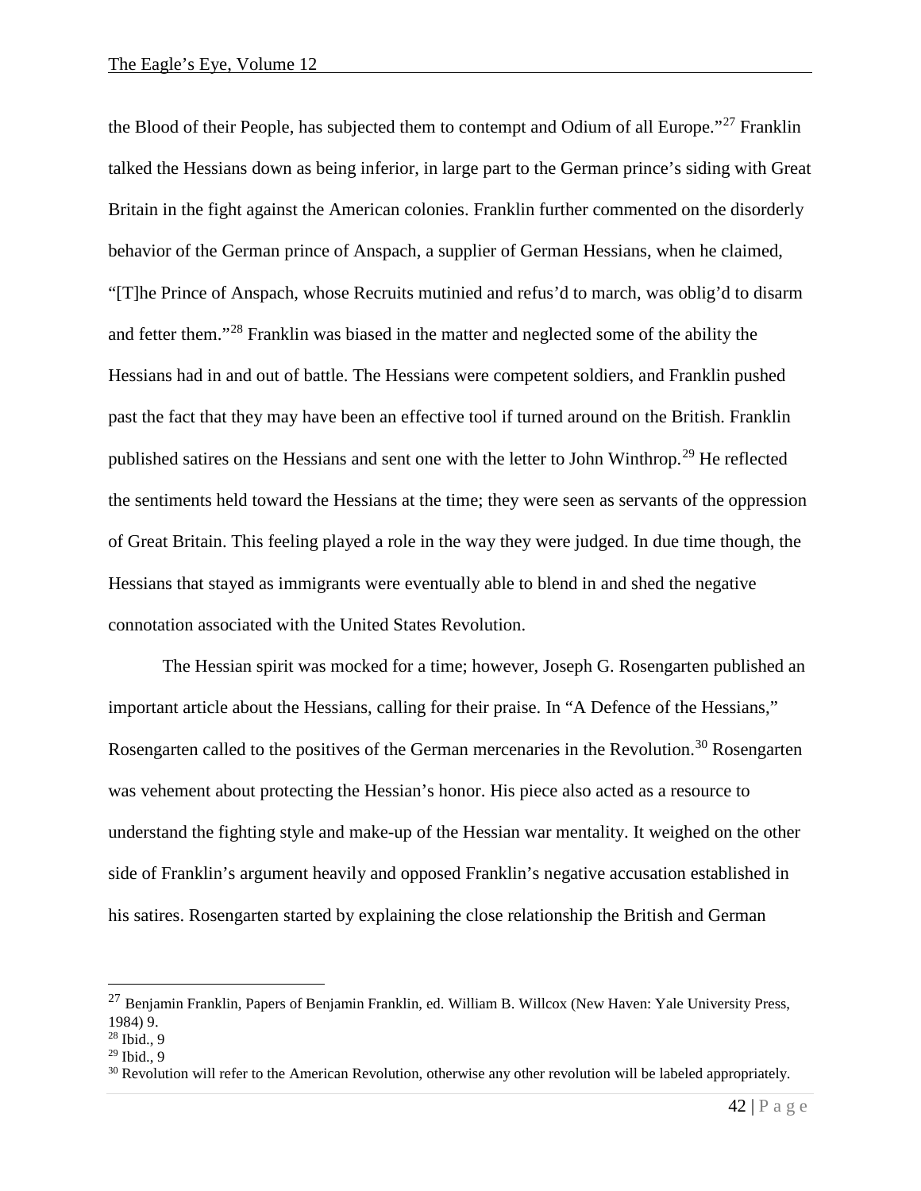the Blood of their People, has subjected them to contempt and Odium of all Europe."[27] Franklin talked the Hessians down as being inferior, in large part to the German prince's siding with Great Britain in the fight against the American colonies. Franklin further commented on the disorderly behavior of the German prince of Anspach, a supplier of German Hessians, when he claimed, "[T]he Prince of Anspach, whose Recruits mutinied and refus'd to march, was oblig'd to disarm and fetter them."[28] Franklin was biased in the matter and neglected some of the ability the Hessians had in and out of battle. The Hessians were competent soldiers, and Franklin pushed past the fact that they may have been an effective tool if turned around on the British. Franklin published satires on the Hessians and sent one with the letter to John Winthrop.[29] He reflected the sentiments held toward the Hessians at the time; they were seen as servants of the oppression of Great Britain. This feeling played a role in the way they were judged. In due time though, the Hessians that stayed as immigrants were eventually able to blend in and shed the negative connotation associated with the United States Revolution.

The Hessian spirit was mocked for a time; however, Joseph G. Rosengarten published an important article about the Hessians, calling for their praise. In "A Defence of the Hessians," Rosengarten called to the positives of the German mercenaries in the Revolution.[30] Rosengarten was vehement about protecting the Hessian's honor. His piece also acted as a resource to understand the fighting style and make-up of the Hessian war mentality. It weighed on the other side of Franklin's argument heavily and opposed Franklin's negative accusation established in his satires. Rosengarten started by explaining the close relationship the British and German

---

[27] Benjamin Franklin, Papers of Benjamin Franklin, ed. William B. Willcox (New Haven: Yale University Press, 1984) 9.

[28] Ibid., 9

[29] Ibid., 9

[30] Revolution will refer to the American Revolution, otherwise any other revolution will be labeled appropriately.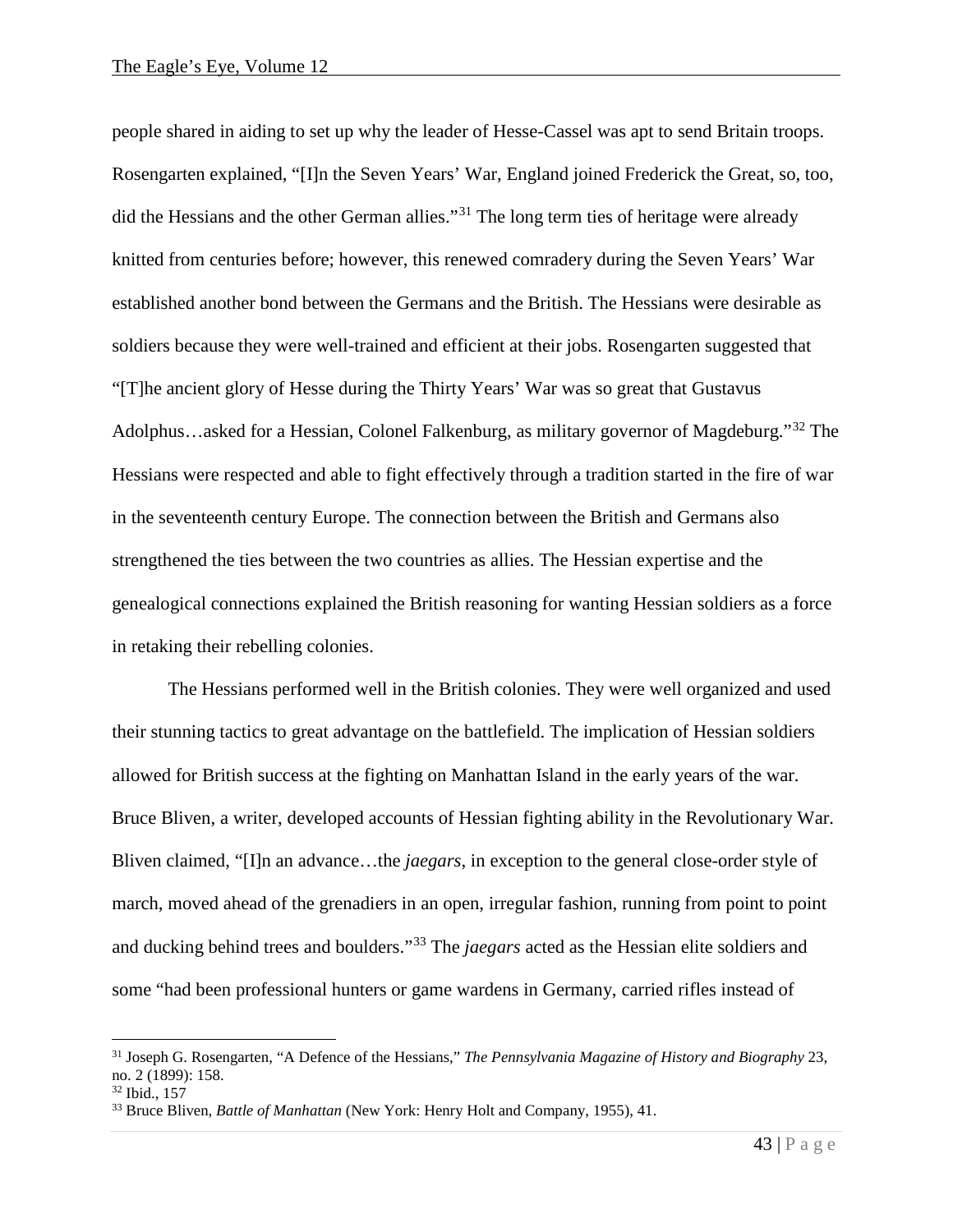people shared in aiding to set up why the leader of Hesse-Cassel was apt to send Britain troops. Rosengarten explained, "[I]n the Seven Years' War, England joined Frederick the Great, so, too, did the Hessians and the other German allies."[31] The long term ties of heritage were already knitted from centuries before; however, this renewed comradery during the Seven Years' War established another bond between the Germans and the British. The Hessians were desirable as soldiers because they were well-trained and efficient at their jobs. Rosengarten suggested that "[T]he ancient glory of Hesse during the Thirty Years' War was so great that Gustavus Adolphus…asked for a Hessian, Colonel Falkenburg, as military governor of Magdeburg."[32] The Hessians were respected and able to fight effectively through a tradition started in the fire of war in the seventeenth century Europe. The connection between the British and Germans also strengthened the ties between the two countries as allies. The Hessian expertise and the genealogical connections explained the British reasoning for wanting Hessian soldiers as a force in retaking their rebelling colonies.

The Hessians performed well in the British colonies. They were well organized and used their stunning tactics to great advantage on the battlefield. The implication of Hessian soldiers allowed for British success at the fighting on Manhattan Island in the early years of the war. Bruce Bliven, a writer, developed accounts of Hessian fighting ability in the Revolutionary War. Bliven claimed, "[I]n an advance…the *jaegars*, in exception to the general close-order style of march, moved ahead of the grenadiers in an open, irregular fashion, running from point to point and ducking behind trees and boulders."[33] The *jaegars* acted as the Hessian elite soldiers and some "had been professional hunters or game wardens in Germany, carried rifles instead of

---

[31] Joseph G. Rosengarten, "A Defence of the Hessians," *The Pennsylvania Magazine of History and Biography* 23, no. 2 (1899): 158.

[32] Ibid., 157

[33] Bruce Bliven, *Battle of Manhattan* (New York: Henry Holt and Company, 1955), 41.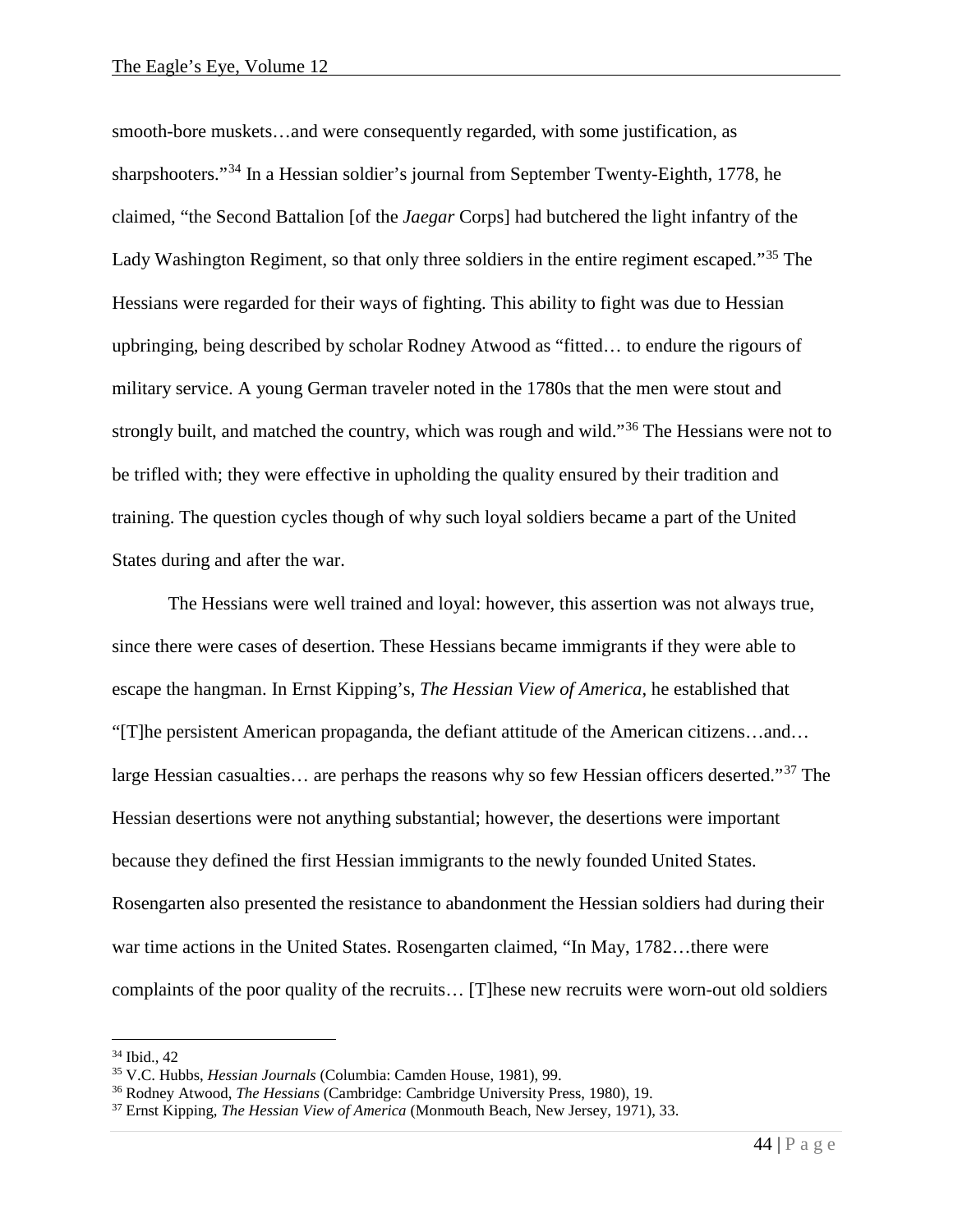smooth-bore muskets…and were consequently regarded, with some justification, as sharpshooters."[34] In a Hessian soldier's journal from September Twenty-Eighth, 1778, he claimed, "the Second Battalion [of the *Jaegar* Corps] had butchered the light infantry of the Lady Washington Regiment, so that only three soldiers in the entire regiment escaped."[35] The Hessians were regarded for their ways of fighting. This ability to fight was due to Hessian upbringing, being described by scholar Rodney Atwood as "fitted… to endure the rigours of military service. A young German traveler noted in the 1780s that the men were stout and strongly built, and matched the country, which was rough and wild."[36] The Hessians were not to be trifled with; they were effective in upholding the quality ensured by their tradition and training. The question cycles though of why such loyal soldiers became a part of the United States during and after the war.

The Hessians were well trained and loyal: however, this assertion was not always true, since there were cases of desertion. These Hessians became immigrants if they were able to escape the hangman. In Ernst Kipping's, *The Hessian View of America*, he established that "[T]he persistent American propaganda, the defiant attitude of the American citizens…and… large Hessian casualties… are perhaps the reasons why so few Hessian officers deserted."[37] The Hessian desertions were not anything substantial; however, the desertions were important because they defined the first Hessian immigrants to the newly founded United States. Rosengarten also presented the resistance to abandonment the Hessian soldiers had during their war time actions in the United States. Rosengarten claimed, "In May, 1782…there were complaints of the poor quality of the recruits… [T]hese new recruits were worn-out old soldiers

---

[34] Ibid., 42

[35] V.C. Hubbs, *Hessian Journals* (Columbia: Camden House, 1981), 99.

[36] Rodney Atwood, *The Hessians* (Cambridge: Cambridge University Press, 1980), 19.

[37] Ernst Kipping, *The Hessian View of America* (Monmouth Beach, New Jersey, 1971), 33.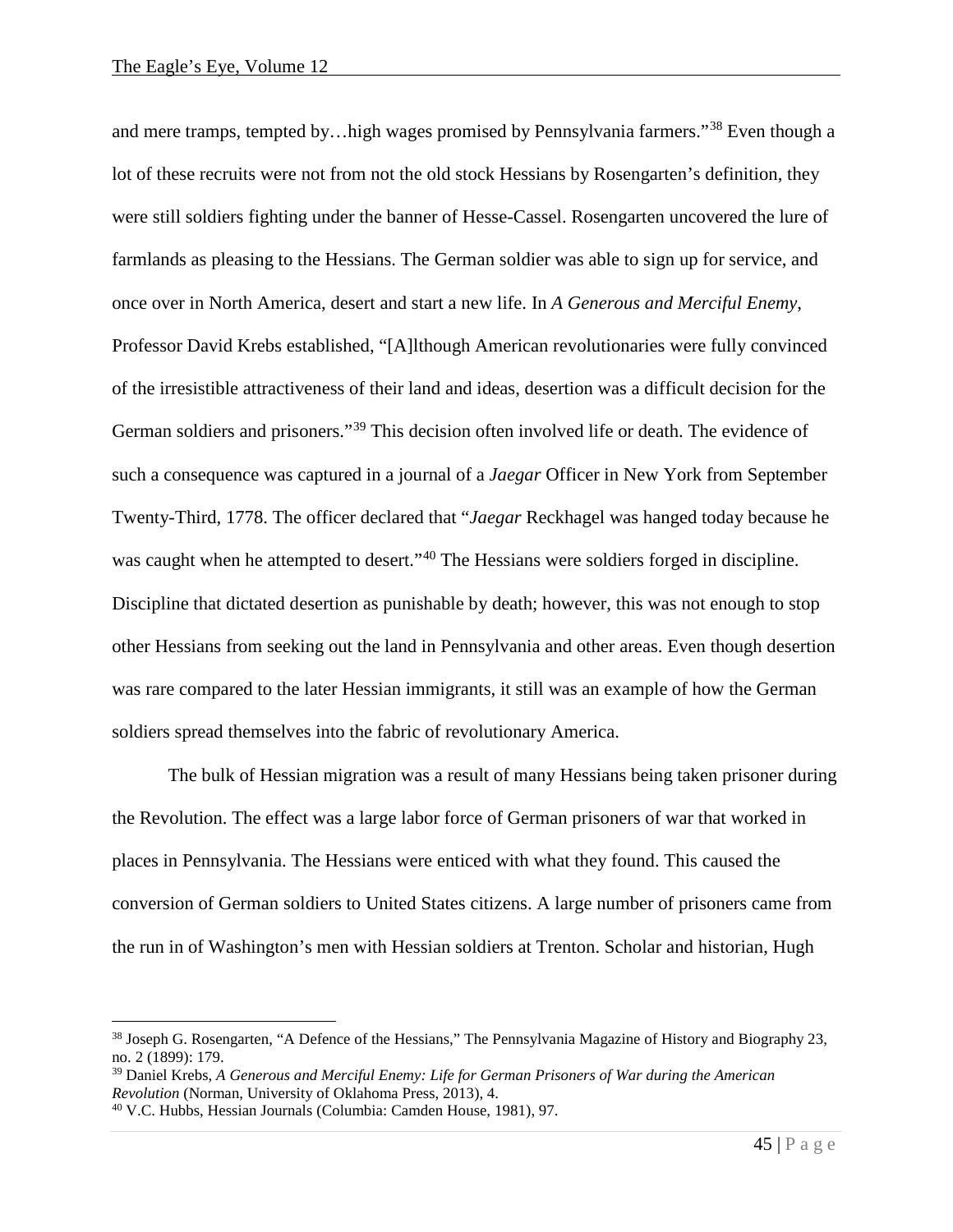and mere tramps, tempted by…high wages promised by Pennsylvania farmers."[38] Even though a lot of these recruits were not from not the old stock Hessians by Rosengarten's definition, they were still soldiers fighting under the banner of Hesse-Cassel. Rosengarten uncovered the lure of farmlands as pleasing to the Hessians. The German soldier was able to sign up for service, and once over in North America, desert and start a new life. In *A Generous and Merciful Enemy*, Professor David Krebs established, "[A]lthough American revolutionaries were fully convinced of the irresistible attractiveness of their land and ideas, desertion was a difficult decision for the German soldiers and prisoners."[39] This decision often involved life or death. The evidence of such a consequence was captured in a journal of a *Jaegar* Officer in New York from September Twenty-Third, 1778. The officer declared that "*Jaegar* Reckhagel was hanged today because he was caught when he attempted to desert."[40] The Hessians were soldiers forged in discipline. Discipline that dictated desertion as punishable by death; however, this was not enough to stop other Hessians from seeking out the land in Pennsylvania and other areas. Even though desertion was rare compared to the later Hessian immigrants, it still was an example of how the German soldiers spread themselves into the fabric of revolutionary America.

The bulk of Hessian migration was a result of many Hessians being taken prisoner during the Revolution. The effect was a large labor force of German prisoners of war that worked in places in Pennsylvania. The Hessians were enticed with what they found. This caused the conversion of German soldiers to United States citizens. A large number of prisoners came from the run in of Washington's men with Hessian soldiers at Trenton. Scholar and historian, Hugh

---

[38] Joseph G. Rosengarten, "A Defence of the Hessians," The Pennsylvania Magazine of History and Biography 23, no. 2 (1899): 179.

[39] Daniel Krebs, *A Generous and Merciful Enemy: Life for German Prisoners of War during the American Revolution* (Norman, University of Oklahoma Press, 2013), 4.

[40] V.C. Hubbs, Hessian Journals (Columbia: Camden House, 1981), 97.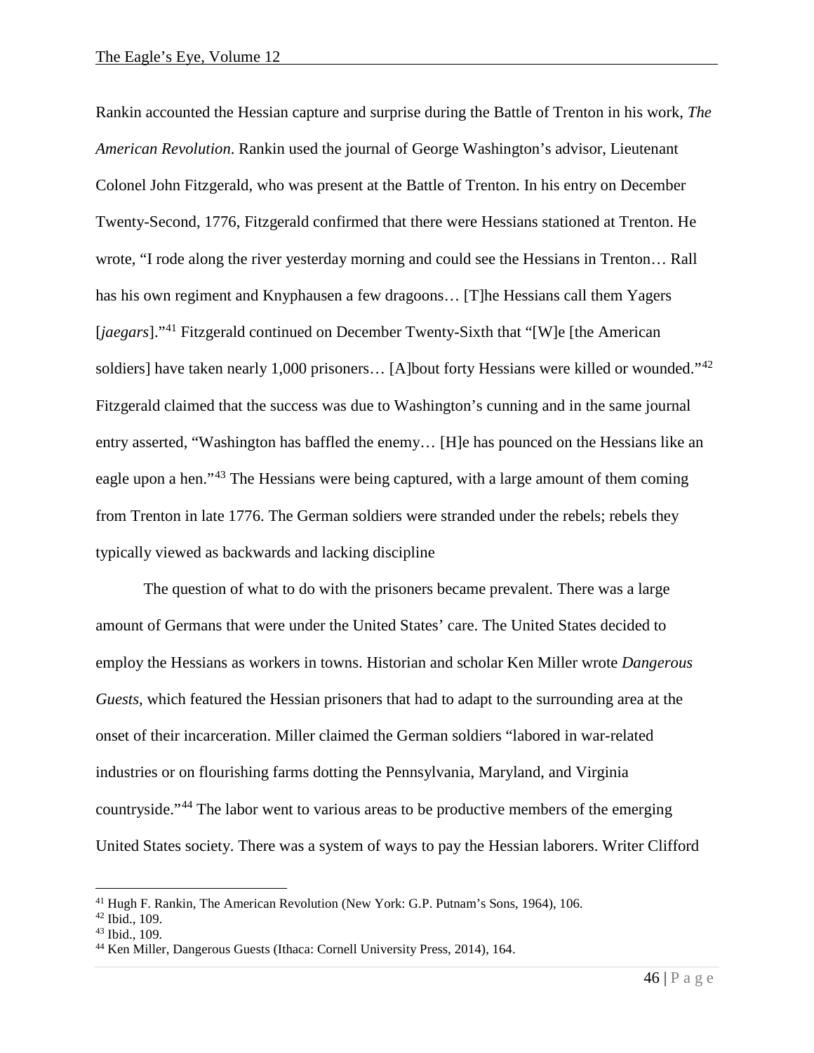Rankin accounted the Hessian capture and surprise during the Battle of Trenton in his work, *The American Revolution*. Rankin used the journal of George Washington's advisor, Lieutenant Colonel John Fitzgerald, who was present at the Battle of Trenton. In his entry on December Twenty-Second, 1776, Fitzgerald confirmed that there were Hessians stationed at Trenton. He wrote, "I rode along the river yesterday morning and could see the Hessians in Trenton… Rall has his own regiment and Knyphausen a few dragoons… [T]he Hessians call them Yagers [*jaegars*]."[41] Fitzgerald continued on December Twenty-Sixth that "[W]e [the American soldiers] have taken nearly 1,000 prisoners… [A]bout forty Hessians were killed or wounded."[42] Fitzgerald claimed that the success was due to Washington's cunning and in the same journal entry asserted, "Washington has baffled the enemy… [H]e has pounced on the Hessians like an eagle upon a hen."[43] The Hessians were being captured, with a large amount of them coming from Trenton in late 1776. The German soldiers were stranded under the rebels; rebels they typically viewed as backwards and lacking discipline

The question of what to do with the prisoners became prevalent. There was a large amount of Germans that were under the United States' care. The United States decided to employ the Hessians as workers in towns. Historian and scholar Ken Miller wrote *Dangerous Guests*, which featured the Hessian prisoners that had to adapt to the surrounding area at the onset of their incarceration. Miller claimed the German soldiers "labored in war-related industries or on flourishing farms dotting the Pennsylvania, Maryland, and Virginia countryside."[44] The labor went to various areas to be productive members of the emerging United States society. There was a system of ways to pay the Hessian laborers. Writer Clifford

---

[41] Hugh F. Rankin, The American Revolution (New York: G.P. Putnam's Sons, 1964), 106.

[42] Ibid., 109.

[43] Ibid., 109.

[44] Ken Miller, Dangerous Guests (Ithaca: Cornell University Press, 2014), 164.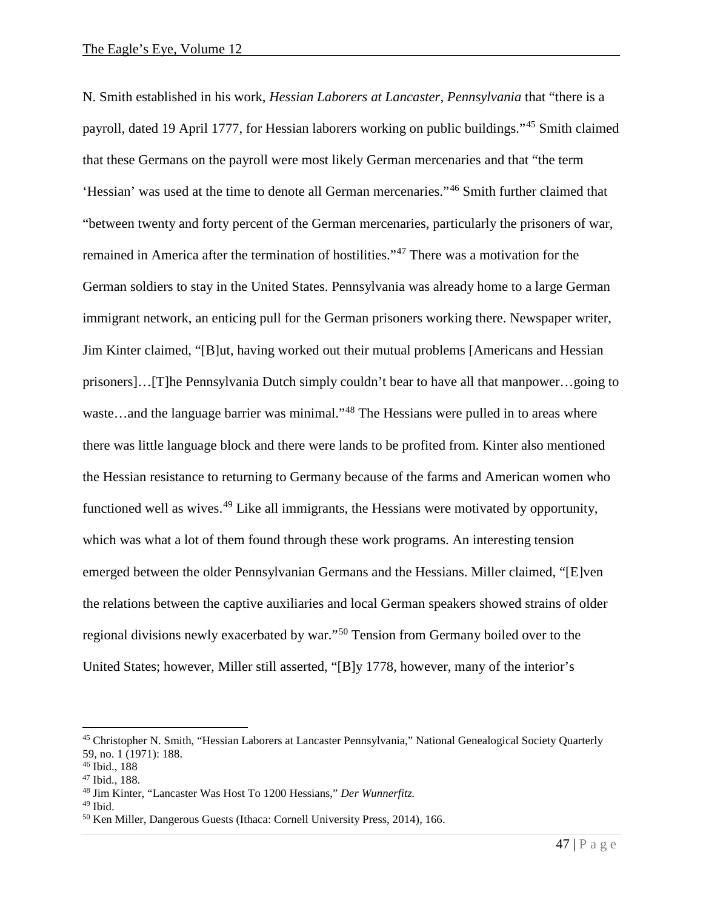N. Smith established in his work, *Hessian Laborers at Lancaster, Pennsylvania* that "there is a payroll, dated 19 April 1777, for Hessian laborers working on public buildings."[45] Smith claimed that these Germans on the payroll were most likely German mercenaries and that "the term 'Hessian' was used at the time to denote all German mercenaries."[46] Smith further claimed that "between twenty and forty percent of the German mercenaries, particularly the prisoners of war, remained in America after the termination of hostilities."[47] There was a motivation for the German soldiers to stay in the United States. Pennsylvania was already home to a large German immigrant network, an enticing pull for the German prisoners working there. Newspaper writer, Jim Kinter claimed, "[B]ut, having worked out their mutual problems [Americans and Hessian prisoners]…[T]he Pennsylvania Dutch simply couldn't bear to have all that manpower…going to waste…and the language barrier was minimal."[48] The Hessians were pulled in to areas where there was little language block and there were lands to be profited from. Kinter also mentioned the Hessian resistance to returning to Germany because of the farms and American women who functioned well as wives.[49] Like all immigrants, the Hessians were motivated by opportunity, which was what a lot of them found through these work programs. An interesting tension emerged between the older Pennsylvanian Germans and the Hessians. Miller claimed, "[E]ven the relations between the captive auxiliaries and local German speakers showed strains of older regional divisions newly exacerbated by war."[50] Tension from Germany boiled over to the United States; however, Miller still asserted, "[B]y 1778, however, many of the interior's

---

[45] Christopher N. Smith, "Hessian Laborers at Lancaster Pennsylvania," National Genealogical Society Quarterly 59, no. 1 (1971): 188.

[46] Ibid., 188

[47] Ibid., 188.

[48] Jim Kinter, "Lancaster Was Host To 1200 Hessians," *Der Wunnerfitz.*

[49] Ibid.

[50] Ken Miller, Dangerous Guests (Ithaca: Cornell University Press, 2014), 166.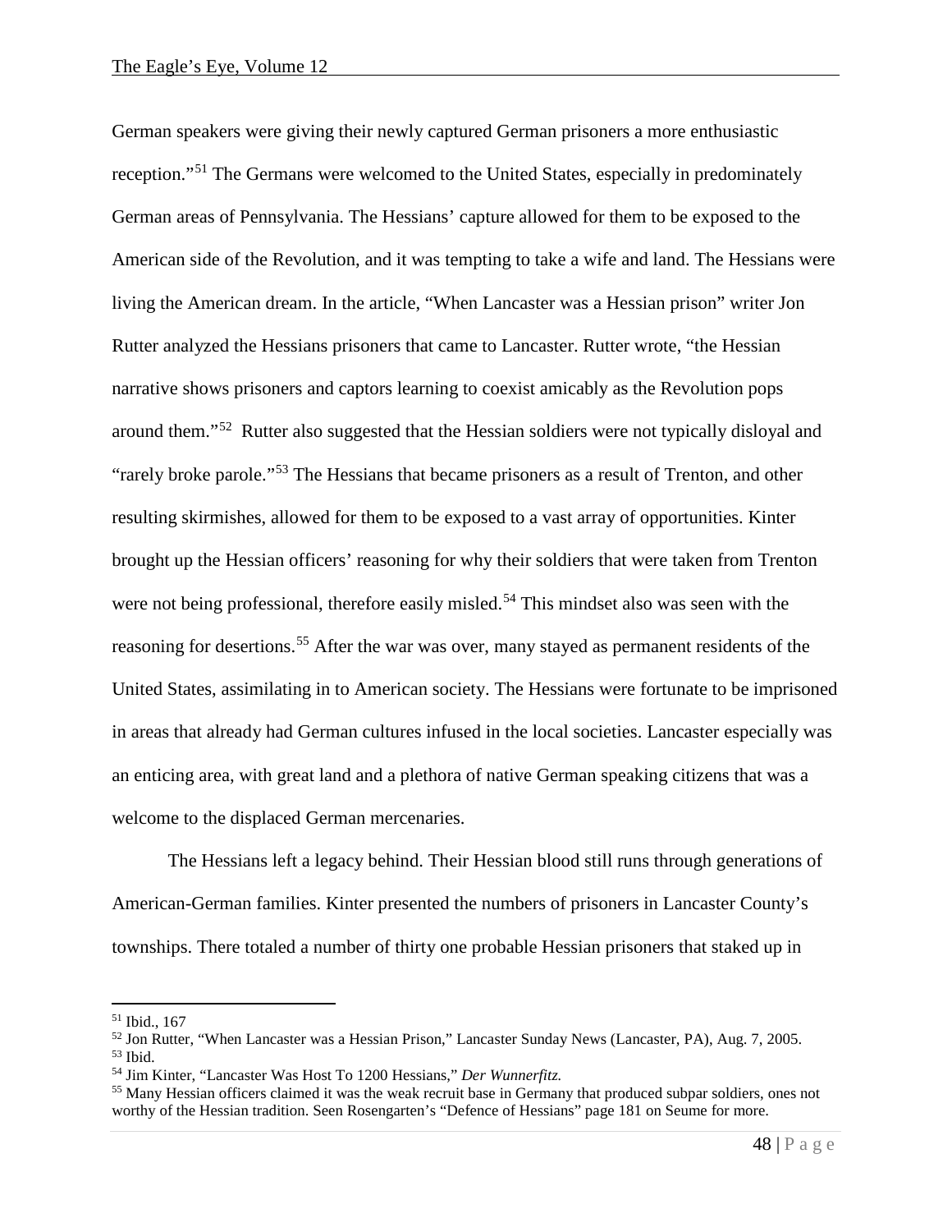German speakers were giving their newly captured German prisoners a more enthusiastic reception."[51] The Germans were welcomed to the United States, especially in predominately German areas of Pennsylvania. The Hessians' capture allowed for them to be exposed to the American side of the Revolution, and it was tempting to take a wife and land. The Hessians were living the American dream. In the article, "When Lancaster was a Hessian prison" writer Jon Rutter analyzed the Hessians prisoners that came to Lancaster. Rutter wrote, "the Hessian narrative shows prisoners and captors learning to coexist amicably as the Revolution pops around them."[52] Rutter also suggested that the Hessian soldiers were not typically disloyal and "rarely broke parole."[53] The Hessians that became prisoners as a result of Trenton, and other resulting skirmishes, allowed for them to be exposed to a vast array of opportunities. Kinter brought up the Hessian officers' reasoning for why their soldiers that were taken from Trenton were not being professional, therefore easily misled.[54] This mindset also was seen with the reasoning for desertions.[55] After the war was over, many stayed as permanent residents of the United States, assimilating in to American society. The Hessians were fortunate to be imprisoned in areas that already had German cultures infused in the local societies. Lancaster especially was an enticing area, with great land and a plethora of native German speaking citizens that was a welcome to the displaced German mercenaries.

The Hessians left a legacy behind. Their Hessian blood still runs through generations of American-German families. Kinter presented the numbers of prisoners in Lancaster County's townships. There totaled a number of thirty one probable Hessian prisoners that staked up in

---

[51] Ibid., 167

[52] Jon Rutter, "When Lancaster was a Hessian Prison," Lancaster Sunday News (Lancaster, PA), Aug. 7, 2005.

[53] Ibid.

[54] Jim Kinter, "Lancaster Was Host To 1200 Hessians," *Der Wunnerfitz.*

[55] Many Hessian officers claimed it was the weak recruit base in Germany that produced subpar soldiers, ones not worthy of the Hessian tradition. Seen Rosengarten's "Defence of Hessians" page 181 on Seume for more.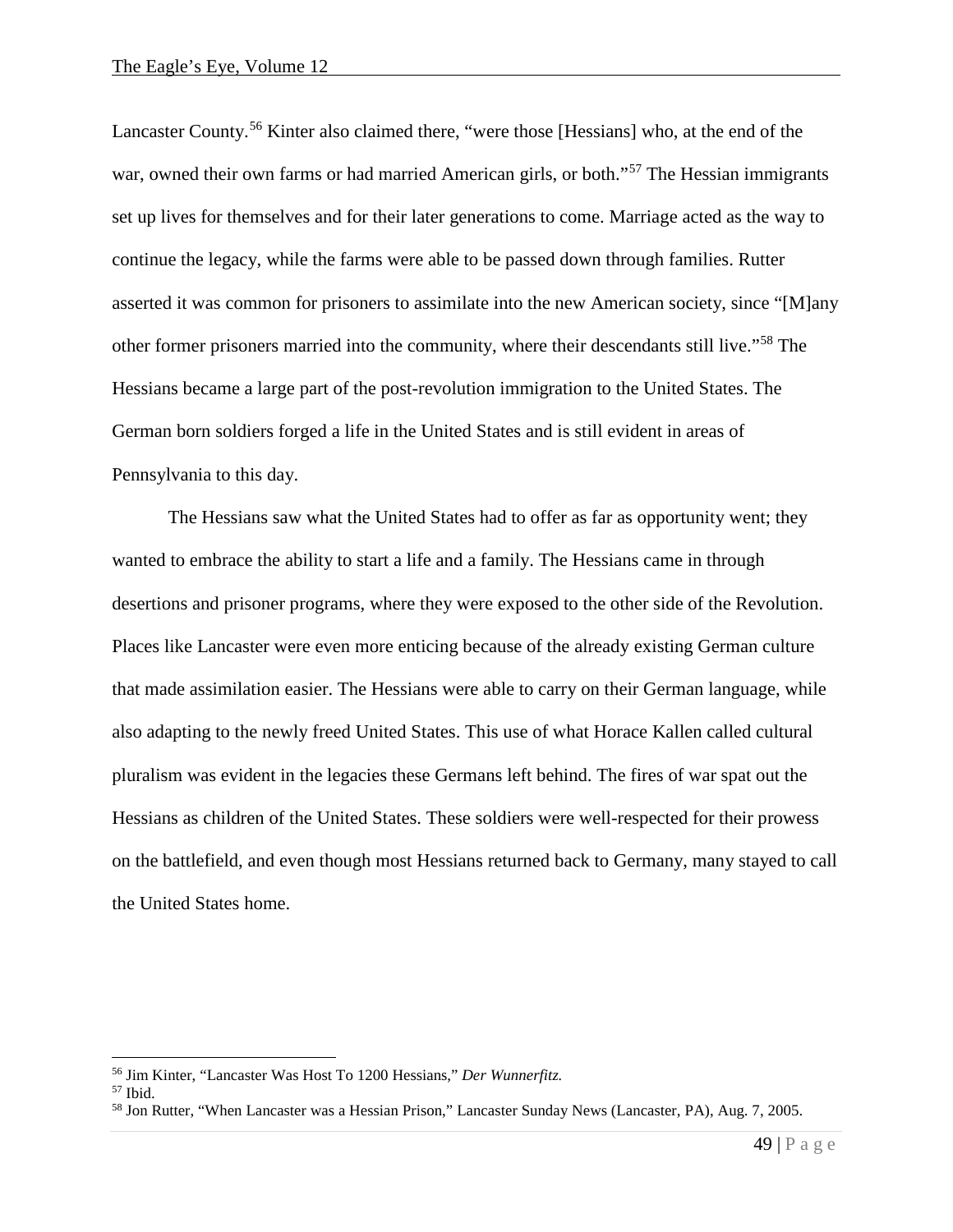Lancaster County.[56] Kinter also claimed there, "were those [Hessians] who, at the end of the war, owned their own farms or had married American girls, or both."[57] The Hessian immigrants set up lives for themselves and for their later generations to come. Marriage acted as the way to continue the legacy, while the farms were able to be passed down through families. Rutter asserted it was common for prisoners to assimilate into the new American society, since "[M]any other former prisoners married into the community, where their descendants still live."[58] The Hessians became a large part of the post-revolution immigration to the United States. The German born soldiers forged a life in the United States and is still evident in areas of Pennsylvania to this day.

The Hessians saw what the United States had to offer as far as opportunity went; they wanted to embrace the ability to start a life and a family. The Hessians came in through desertions and prisoner programs, where they were exposed to the other side of the Revolution. Places like Lancaster were even more enticing because of the already existing German culture that made assimilation easier. The Hessians were able to carry on their German language, while also adapting to the newly freed United States. This use of what Horace Kallen called cultural pluralism was evident in the legacies these Germans left behind. The fires of war spat out the Hessians as children of the United States. These soldiers were well-respected for their prowess on the battlefield, and even though most Hessians returned back to Germany, many stayed to call the United States home.

---

[56] Jim Kinter, "Lancaster Was Host To 1200 Hessians," *Der Wunnerfitz.*

[57] Ibid.

[58] Jon Rutter, "When Lancaster was a Hessian Prison," Lancaster Sunday News (Lancaster, PA), Aug. 7, 2005.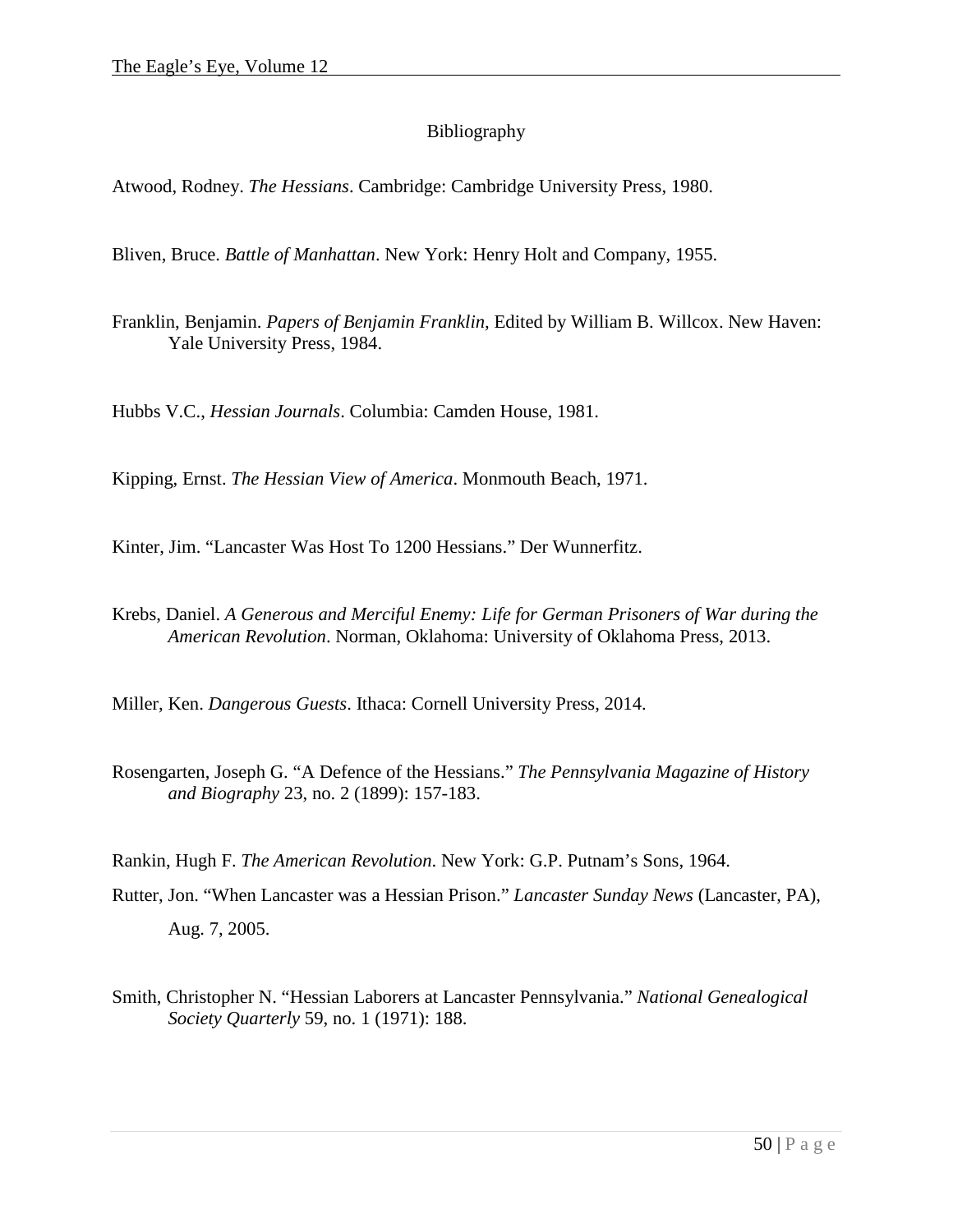# Bibliography

Atwood, Rodney. *The Hessians*. Cambridge: Cambridge University Press, 1980.

Bliven, Bruce. *Battle of Manhattan*. New York: Henry Holt and Company, 1955.

Franklin, Benjamin. *Papers of Benjamin Franklin,* Edited by William B. Willcox. New Haven: Yale University Press, 1984.

Hubbs V.C., *Hessian Journals*. Columbia: Camden House, 1981.

Kipping, Ernst. *The Hessian View of America*. Monmouth Beach, 1971.

Kinter, Jim. "Lancaster Was Host To 1200 Hessians." Der Wunnerfitz.

Krebs, Daniel. *A Generous and Merciful Enemy: Life for German Prisoners of War during the American Revolution*. Norman, Oklahoma: University of Oklahoma Press, 2013.

Miller, Ken. *Dangerous Guests*. Ithaca: Cornell University Press, 2014.

Rosengarten, Joseph G. "A Defence of the Hessians." *The Pennsylvania Magazine of History and Biography* 23, no. 2 (1899): 157-183.

Rankin, Hugh F. *The American Revolution*. New York: G.P. Putnam's Sons, 1964.

Rutter, Jon. "When Lancaster was a Hessian Prison." *Lancaster Sunday News* (Lancaster, PA), Aug. 7, 2005.

Smith, Christopher N. "Hessian Laborers at Lancaster Pennsylvania." *National Genealogical Society Quarterly* 59, no. 1 (1971): 188.